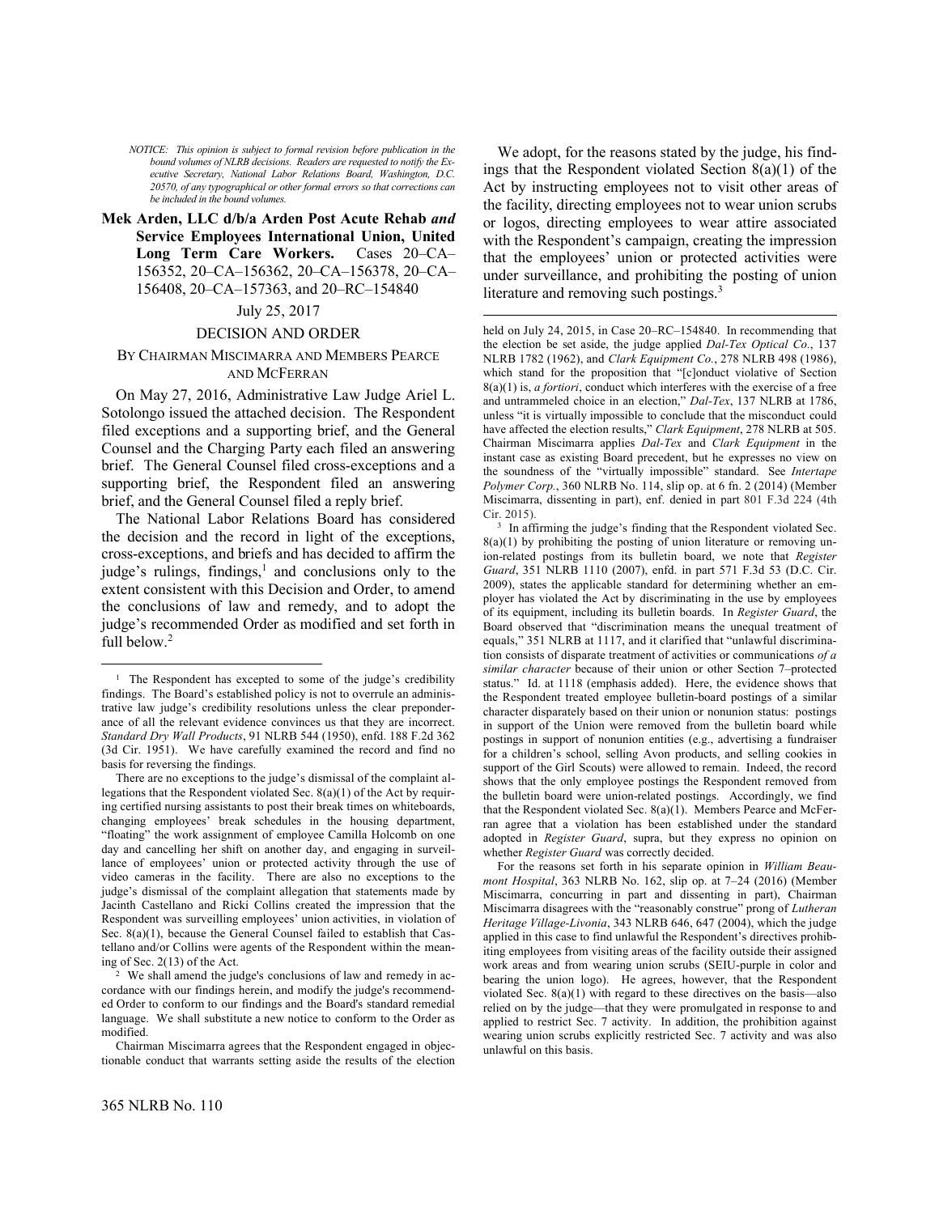*NOTICE: This opinion is subject to formal revision before publication in the bound volumes of NLRB decisions. Readers are requested to notify the Executive Secretary, National Labor Relations Board, Washington, D.C. 20570, of any typographical or other formal errors so that corrections can be included in the bound volumes.*

**Mek Arden, LLC d/b/a Arden Post Acute Rehab *and* Service Employees International Union, United Long Term Care Workers.** Cases 20–CA–156352, 20–CA–156362, 20–CA–156378, 20–CA–156408, 20–CA–157363, and 20–RC–154840

July 25, 2017

DECISION AND ORDER

BY CHAIRMAN MISCIMARRA AND MEMBERS PEARCE AND MCFERRAN

On May 27, 2016, Administrative Law Judge Ariel L. Sotolongo issued the attached decision. The Respondent filed exceptions and a supporting brief, and the General Counsel and the Charging Party each filed an answering brief. The General Counsel filed cross-exceptions and a supporting brief, the Respondent filed an answering brief, and the General Counsel filed a reply brief.

The National Labor Relations Board has considered the decision and the record in light of the exceptions, cross-exceptions, and briefs and has decided to affirm the judge's rulings, findings,[1] and conclusions only to the extent consistent with this Decision and Order, to amend the conclusions of law and remedy, and to adopt the judge's recommended Order as modified and set forth in full below.[2]

We adopt, for the reasons stated by the judge, his findings that the Respondent violated Section 8(a)(1) of the Act by instructing employees not to visit other areas of the facility, directing employees not to wear union scrubs or logos, directing employees to wear attire associated with the Respondent's campaign, creating the impression that the employees' union or protected activities were under surveillance, and prohibiting the posting of union literature and removing such postings.[3]

---

[1] The Respondent has excepted to some of the judge's credibility findings. The Board's established policy is not to overrule an administrative law judge's credibility resolutions unless the clear preponderance of all the relevant evidence convinces us that they are incorrect. *Standard Dry Wall Products*, 91 NLRB 544 (1950), enfd. 188 F.2d 362 (3d Cir. 1951). We have carefully examined the record and find no basis for reversing the findings.

There are no exceptions to the judge's dismissal of the complaint allegations that the Respondent violated Sec. 8(a)(1) of the Act by requiring certified nursing assistants to post their break times on whiteboards, changing employees' break schedules in the housing department, "floating" the work assignment of employee Camilla Holcomb on one day and cancelling her shift on another day, and engaging in surveillance of employees' union or protected activity through the use of video cameras in the facility. There are also no exceptions to the judge's dismissal of the complaint allegation that statements made by Jacinth Castellano and Ricki Collins created the impression that the Respondent was surveilling employees' union activities, in violation of Sec. 8(a)(1), because the General Counsel failed to establish that Castellano and/or Collins were agents of the Respondent within the meaning of Sec. 2(13) of the Act.

[2] We shall amend the judge's conclusions of law and remedy in accordance with our findings herein, and modify the judge's recommended Order to conform to our findings and the Board's standard remedial language. We shall substitute a new notice to conform to the Order as modified.

Chairman Miscimarra agrees that the Respondent engaged in objectionable conduct that warrants setting aside the results of the election held on July 24, 2015, in Case 20–RC–154840. In recommending that the election be set aside, the judge applied *Dal-Tex Optical Co.*, 137 NLRB 1782 (1962), and *Clark Equipment Co.*, 278 NLRB 498 (1986), which stand for the proposition that "[c]onduct violative of Section 8(a)(1) is, *a fortiori*, conduct which interferes with the exercise of a free and untrammeled choice in an election," *Dal-Tex*, 137 NLRB at 1786, unless "it is virtually impossible to conclude that the misconduct could have affected the election results," *Clark Equipment*, 278 NLRB at 505. Chairman Miscimarra applies *Dal-Tex* and *Clark Equipment* in the instant case as existing Board precedent, but he expresses no view on the soundness of the "virtually impossible" standard. See *Intertape Polymer Corp.*, 360 NLRB No. 114, slip op. at 6 fn. 2 (2014) (Member Miscimarra, dissenting in part), enf. denied in part 801 F.3d 224 (4th Cir. 2015).

[3] In affirming the judge's finding that the Respondent violated Sec. 8(a)(1) by prohibiting the posting of union literature or removing union-related postings from its bulletin board, we note that *Register Guard*, 351 NLRB 1110 (2007), enfd. in part 571 F.3d 53 (D.C. Cir. 2009), states the applicable standard for determining whether an employer has violated the Act by discriminating in the use by employees of its equipment, including its bulletin boards. In *Register Guard*, the Board observed that "discrimination means the unequal treatment of equals," 351 NLRB at 1117, and it clarified that "unlawful discrimination consists of disparate treatment of activities or communications *of a similar character* because of their union or other Section 7–protected status." Id. at 1118 (emphasis added). Here, the evidence shows that the Respondent treated employee bulletin-board postings of a similar character disparately based on their union or nonunion status: postings in support of the Union were removed from the bulletin board while postings in support of nonunion entities (e.g., advertising a fundraiser for a children's school, selling Avon products, and selling cookies in support of the Girl Scouts) were allowed to remain. Indeed, the record shows that the only employee postings the Respondent removed from the bulletin board were union-related postings. Accordingly, we find that the Respondent violated Sec. 8(a)(1). Members Pearce and McFerran agree that a violation has been established under the standard adopted in *Register Guard*, supra, but they express no opinion on whether *Register Guard* was correctly decided.

For the reasons set forth in his separate opinion in *William Beaumont Hospital*, 363 NLRB No. 162, slip op. at 7–24 (2016) (Member Miscimarra, concurring in part and dissenting in part), Chairman Miscimarra disagrees with the "reasonably construe" prong of *Lutheran Heritage Village-Livonia*, 343 NLRB 646, 647 (2004), which the judge applied in this case to find unlawful the Respondent's directives prohibiting employees from visiting areas of the facility outside their assigned work areas and from wearing union scrubs (SEIU-purple in color and bearing the union logo). He agrees, however, that the Respondent violated Sec. 8(a)(1) with regard to these directives on the basis—also relied on by the judge—that they were promulgated in response to and applied to restrict Sec. 7 activity. In addition, the prohibition against wearing union scrubs explicitly restricted Sec. 7 activity and was also unlawful on this basis.

365 NLRB No. 110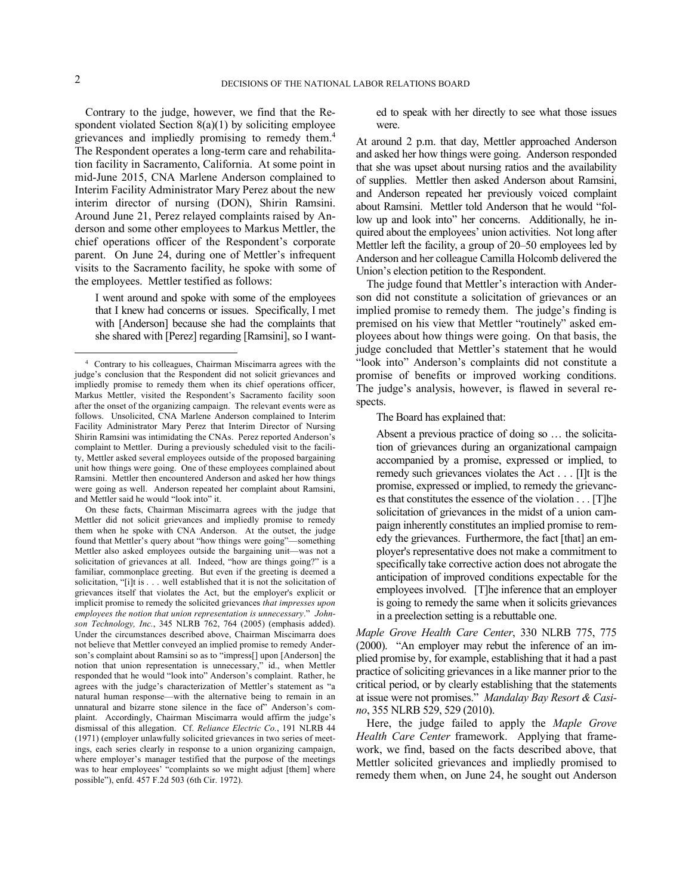Contrary to the judge, however, we find that the Respondent violated Section 8(a)(1) by soliciting employee grievances and impliedly promising to remedy them.[4] The Respondent operates a long-term care and rehabilitation facility in Sacramento, California. At some point in mid-June 2015, CNA Marlene Anderson complained to Interim Facility Administrator Mary Perez about the new interim director of nursing (DON), Shirin Ramsini. Around June 21, Perez relayed complaints raised by Anderson and some other employees to Markus Mettler, the chief operations officer of the Respondent's corporate parent. On June 24, during one of Mettler's infrequent visits to the Sacramento facility, he spoke with some of the employees. Mettler testified as follows:

> I went around and spoke with some of the employees that I knew had concerns or issues. Specifically, I met with [Anderson] because she had the complaints that she shared with [Perez] regarding [Ramsini], so I wanted to speak with her directly to see what those issues were.

At around 2 p.m. that day, Mettler approached Anderson and asked her how things were going. Anderson responded that she was upset about nursing ratios and the availability of supplies. Mettler then asked Anderson about Ramsini, and Anderson repeated her previously voiced complaint about Ramsini. Mettler told Anderson that he would "follow up and look into" her concerns. Additionally, he inquired about the employees' union activities. Not long after Mettler left the facility, a group of 20–50 employees led by Anderson and her colleague Camilla Holcomb delivered the Union's election petition to the Respondent.

The judge found that Mettler's interaction with Anderson did not constitute a solicitation of grievances or an implied promise to remedy them. The judge's finding is premised on his view that Mettler "routinely" asked employees about how things were going. On that basis, the judge concluded that Mettler's statement that he would "look into" Anderson's complaints did not constitute a promise of benefits or improved working conditions. The judge's analysis, however, is flawed in several respects.

The Board has explained that:

> Absent a previous practice of doing so … the solicitation of grievances during an organizational campaign accompanied by a promise, expressed or implied, to remedy such grievances violates the Act . . . [I]t is the promise, expressed or implied, to remedy the grievances that constitutes the essence of the violation . . . [T]he solicitation of grievances in the midst of a union campaign inherently constitutes an implied promise to remedy the grievances. Furthermore, the fact [that] an employer's representative does not make a commitment to specifically take corrective action does not abrogate the anticipation of improved conditions expectable for the employees involved. [T]he inference that an employer is going to remedy the same when it solicits grievances in a preelection setting is a rebuttable one.

*Maple Grove Health Care Center*, 330 NLRB 775, 775 (2000). "An employer may rebut the inference of an implied promise by, for example, establishing that it had a past practice of soliciting grievances in a like manner prior to the critical period, or by clearly establishing that the statements at issue were not promises." *Mandalay Bay Resort & Casino*, 355 NLRB 529, 529 (2010).

Here, the judge failed to apply the *Maple Grove Health Care Center* framework. Applying that framework, we find, based on the facts described above, that Mettler solicited grievances and impliedly promised to remedy them when, on June 24, he sought out Anderson

---

[4] Contrary to his colleagues, Chairman Miscimarra agrees with the judge's conclusion that the Respondent did not solicit grievances and impliedly promise to remedy them when its chief operations officer, Markus Mettler, visited the Respondent's Sacramento facility soon after the onset of the organizing campaign. The relevant events were as follows. Unsolicited, CNA Marlene Anderson complained to Interim Facility Administrator Mary Perez that Interim Director of Nursing Shirin Ramsini was intimidating the CNAs. Perez reported Anderson's complaint to Mettler. During a previously scheduled visit to the facility, Mettler asked several employees outside of the proposed bargaining unit how things were going. One of these employees complained about Ramsini. Mettler then encountered Anderson and asked her how things were going as well. Anderson repeated her complaint about Ramsini, and Mettler said he would "look into" it.

On these facts, Chairman Miscimarra agrees with the judge that Mettler did not solicit grievances and impliedly promise to remedy them when he spoke with CNA Anderson. At the outset, the judge found that Mettler's query about "how things were going"—something Mettler also asked employees outside the bargaining unit—was not a solicitation of grievances at all. Indeed, "how are things going?" is a familiar, commonplace greeting. But even if the greeting is deemed a solicitation, "[i]t is . . . well established that it is not the solicitation of grievances itself that violates the Act, but the employer's explicit or implicit promise to remedy the solicited grievances *that impresses upon employees the notion that union representation is unnecessary*." *Johnson Technology, Inc.*, 345 NLRB 762, 764 (2005) (emphasis added). Under the circumstances described above, Chairman Miscimarra does not believe that Mettler conveyed an implied promise to remedy Anderson's complaint about Ramsini so as to "impress[] upon [Anderson] the notion that union representation is unnecessary," id., when Mettler responded that he would "look into" Anderson's complaint. Rather, he agrees with the judge's characterization of Mettler's statement as "a natural human response—with the alternative being to remain in an unnatural and bizarre stone silence in the face of" Anderson's complaint. Accordingly, Chairman Miscimarra would affirm the judge's dismissal of this allegation. Cf. *Reliance Electric Co.*, 191 NLRB 44 (1971) (employer unlawfully solicited grievances in two series of meetings, each series clearly in response to a union organizing campaign, where employer's manager testified that the purpose of the meetings was to hear employees' "complaints so we might adjust [them] where possible"), enfd. 457 F.2d 503 (6th Cir. 1972).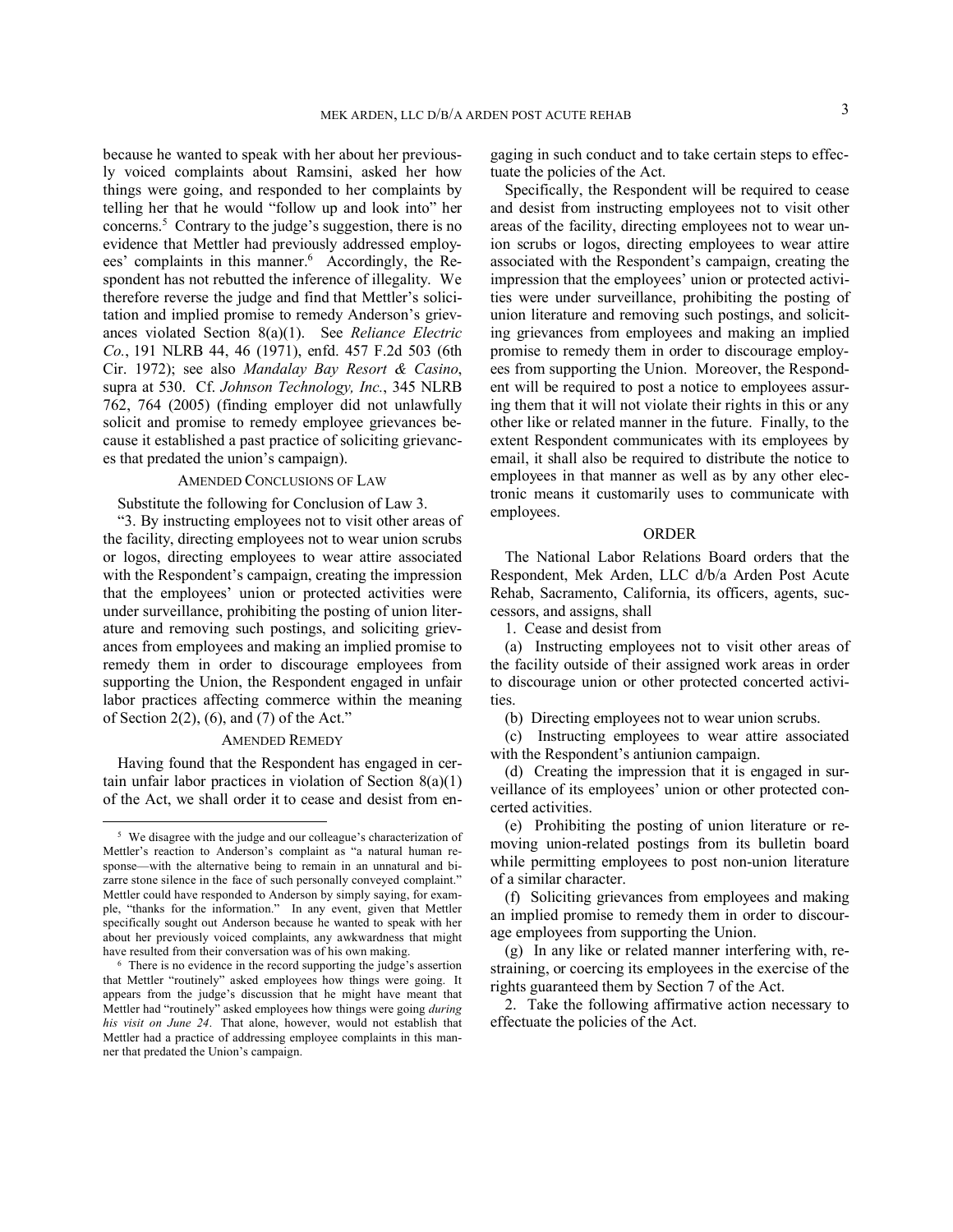because he wanted to speak with her about her previously voiced complaints about Ramsini, asked her how things were going, and responded to her complaints by telling her that he would "follow up and look into" her concerns.[5] Contrary to the judge's suggestion, there is no evidence that Mettler had previously addressed employees' complaints in this manner.[6] Accordingly, the Respondent has not rebutted the inference of illegality. We therefore reverse the judge and find that Mettler's solicitation and implied promise to remedy Anderson's grievances violated Section 8(a)(1). See *Reliance Electric Co.*, 191 NLRB 44, 46 (1971), enfd. 457 F.2d 503 (6th Cir. 1972); see also *Mandalay Bay Resort & Casino*, supra at 530. Cf. *Johnson Technology, Inc.*, 345 NLRB 762, 764 (2005) (finding employer did not unlawfully solicit and promise to remedy employee grievances because it established a past practice of soliciting grievances that predated the union's campaign).

## AMENDED CONCLUSIONS OF LAW

Substitute the following for Conclusion of Law 3.

"3. By instructing employees not to visit other areas of the facility, directing employees not to wear union scrubs or logos, directing employees to wear attire associated with the Respondent's campaign, creating the impression that the employees' union or protected activities were under surveillance, prohibiting the posting of union literature and removing such postings, and soliciting grievances from employees and making an implied promise to remedy them in order to discourage employees from supporting the Union, the Respondent engaged in unfair labor practices affecting commerce within the meaning of Section 2(2), (6), and (7) of the Act."

## AMENDED REMEDY

Having found that the Respondent has engaged in certain unfair labor practices in violation of Section 8(a)(1) of the Act, we shall order it to cease and desist from engaging in such conduct and to take certain steps to effectuate the policies of the Act.

Specifically, the Respondent will be required to cease and desist from instructing employees not to visit other areas of the facility, directing employees not to wear union scrubs or logos, directing employees to wear attire associated with the Respondent's campaign, creating the impression that the employees' union or protected activities were under surveillance, prohibiting the posting of union literature and removing such postings, and soliciting grievances from employees and making an implied promise to remedy them in order to discourage employees from supporting the Union. Moreover, the Respondent will be required to post a notice to employees assuring them that it will not violate their rights in this or any other like or related manner in the future. Finally, to the extent Respondent communicates with its employees by email, it shall also be required to distribute the notice to employees in that manner as well as by any other electronic means it customarily uses to communicate with employees.

## ORDER

The National Labor Relations Board orders that the Respondent, Mek Arden, LLC d/b/a Arden Post Acute Rehab, Sacramento, California, its officers, agents, successors, and assigns, shall

1. Cease and desist from

(a) Instructing employees not to visit other areas of the facility outside of their assigned work areas in order to discourage union or other protected concerted activities.

(b) Directing employees not to wear union scrubs.

(c) Instructing employees to wear attire associated with the Respondent's antiunion campaign.

(d) Creating the impression that it is engaged in surveillance of its employees' union or other protected concerted activities.

(e) Prohibiting the posting of union literature or removing union-related postings from its bulletin board while permitting employees to post non-union literature of a similar character.

(f) Soliciting grievances from employees and making an implied promise to remedy them in order to discourage employees from supporting the Union.

(g) In any like or related manner interfering with, restraining, or coercing its employees in the exercise of the rights guaranteed them by Section 7 of the Act.

2. Take the following affirmative action necessary to effectuate the policies of the Act.

---

[5] We disagree with the judge and our colleague's characterization of Mettler's reaction to Anderson's complaint as "a natural human response—with the alternative being to remain in an unnatural and bizarre stone silence in the face of such personally conveyed complaint." Mettler could have responded to Anderson by simply saying, for example, "thanks for the information." In any event, given that Mettler specifically sought out Anderson because he wanted to speak with her about her previously voiced complaints, any awkwardness that might have resulted from their conversation was of his own making.

[6] There is no evidence in the record supporting the judge's assertion that Mettler "routinely" asked employees how things were going. It appears from the judge's discussion that he might have meant that Mettler had "routinely" asked employees how things were going *during his visit on June 24*. That alone, however, would not establish that Mettler had a practice of addressing employee complaints in this manner that predated the Union's campaign.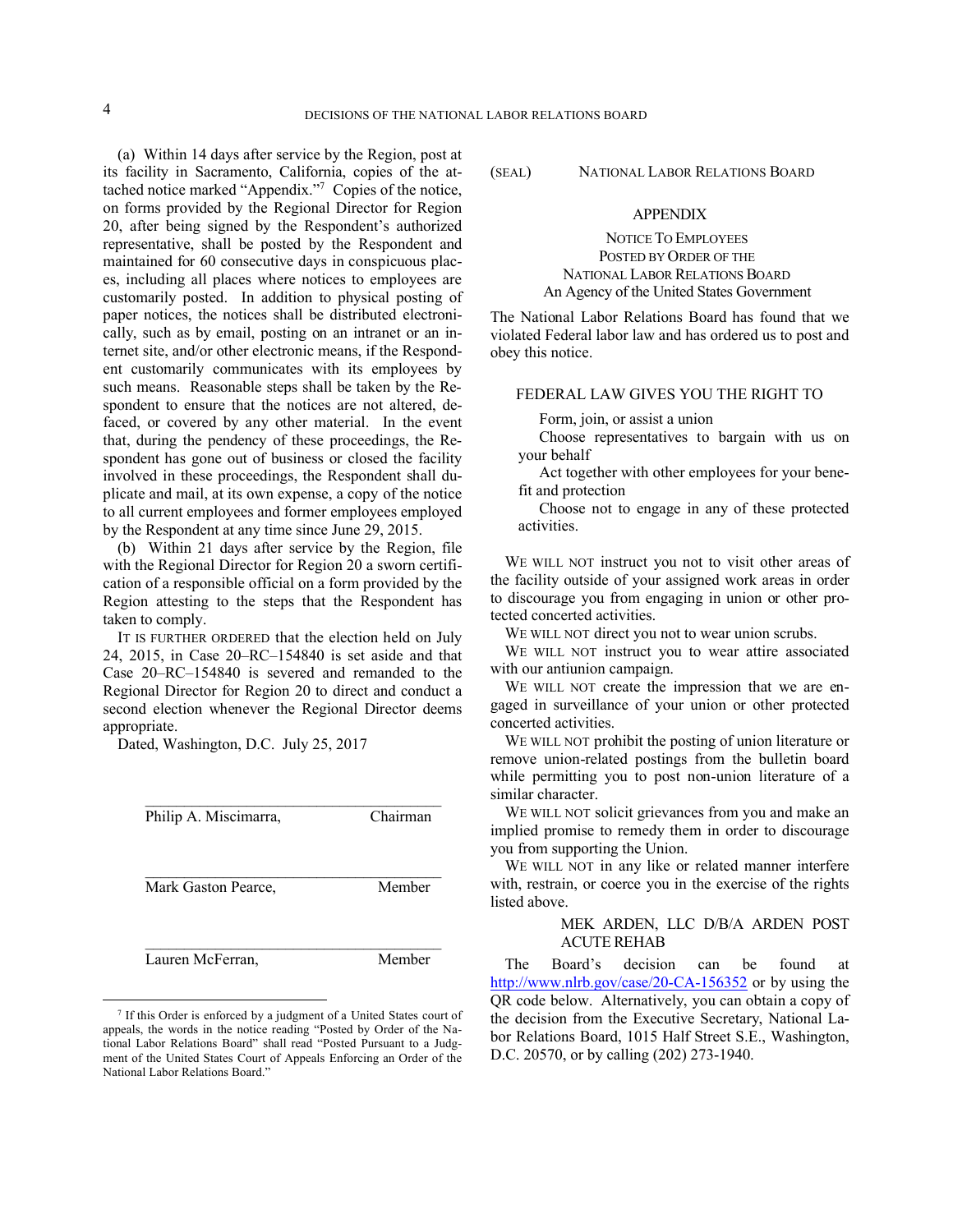(a) Within 14 days after service by the Region, post at its facility in Sacramento, California, copies of the attached notice marked "Appendix."[7] Copies of the notice, on forms provided by the Regional Director for Region 20, after being signed by the Respondent's authorized representative, shall be posted by the Respondent and maintained for 60 consecutive days in conspicuous places, including all places where notices to employees are customarily posted. In addition to physical posting of paper notices, the notices shall be distributed electronically, such as by email, posting on an intranet or an internet site, and/or other electronic means, if the Respondent customarily communicates with its employees by such means. Reasonable steps shall be taken by the Respondent to ensure that the notices are not altered, defaced, or covered by any other material. In the event that, during the pendency of these proceedings, the Respondent has gone out of business or closed the facility involved in these proceedings, the Respondent shall duplicate and mail, at its own expense, a copy of the notice to all current employees and former employees employed by the Respondent at any time since June 29, 2015.

(b) Within 21 days after service by the Region, file with the Regional Director for Region 20 a sworn certification of a responsible official on a form provided by the Region attesting to the steps that the Respondent has taken to comply.

IT IS FURTHER ORDERED that the election held on July 24, 2015, in Case 20–RC–154840 is set aside and that Case 20–RC–154840 is severed and remanded to the Regional Director for Region 20 to direct and conduct a second election whenever the Regional Director deems appropriate.

Dated, Washington, D.C. July 25, 2017

Philip A. Miscimarra, Chairman

Mark Gaston Pearce, Member

Lauren McFerran, Member

(SEAL) NATIONAL LABOR RELATIONS BOARD

## APPENDIX

NOTICE TO EMPLOYEES
POSTED BY ORDER OF THE
NATIONAL LABOR RELATIONS BOARD
An Agency of the United States Government

The National Labor Relations Board has found that we violated Federal labor law and has ordered us to post and obey this notice.

FEDERAL LAW GIVES YOU THE RIGHT TO

- Form, join, or assist a union
- Choose representatives to bargain with us on your behalf
- Act together with other employees for your benefit and protection
- Choose not to engage in any of these protected activities.

WE WILL NOT instruct you not to visit other areas of the facility outside of your assigned work areas in order to discourage you from engaging in union or other protected concerted activities.

WE WILL NOT direct you not to wear union scrubs.

WE WILL NOT instruct you to wear attire associated with our antiunion campaign.

WE WILL NOT create the impression that we are engaged in surveillance of your union or other protected concerted activities.

WE WILL NOT prohibit the posting of union literature or remove union-related postings from the bulletin board while permitting you to post non-union literature of a similar character.

WE WILL NOT solicit grievances from you and make an implied promise to remedy them in order to discourage you from supporting the Union.

WE WILL NOT in any like or related manner interfere with, restrain, or coerce you in the exercise of the rights listed above.

MEK ARDEN, LLC D/B/A ARDEN POST ACUTE REHAB

The Board's decision can be found at http://www.nlrb.gov/case/20-CA-156352 or by using the QR code below. Alternatively, you can obtain a copy of the decision from the Executive Secretary, National Labor Relations Board, 1015 Half Street S.E., Washington, D.C. 20570, or by calling (202) 273-1940.

---

[7] If this Order is enforced by a judgment of a United States court of appeals, the words in the notice reading "Posted by Order of the National Labor Relations Board" shall read "Posted Pursuant to a Judgment of the United States Court of Appeals Enforcing an Order of the National Labor Relations Board."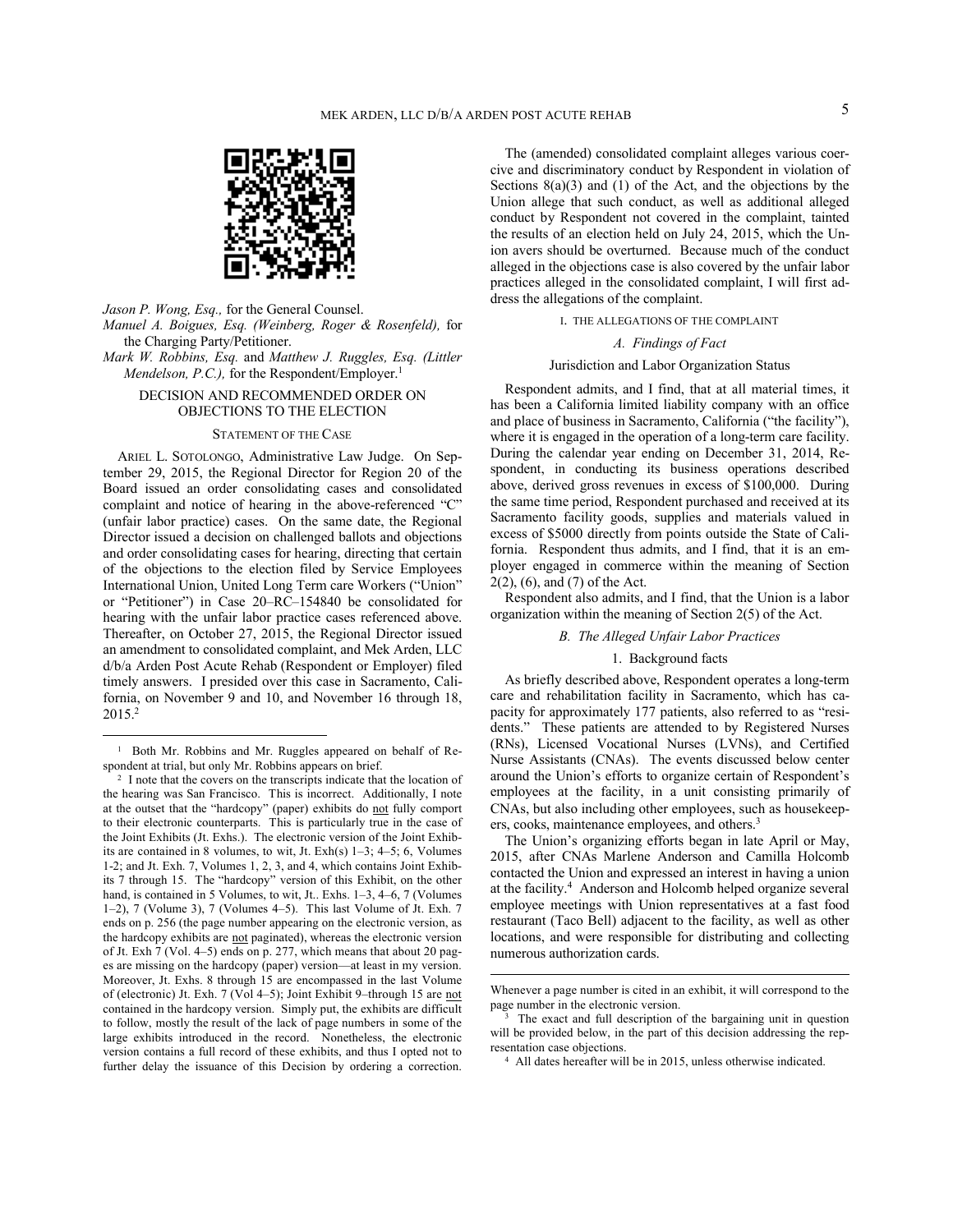*Jason P. Wong, Esq.,* for the General Counsel.
*Manuel A. Boigues, Esq. (Weinberg, Roger & Rosenfeld),* for the Charging Party/Petitioner.
*Mark W. Robbins, Esq.* and *Matthew J. Ruggles, Esq. (Littler Mendelson, P.C.),* for the Respondent/Employer.[1]

## DECISION AND RECOMMENDED ORDER ON OBJECTIONS TO THE ELECTION

### STATEMENT OF THE CASE

ARIEL L. SOTOLONGO, Administrative Law Judge. On September 29, 2015, the Regional Director for Region 20 of the Board issued an order consolidating cases and consolidated complaint and notice of hearing in the above-referenced "C" (unfair labor practice) cases. On the same date, the Regional Director issued a decision on challenged ballots and objections and order consolidating cases for hearing, directing that certain of the objections to the election filed by Service Employees International Union, United Long Term care Workers ("Union" or "Petitioner") in Case 20–RC–154840 be consolidated for hearing with the unfair labor practice cases referenced above. Thereafter, on October 27, 2015, the Regional Director issued an amendment to consolidated complaint, and Mek Arden, LLC d/b/a Arden Post Acute Rehab (Respondent or Employer) filed timely answers. I presided over this case in Sacramento, California, on November 9 and 10, and November 16 through 18, 2015.[2]

The (amended) consolidated complaint alleges various coercive and discriminatory conduct by Respondent in violation of Sections 8(a)(3) and (1) of the Act, and the objections by the Union allege that such conduct, as well as additional alleged conduct by Respondent not covered in the complaint, tainted the results of an election held on July 24, 2015, which the Union avers should be overturned. Because much of the conduct alleged in the objections case is also covered by the unfair labor practices alleged in the consolidated complaint, I will first address the allegations of the complaint.

### I. THE ALLEGATIONS OF THE COMPLAINT

#### *A. Findings of Fact*

Jurisdiction and Labor Organization Status

Respondent admits, and I find, that at all material times, it has been a California limited liability company with an office and place of business in Sacramento, California ("the facility"), where it is engaged in the operation of a long-term care facility. During the calendar year ending on December 31, 2014, Respondent, in conducting its business operations described above, derived gross revenues in excess of $100,000. During the same time period, Respondent purchased and received at its Sacramento facility goods, supplies and materials valued in excess of $5000 directly from points outside the State of California. Respondent thus admits, and I find, that it is an employer engaged in commerce within the meaning of Section 2(2), (6), and (7) of the Act.

Respondent also admits, and I find, that the Union is a labor organization within the meaning of Section 2(5) of the Act.

#### *B. The Alleged Unfair Labor Practices*

1. Background facts

As briefly described above, Respondent operates a long-term care and rehabilitation facility in Sacramento, which has capacity for approximately 177 patients, also referred to as "residents." These patients are attended to by Registered Nurses (RNs), Licensed Vocational Nurses (LVNs), and Certified Nurse Assistants (CNAs). The events discussed below center around the Union's efforts to organize certain of Respondent's employees at the facility, in a unit consisting primarily of CNAs, but also including other employees, such as housekeepers, cooks, maintenance employees, and others.[3]

The Union's organizing efforts began in late April or May, 2015, after CNAs Marlene Anderson and Camilla Holcomb contacted the Union and expressed an interest in having a union at the facility.[4] Anderson and Holcomb helped organize several employee meetings with Union representatives at a fast food restaurant (Taco Bell) adjacent to the facility, as well as other locations, and were responsible for distributing and collecting numerous authorization cards.

---

[1] Both Mr. Robbins and Mr. Ruggles appeared on behalf of Respondent at trial, but only Mr. Robbins appears on brief.

[2] I note that the covers on the transcripts indicate that the location of the hearing was San Francisco. This is incorrect. Additionally, I note at the outset that the "hardcopy" (paper) exhibits do not fully comport to their electronic counterparts. This is particularly true in the case of the Joint Exhibits (Jt. Exhs.). The electronic version of the Joint Exhibits are contained in 8 volumes, to wit, Jt. Exh(s) 1–3; 4–5; 6, Volumes 1-2; and Jt. Exh. 7, Volumes 1, 2, 3, and 4, which contains Joint Exhibits 7 through 15. The "hardcopy" version of this Exhibit, on the other hand, is contained in 5 Volumes, to wit, Jt.. Exhs. 1–3, 4–6, 7 (Volumes 1–2), 7 (Volume 3), 7 (Volumes 4–5). This last Volume of Jt. Exh. 7 ends on p. 256 (the page number appearing on the electronic version, as the hardcopy exhibits are not paginated), whereas the electronic version of Jt. Exh 7 (Vol. 4–5) ends on p. 277, which means that about 20 pages are missing on the hardcopy (paper) version—at least in my version. Moreover, Jt. Exhs. 8 through 15 are encompassed in the last Volume of (electronic) Jt. Exh. 7 (Vol 4–5); Joint Exhibit 9–through 15 are not contained in the hardcopy version. Simply put, the exhibits are difficult to follow, mostly the result of the lack of page numbers in some of the large exhibits introduced in the record. Nonetheless, the electronic version contains a full record of these exhibits, and thus I opted not to further delay the issuance of this Decision by ordering a correction. Whenever a page number is cited in an exhibit, it will correspond to the page number in the electronic version.

[3] The exact and full description of the bargaining unit in question will be provided below, in the part of this decision addressing the representation case objections.

[4] All dates hereafter will be in 2015, unless otherwise indicated.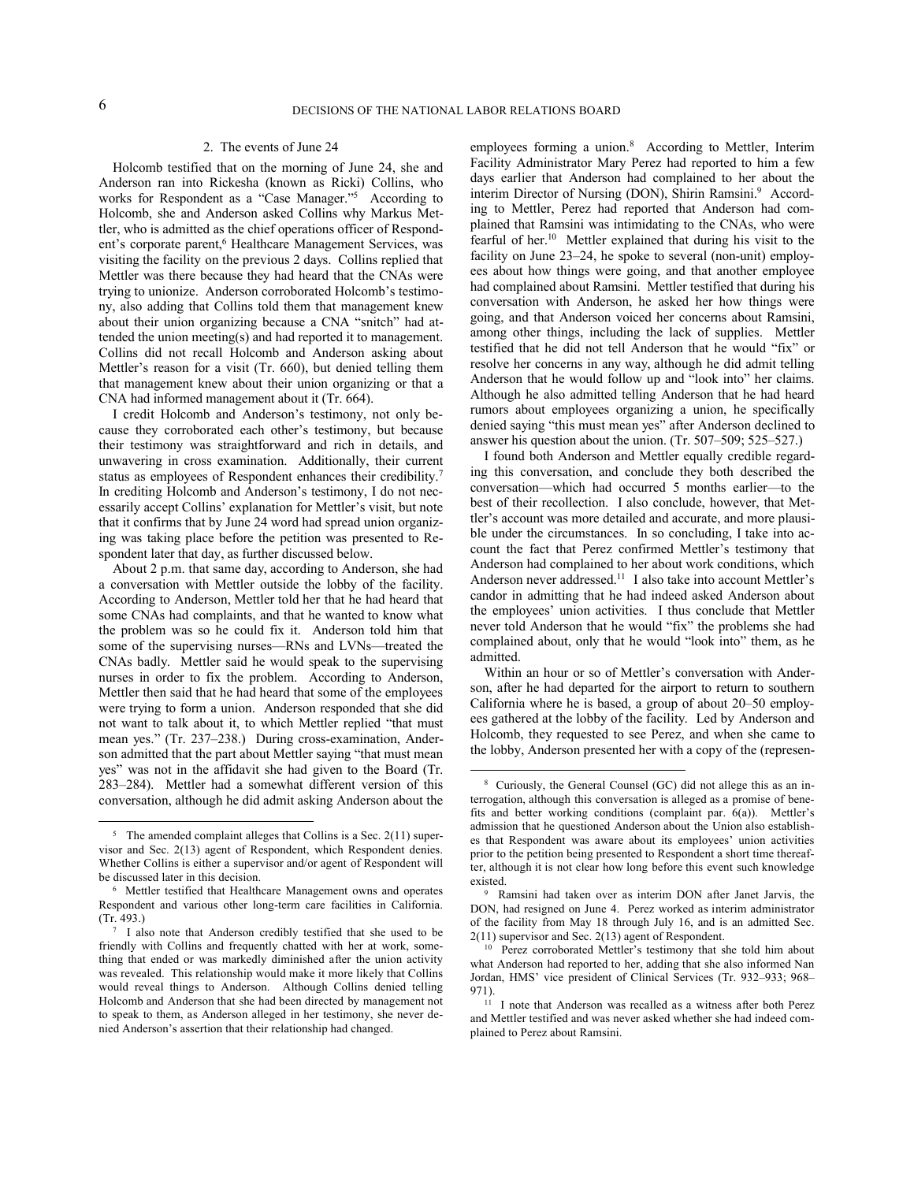### 2. The events of June 24

Holcomb testified that on the morning of June 24, she and Anderson ran into Rickesha (known as Ricki) Collins, who works for Respondent as a "Case Manager."[5] According to Holcomb, she and Anderson asked Collins why Markus Mettler, who is admitted as the chief operations officer of Respondent's corporate parent,[6] Healthcare Management Services, was visiting the facility on the previous 2 days. Collins replied that Mettler was there because they had heard that the CNAs were trying to unionize. Anderson corroborated Holcomb's testimony, also adding that Collins told them that management knew about their union organizing because a CNA "snitch" had attended the union meeting(s) and had reported it to management. Collins did not recall Holcomb and Anderson asking about Mettler's reason for a visit (Tr. 660), but denied telling them that management knew about their union organizing or that a CNA had informed management about it (Tr. 664).

I credit Holcomb and Anderson's testimony, not only because they corroborated each other's testimony, but because their testimony was straightforward and rich in details, and unwavering in cross examination. Additionally, their current status as employees of Respondent enhances their credibility.[7] In crediting Holcomb and Anderson's testimony, I do not necessarily accept Collins' explanation for Mettler's visit, but note that it confirms that by June 24 word had spread union organizing was taking place before the petition was presented to Respondent later that day, as further discussed below.

About 2 p.m. that same day, according to Anderson, she had a conversation with Mettler outside the lobby of the facility. According to Anderson, Mettler told her that he had heard that some CNAs had complaints, and that he wanted to know what the problem was so he could fix it. Anderson told him that some of the supervising nurses—RNs and LVNs—treated the CNAs badly. Mettler said he would speak to the supervising nurses in order to fix the problem. According to Anderson, Mettler then said that he had heard that some of the employees were trying to form a union. Anderson responded that she did not want to talk about it, to which Mettler replied "that must mean yes." (Tr. 237–238.) During cross-examination, Anderson admitted that the part about Mettler saying "that must mean yes" was not in the affidavit she had given to the Board (Tr. 283–284). Mettler had a somewhat different version of this conversation, although he did admit asking Anderson about the employees forming a union.[8] According to Mettler, Interim Facility Administrator Mary Perez had reported to him a few days earlier that Anderson had complained to her about the interim Director of Nursing (DON), Shirin Ramsini.[9] According to Mettler, Perez had reported that Anderson had complained that Ramsini was intimidating to the CNAs, who were fearful of her.[10] Mettler explained that during his visit to the facility on June 23–24, he spoke to several (non-unit) employees about how things were going, and that another employee had complained about Ramsini. Mettler testified that during his conversation with Anderson, he asked her how things were going, and that Anderson voiced her concerns about Ramsini, among other things, including the lack of supplies. Mettler testified that he did not tell Anderson that he would "fix" or resolve her concerns in any way, although he did admit telling Anderson that he would follow up and "look into" her claims. Although he also admitted telling Anderson that he had heard rumors about employees organizing a union, he specifically denied saying "this must mean yes" after Anderson declined to answer his question about the union. (Tr. 507–509; 525–527.)

I found both Anderson and Mettler equally credible regarding this conversation, and conclude they both described the conversation—which had occurred 5 months earlier—to the best of their recollection. I also conclude, however, that Mettler's account was more detailed and accurate, and more plausible under the circumstances. In so concluding, I take into account the fact that Perez confirmed Mettler's testimony that Anderson had complained to her about work conditions, which Anderson never addressed.[11] I also take into account Mettler's candor in admitting that he had indeed asked Anderson about the employees' union activities. I thus conclude that Mettler never told Anderson that he would "fix" the problems she had complained about, only that he would "look into" them, as he admitted.

Within an hour or so of Mettler's conversation with Anderson, after he had departed for the airport to return to southern California where he is based, a group of about 20–50 employees gathered at the lobby of the facility. Led by Anderson and Holcomb, they requested to see Perez, and when she came to the lobby, Anderson presented her with a copy of the (represen-

---

[5] The amended complaint alleges that Collins is a Sec. 2(11) supervisor and Sec. 2(13) agent of Respondent, which Respondent denies. Whether Collins is either a supervisor and/or agent of Respondent will be discussed later in this decision.

[6] Mettler testified that Healthcare Management owns and operates Respondent and various other long-term care facilities in California. (Tr. 493.)

[7] I also note that Anderson credibly testified that she used to be friendly with Collins and frequently chatted with her at work, something that ended or was markedly diminished after the union activity was revealed. This relationship would make it more likely that Collins would reveal things to Anderson. Although Collins denied telling Holcomb and Anderson that she had been directed by management not to speak to them, as Anderson alleged in her testimony, she never denied Anderson's assertion that their relationship had changed.

[8] Curiously, the General Counsel (GC) did not allege this as an interrogation, although this conversation is alleged as a promise of benefits and better working conditions (complaint par. 6(a)). Mettler's admission that he questioned Anderson about the Union also establishes that Respondent was aware about its employees' union activities prior to the petition being presented to Respondent a short time thereafter, although it is not clear how long before this event such knowledge existed.

[9] Ramsini had taken over as interim DON after Janet Jarvis, the DON, had resigned on June 4. Perez worked as interim administrator of the facility from May 18 through July 16, and is an admitted Sec. 2(11) supervisor and Sec. 2(13) agent of Respondent.

[10] Perez corroborated Mettler's testimony that she told him about what Anderson had reported to her, adding that she also informed Nan Jordan, HMS' vice president of Clinical Services (Tr. 932–933; 968–971).

[11] I note that Anderson was recalled as a witness after both Perez and Mettler testified and was never asked whether she had indeed complained to Perez about Ramsini.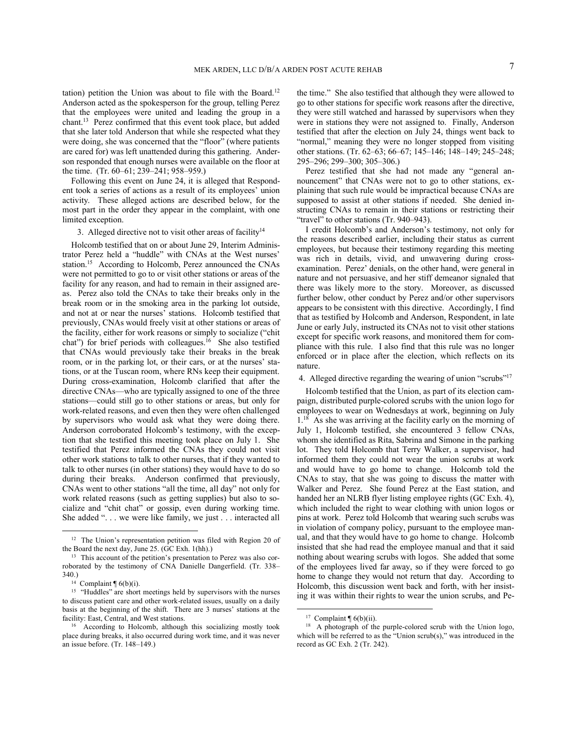tation) petition the Union was about to file with the Board.[12] Anderson acted as the spokesperson for the group, telling Perez that the employees were united and leading the group in a chant.[13] Perez confirmed that this event took place, but added that she later told Anderson that while she respected what they were doing, she was concerned that the "floor" (where patients are cared for) was left unattended during this gathering. Anderson responded that enough nurses were available on the floor at the time. (Tr. 60–61; 239–241; 958–959.)

Following this event on June 24, it is alleged that Respondent took a series of actions as a result of its employees' union activity. These alleged actions are described below, for the most part in the order they appear in the complaint, with one limited exception.

### 3. Alleged directive not to visit other areas of facility[14]

Holcomb testified that on or about June 29, Interim Administrator Perez held a "huddle" with CNAs at the West nurses' station.[15] According to Holcomb, Perez announced the CNAs were not permitted to go to or visit other stations or areas of the facility for any reason, and had to remain in their assigned areas. Perez also told the CNAs to take their breaks only in the break room or in the smoking area in the parking lot outside, and not at or near the nurses' stations. Holcomb testified that previously, CNAs would freely visit at other stations or areas of the facility, either for work reasons or simply to socialize ("chit chat") for brief periods with colleagues.[16] She also testified that CNAs would previously take their breaks in the break room, or in the parking lot, or their cars, or at the nurses' stations, or at the Tuscan room, where RNs keep their equipment. During cross-examination, Holcomb clarified that after the directive CNAs—who are typically assigned to one of the three stations—could still go to other stations or areas, but only for work-related reasons, and even then they were often challenged by supervisors who would ask what they were doing there. Anderson corroborated Holcomb's testimony, with the exception that she testified this meeting took place on July 1. She testified that Perez informed the CNAs they could not visit other work stations to talk to other nurses, that if they wanted to talk to other nurses (in other stations) they would have to do so during their breaks. Anderson confirmed that previously, CNAs went to other stations "all the time, all day" not only for work related reasons (such as getting supplies) but also to socialize and "chit chat" or gossip, even during working time. She added ". . . we were like family, we just . . . interacted all the time." She also testified that although they were allowed to go to other stations for specific work reasons after the directive, they were still watched and harassed by supervisors when they were in stations they were not assigned to. Finally, Anderson testified that after the election on July 24, things went back to "normal," meaning they were no longer stopped from visiting other stations. (Tr. 62–63; 66–67; 145–146; 148–149; 245–248; 295–296; 299–300; 305–306.)

Perez testified that she had not made any "general announcement" that CNAs were not to go to other stations, explaining that such rule would be impractical because CNAs are supposed to assist at other stations if needed. She denied instructing CNAs to remain in their stations or restricting their "travel" to other stations (Tr. 940–943).

I credit Holcomb's and Anderson's testimony, not only for the reasons described earlier, including their status as current employees, but because their testimony regarding this meeting was rich in details, vivid, and unwavering during cross-examination. Perez' denials, on the other hand, were general in nature and not persuasive, and her stiff demeanor signaled that there was likely more to the story. Moreover, as discussed further below, other conduct by Perez and/or other supervisors appears to be consistent with this directive. Accordingly, I find that as testified by Holcomb and Anderson, Respondent, in late June or early July, instructed its CNAs not to visit other stations except for specific work reasons, and monitored them for compliance with this rule. I also find that this rule was no longer enforced or in place after the election, which reflects on its nature.

### 4. Alleged directive regarding the wearing of union "scrubs"[17]

Holcomb testified that the Union, as part of its election campaign, distributed purple-colored scrubs with the union logo for employees to wear on Wednesdays at work, beginning on July 1.[18] As she was arriving at the facility early on the morning of July 1, Holcomb testified, she encountered 3 fellow CNAs, whom she identified as Rita, Sabrina and Simone in the parking lot. They told Holcomb that Terry Walker, a supervisor, had informed them they could not wear the union scrubs at work and would have to go home to change. Holcomb told the CNAs to stay, that she was going to discuss the matter with Walker and Perez. She found Perez at the East station, and handed her an NLRB flyer listing employee rights (GC Exh. 4), which included the right to wear clothing with union logos or pins at work. Perez told Holcomb that wearing such scrubs was in violation of company policy, pursuant to the employee manual, and that they would have to go home to change. Holcomb insisted that she had read the employee manual and that it said nothing about wearing scrubs with logos. She added that some of the employees lived far away, so if they were forced to go home to change they would not return that day. According to Holcomb, this discussion went back and forth, with her insisting it was within their rights to wear the union scrubs, and Pe-

---

[12] The Union's representation petition was filed with Region 20 of the Board the next day, June 25. (GC Exh. 1(hh).)

[13] This account of the petition's presentation to Perez was also corroborated by the testimony of CNA Danielle Dangerfield. (Tr. 338–340.)

[14] Complaint ¶ 6(b)(i).

[15] "Huddles" are short meetings held by supervisors with the nurses to discuss patient care and other work-related issues, usually on a daily basis at the beginning of the shift. There are 3 nurses' stations at the facility: East, Central, and West stations.

[16] According to Holcomb, although this socializing mostly took place during breaks, it also occurred during work time, and it was never an issue before. (Tr. 148–149.)

[17] Complaint ¶ 6(b)(ii).

[18] A photograph of the purple-colored scrub with the Union logo, which will be referred to as the "Union scrub(s)," was introduced in the record as GC Exh. 2 (Tr. 242).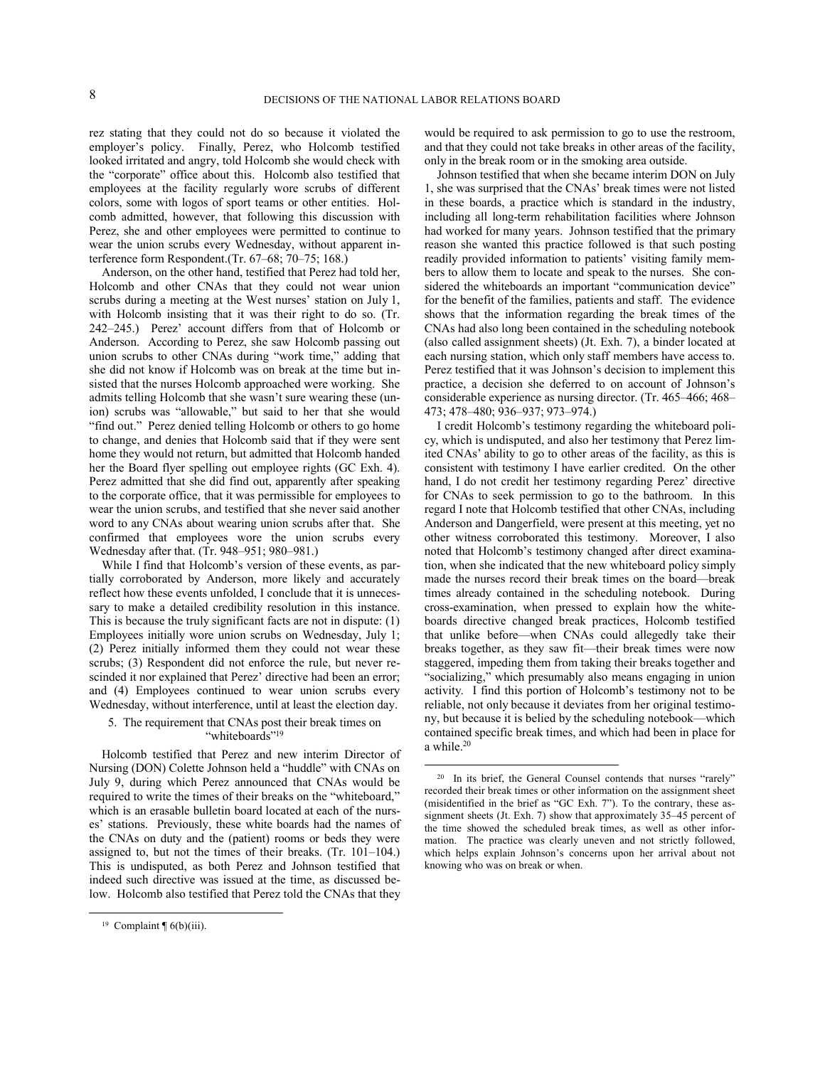rez stating that they could not do so because it violated the employer's policy. Finally, Perez, who Holcomb testified looked irritated and angry, told Holcomb she would check with the "corporate" office about this. Holcomb also testified that employees at the facility regularly wore scrubs of different colors, some with logos of sport teams or other entities. Holcomb admitted, however, that following this discussion with Perez, she and other employees were permitted to continue to wear the union scrubs every Wednesday, without apparent interference form Respondent.(Tr. 67–68; 70–75; 168.)

Anderson, on the other hand, testified that Perez had told her, Holcomb and other CNAs that they could not wear union scrubs during a meeting at the West nurses' station on July 1, with Holcomb insisting that it was their right to do so. (Tr. 242–245.) Perez' account differs from that of Holcomb or Anderson. According to Perez, she saw Holcomb passing out union scrubs to other CNAs during "work time," adding that she did not know if Holcomb was on break at the time but insisted that the nurses Holcomb approached were working. She admits telling Holcomb that she wasn't sure wearing these (union) scrubs was "allowable," but said to her that she would "find out." Perez denied telling Holcomb or others to go home to change, and denies that Holcomb said that if they were sent home they would not return, but admitted that Holcomb handed her the Board flyer spelling out employee rights (GC Exh. 4). Perez admitted that she did find out, apparently after speaking to the corporate office, that it was permissible for employees to wear the union scrubs, and testified that she never said another word to any CNAs about wearing union scrubs after that. She confirmed that employees wore the union scrubs every Wednesday after that. (Tr. 948–951; 980–981.)

While I find that Holcomb's version of these events, as partially corroborated by Anderson, more likely and accurately reflect how these events unfolded, I conclude that it is unnecessary to make a detailed credibility resolution in this instance. This is because the truly significant facts are not in dispute: (1) Employees initially wore union scrubs on Wednesday, July 1; (2) Perez initially informed them they could not wear these scrubs; (3) Respondent did not enforce the rule, but never rescinded it nor explained that Perez' directive had been an error; and (4) Employees continued to wear union scrubs every Wednesday, without interference, until at least the election day.

### 5. The requirement that CNAs post their break times on "whiteboards"[19]

Holcomb testified that Perez and new interim Director of Nursing (DON) Colette Johnson held a "huddle" with CNAs on July 9, during which Perez announced that CNAs would be required to write the times of their breaks on the "whiteboard," which is an erasable bulletin board located at each of the nurses' stations. Previously, these white boards had the names of the CNAs on duty and the (patient) rooms or beds they were assigned to, but not the times of their breaks. (Tr. 101–104.) This is undisputed, as both Perez and Johnson testified that indeed such directive was issued at the time, as discussed below. Holcomb also testified that Perez told the CNAs that they would be required to ask permission to go to use the restroom, and that they could not take breaks in other areas of the facility, only in the break room or in the smoking area outside.

Johnson testified that when she became interim DON on July 1, she was surprised that the CNAs' break times were not listed in these boards, a practice which is standard in the industry, including all long-term rehabilitation facilities where Johnson had worked for many years. Johnson testified that the primary reason she wanted this practice followed is that such posting readily provided information to patients' visiting family members to allow them to locate and speak to the nurses. She considered the whiteboards an important "communication device" for the benefit of the families, patients and staff. The evidence shows that the information regarding the break times of the CNAs had also long been contained in the scheduling notebook (also called assignment sheets) (Jt. Exh. 7), a binder located at each nursing station, which only staff members have access to. Perez testified that it was Johnson's decision to implement this practice, a decision she deferred to on account of Johnson's considerable experience as nursing director. (Tr. 465–466; 468–473; 478–480; 936–937; 973–974.)

I credit Holcomb's testimony regarding the whiteboard policy, which is undisputed, and also her testimony that Perez limited CNAs' ability to go to other areas of the facility, as this is consistent with testimony I have earlier credited. On the other hand, I do not credit her testimony regarding Perez' directive for CNAs to seek permission to go to the bathroom. In this regard I note that Holcomb testified that other CNAs, including Anderson and Dangerfield, were present at this meeting, yet no other witness corroborated this testimony. Moreover, I also noted that Holcomb's testimony changed after direct examination, when she indicated that the new whiteboard policy simply made the nurses record their break times on the board—break times already contained in the scheduling notebook. During cross-examination, when pressed to explain how the whiteboards directive changed break practices, Holcomb testified that unlike before—when CNAs could allegedly take their breaks together, as they saw fit—their break times were now staggered, impeding them from taking their breaks together and "socializing," which presumably also means engaging in union activity. I find this portion of Holcomb's testimony not to be reliable, not only because it deviates from her original testimony, but because it is belied by the scheduling notebook—which contained specific break times, and which had been in place for a while.[20]

---

[19] Complaint ¶ 6(b)(iii).

[20] In its brief, the General Counsel contends that nurses "rarely" recorded their break times or other information on the assignment sheet (misidentified in the brief as "GC Exh. 7"). To the contrary, these assignment sheets (Jt. Exh. 7) show that approximately 35–45 percent of the time showed the scheduled break times, as well as other information. The practice was clearly uneven and not strictly followed, which helps explain Johnson's concerns upon her arrival about not knowing who was on break or when.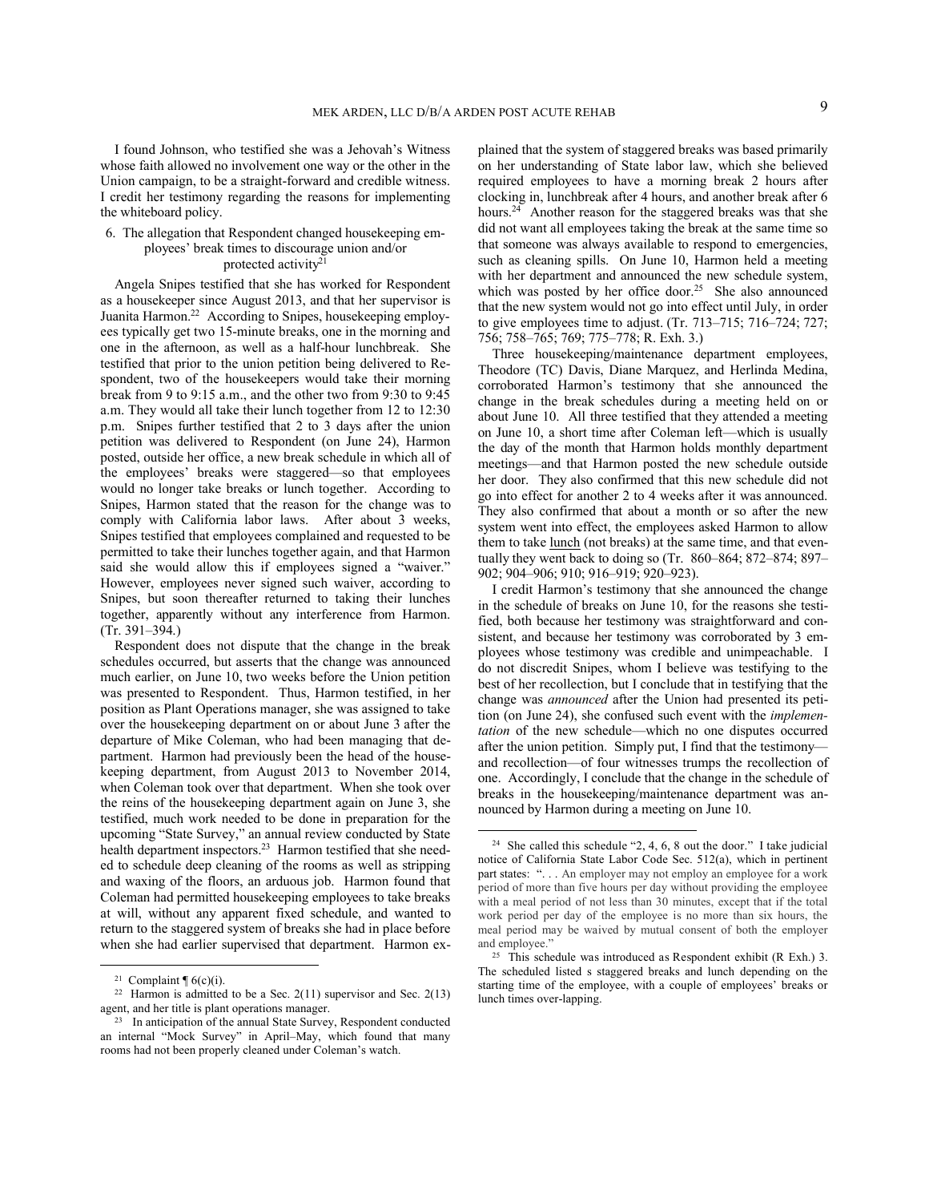I found Johnson, who testified she was a Jehovah's Witness whose faith allowed no involvement one way or the other in the Union campaign, to be a straight-forward and credible witness. I credit her testimony regarding the reasons for implementing the whiteboard policy.

### 6. The allegation that Respondent changed housekeeping employees' break times to discourage union and/or protected activity[21]

Angela Snipes testified that she has worked for Respondent as a housekeeper since August 2013, and that her supervisor is Juanita Harmon.[22] According to Snipes, housekeeping employees typically get two 15-minute breaks, one in the morning and one in the afternoon, as well as a half-hour lunchbreak. She testified that prior to the union petition being delivered to Respondent, two of the housekeepers would take their morning break from 9 to 9:15 a.m., and the other two from 9:30 to 9:45 a.m. They would all take their lunch together from 12 to 12:30 p.m. Snipes further testified that 2 to 3 days after the union petition was delivered to Respondent (on June 24), Harmon posted, outside her office, a new break schedule in which all of the employees' breaks were staggered—so that employees would no longer take breaks or lunch together. According to Snipes, Harmon stated that the reason for the change was to comply with California labor laws. After about 3 weeks, Snipes testified that employees complained and requested to be permitted to take their lunches together again, and that Harmon said she would allow this if employees signed a "waiver." However, employees never signed such waiver, according to Snipes, but soon thereafter returned to taking their lunches together, apparently without any interference from Harmon. (Tr. 391–394.)

Respondent does not dispute that the change in the break schedules occurred, but asserts that the change was announced much earlier, on June 10, two weeks before the Union petition was presented to Respondent. Thus, Harmon testified, in her position as Plant Operations manager, she was assigned to take over the housekeeping department on or about June 3 after the departure of Mike Coleman, who had been managing that department. Harmon had previously been the head of the housekeeping department, from August 2013 to November 2014, when Coleman took over that department. When she took over the reins of the housekeeping department again on June 3, she testified, much work needed to be done in preparation for the upcoming "State Survey," an annual review conducted by State health department inspectors.[23] Harmon testified that she needed to schedule deep cleaning of the rooms as well as stripping and waxing of the floors, an arduous job. Harmon found that Coleman had permitted housekeeping employees to take breaks at will, without any apparent fixed schedule, and wanted to return to the staggered system of breaks she had in place before when she had earlier supervised that department. Harmon explained that the system of staggered breaks was based primarily on her understanding of State labor law, which she believed required employees to have a morning break 2 hours after clocking in, lunchbreak after 4 hours, and another break after 6 hours.[24] Another reason for the staggered breaks was that she did not want all employees taking the break at the same time so that someone was always available to respond to emergencies, such as cleaning spills. On June 10, Harmon held a meeting with her department and announced the new schedule system, which was posted by her office door.[25] She also announced that the new system would not go into effect until July, in order to give employees time to adjust. (Tr. 713–715; 716–724; 727; 756; 758–765; 769; 775–778; R. Exh. 3.)

Three housekeeping/maintenance department employees, Theodore (TC) Davis, Diane Marquez, and Herlinda Medina, corroborated Harmon's testimony that she announced the change in the break schedules during a meeting held on or about June 10. All three testified that they attended a meeting on June 10, a short time after Coleman left—which is usually the day of the month that Harmon holds monthly department meetings—and that Harmon posted the new schedule outside her door. They also confirmed that this new schedule did not go into effect for another 2 to 4 weeks after it was announced. They also confirmed that about a month or so after the new system went into effect, the employees asked Harmon to allow them to take lunch (not breaks) at the same time, and that eventually they went back to doing so (Tr. 860–864; 872–874; 897–902; 904–906; 910; 916–919; 920–923).

I credit Harmon's testimony that she announced the change in the schedule of breaks on June 10, for the reasons she testified, both because her testimony was straightforward and consistent, and because her testimony was corroborated by 3 employees whose testimony was credible and unimpeachable. I do not discredit Snipes, whom I believe was testifying to the best of her recollection, but I conclude that in testifying that the change was *announced* after the Union had presented its petition (on June 24), she confused such event with the *implementation* of the new schedule—which no one disputes occurred after the union petition. Simply put, I find that the testimony—and recollection—of four witnesses trumps the recollection of one. Accordingly, I conclude that the change in the schedule of breaks in the housekeeping/maintenance department was announced by Harmon during a meeting on June 10.

---

[21] Complaint ¶ 6(c)(i).

[22] Harmon is admitted to be a Sec. 2(11) supervisor and Sec. 2(13) agent, and her title is plant operations manager.

[23] In anticipation of the annual State Survey, Respondent conducted an internal "Mock Survey" in April–May, which found that many rooms had not been properly cleaned under Coleman's watch.

[24] She called this schedule "2, 4, 6, 8 out the door." I take judicial notice of California State Labor Code Sec. 512(a), which in pertinent part states: ". . . An employer may not employ an employee for a work period of more than five hours per day without providing the employee with a meal period of not less than 30 minutes, except that if the total work period per day of the employee is no more than six hours, the meal period may be waived by mutual consent of both the employer and employee."

[25] This schedule was introduced as Respondent exhibit (R Exh.) 3. The scheduled listed s staggered breaks and lunch depending on the starting time of the employee, with a couple of employees' breaks or lunch times over-lapping.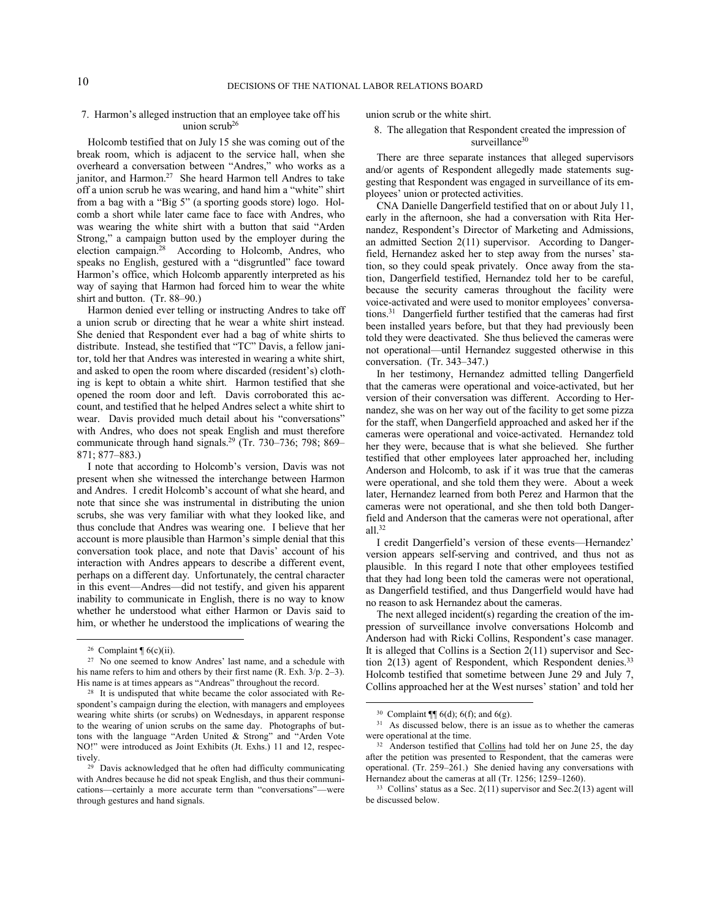### 7. Harmon's alleged instruction that an employee take off his union scrub[26]

Holcomb testified that on July 15 she was coming out of the break room, which is adjacent to the service hall, when she overheard a conversation between "Andres," who works as a janitor, and Harmon.[27] She heard Harmon tell Andres to take off a union scrub he was wearing, and hand him a "white" shirt from a bag with a "Big 5" (a sporting goods store) logo. Holcomb a short while later came face to face with Andres, who was wearing the white shirt with a button that said "Arden Strong," a campaign button used by the employer during the election campaign.[28] According to Holcomb, Andres, who speaks no English, gestured with a "disgruntled" face toward Harmon's office, which Holcomb apparently interpreted as his way of saying that Harmon had forced him to wear the white shirt and button. (Tr. 88–90.)

Harmon denied ever telling or instructing Andres to take off a union scrub or directing that he wear a white shirt instead. She denied that Respondent ever had a bag of white shirts to distribute. Instead, she testified that "TC" Davis, a fellow janitor, told her that Andres was interested in wearing a white shirt, and asked to open the room where discarded (resident's) clothing is kept to obtain a white shirt. Harmon testified that she opened the room door and left. Davis corroborated this account, and testified that he helped Andres select a white shirt to wear. Davis provided much detail about his "conversations" with Andres, who does not speak English and must therefore communicate through hand signals.[29] (Tr. 730–736; 798; 869–871; 877–883.)

I note that according to Holcomb's version, Davis was not present when she witnessed the interchange between Harmon and Andres. I credit Holcomb's account of what she heard, and note that since she was instrumental in distributing the union scrubs, she was very familiar with what they looked like, and thus conclude that Andres was wearing one. I believe that her account is more plausible than Harmon's simple denial that this conversation took place, and note that Davis' account of his interaction with Andres appears to describe a different event, perhaps on a different day. Unfortunately, the central character in this event—Andres—did not testify, and given his apparent inability to communicate in English, there is no way to know whether he understood what either Harmon or Davis said to him, or whether he understood the implications of wearing the union scrub or the white shirt.

### 8. The allegation that Respondent created the impression of surveillance[30]

There are three separate instances that alleged supervisors and/or agents of Respondent allegedly made statements suggesting that Respondent was engaged in surveillance of its employees' union or protected activities.

CNA Danielle Dangerfield testified that on or about July 11, early in the afternoon, she had a conversation with Rita Hernandez, Respondent's Director of Marketing and Admissions, an admitted Section 2(11) supervisor. According to Dangerfield, Hernandez asked her to step away from the nurses' station, so they could speak privately. Once away from the station, Dangerfield testified, Hernandez told her to be careful, because the security cameras throughout the facility were voice-activated and were used to monitor employees' conversations.[31] Dangerfield further testified that the cameras had first been installed years before, but that they had previously been told they were deactivated. She thus believed the cameras were not operational—until Hernandez suggested otherwise in this conversation. (Tr. 343–347.)

In her testimony, Hernandez admitted telling Dangerfield that the cameras were operational and voice-activated, but her version of their conversation was different. According to Hernandez, she was on her way out of the facility to get some pizza for the staff, when Dangerfield approached and asked her if the cameras were operational and voice-activated. Hernandez told her they were, because that is what she believed. She further testified that other employees later approached her, including Anderson and Holcomb, to ask if it was true that the cameras were operational, and she told them they were. About a week later, Hernandez learned from both Perez and Harmon that the cameras were not operational, and she then told both Dangerfield and Anderson that the cameras were not operational, after all.[32]

I credit Dangerfield's version of these events—Hernandez' version appears self-serving and contrived, and thus not as plausible. In this regard I note that other employees testified that they had long been told the cameras were not operational, as Dangerfield testified, and thus Dangerfield would have had no reason to ask Hernandez about the cameras.

The next alleged incident(s) regarding the creation of the impression of surveillance involve conversations Holcomb and Anderson had with Ricki Collins, Respondent's case manager. It is alleged that Collins is a Section 2(11) supervisor and Section 2(13) agent of Respondent, which Respondent denies.[33] Holcomb testified that sometime between June 29 and July 7, Collins approached her at the West nurses' station' and told her

---

[26] Complaint ¶ 6(c)(ii).

[27] No one seemed to know Andres' last name, and a schedule with his name refers to him and others by their first name (R. Exh. 3/p. 2–3). His name is at times appears as "Andreas" throughout the record.

[28] It is undisputed that white became the color associated with Respondent's campaign during the election, with managers and employees wearing white shirts (or scrubs) on Wednesdays, in apparent response to the wearing of union scrubs on the same day. Photographs of buttons with the language "Arden United & Strong" and "Arden Vote NO!" were introduced as Joint Exhibits (Jt. Exhs.) 11 and 12, respectively.

[29] Davis acknowledged that he often had difficulty communicating with Andres because he did not speak English, and thus their communications—certainly a more accurate term than "conversations"—were through gestures and hand signals.

[30] Complaint ¶¶ 6(d); 6(f); and 6(g).

[31] As discussed below, there is an issue as to whether the cameras were operational at the time.

[32] Anderson testified that Collins had told her on June 25, the day after the petition was presented to Respondent, that the cameras were operational. (Tr. 259–261.) She denied having any conversations with Hernandez about the cameras at all (Tr. 1256; 1259–1260).

[33] Collins' status as a Sec. 2(11) supervisor and Sec.2(13) agent will be discussed below.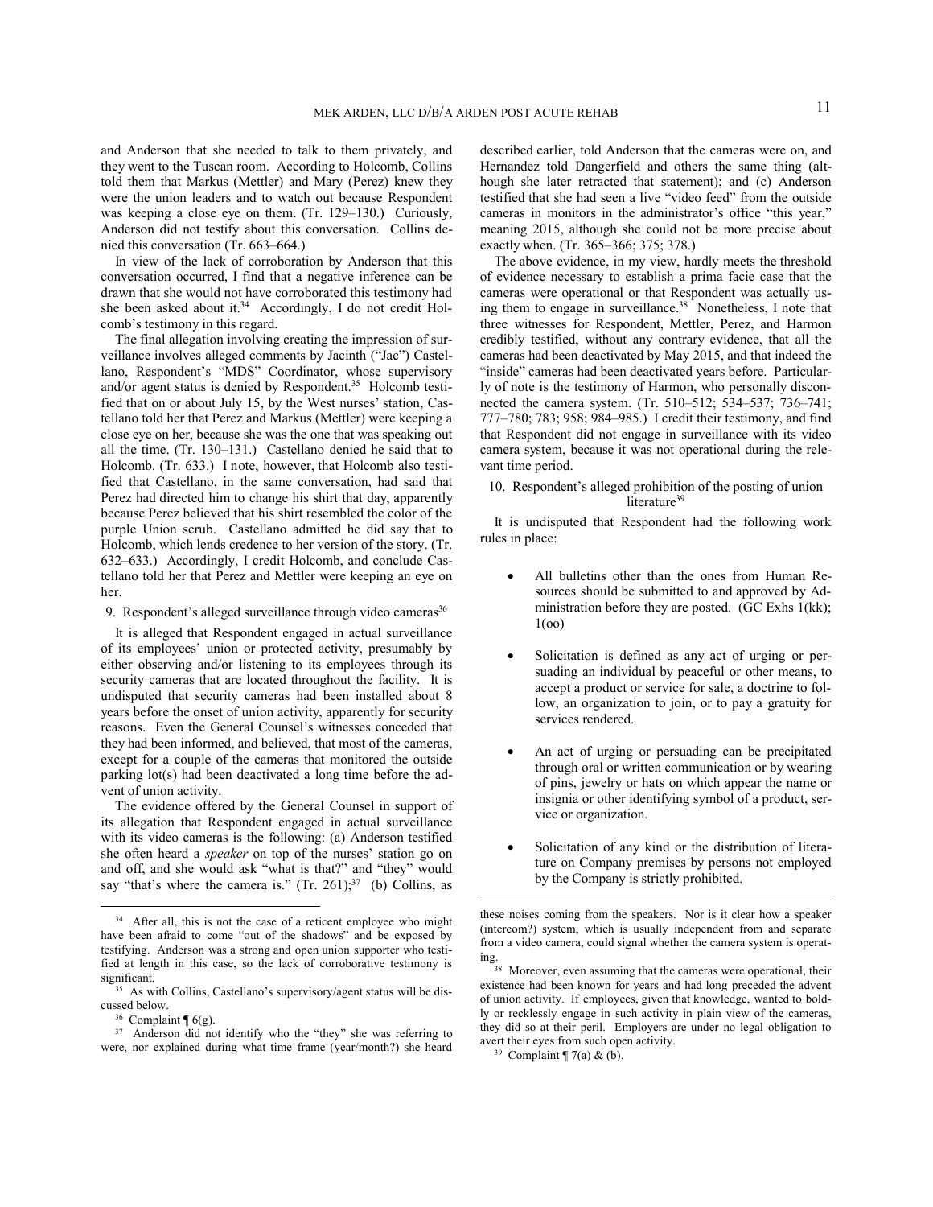and Anderson that she needed to talk to them privately, and they went to the Tuscan room. According to Holcomb, Collins told them that Markus (Mettler) and Mary (Perez) knew they were the union leaders and to watch out because Respondent was keeping a close eye on them. (Tr. 129–130.) Curiously, Anderson did not testify about this conversation. Collins denied this conversation (Tr. 663–664.)

In view of the lack of corroboration by Anderson that this conversation occurred, I find that a negative inference can be drawn that she would not have corroborated this testimony had she been asked about it.[34] Accordingly, I do not credit Holcomb's testimony in this regard.

The final allegation involving creating the impression of surveillance involves alleged comments by Jacinth ("Jac") Castellano, Respondent's "MDS" Coordinator, whose supervisory and/or agent status is denied by Respondent.[35] Holcomb testified that on or about July 15, by the West nurses' station, Castellano told her that Perez and Markus (Mettler) were keeping a close eye on her, because she was the one that was speaking out all the time. (Tr. 130–131.) Castellano denied he said that to Holcomb. (Tr. 633.) I note, however, that Holcomb also testified that Castellano, in the same conversation, had said that Perez had directed him to change his shirt that day, apparently because Perez believed that his shirt resembled the color of the purple Union scrub. Castellano admitted he did say that to Holcomb, which lends credence to her version of the story. (Tr. 632–633.) Accordingly, I credit Holcomb, and conclude Castellano told her that Perez and Mettler were keeping an eye on her.

9. Respondent's alleged surveillance through video cameras[36]

It is alleged that Respondent engaged in actual surveillance of its employees' union or protected activity, presumably by either observing and/or listening to its employees through its security cameras that are located throughout the facility. It is undisputed that security cameras had been installed about 8 years before the onset of union activity, apparently for security reasons. Even the General Counsel's witnesses conceded that they had been informed, and believed, that most of the cameras, except for a couple of the cameras that monitored the outside parking lot(s) had been deactivated a long time before the advent of union activity.

The evidence offered by the General Counsel in support of its allegation that Respondent engaged in actual surveillance with its video cameras is the following: (a) Anderson testified she often heard a *speaker* on top of the nurses' station go on and off, and she would ask "what is that?" and "they" would say "that's where the camera is." (Tr. 261);[37] (b) Collins, as described earlier, told Anderson that the cameras were on, and Hernandez told Dangerfield and others the same thing (although she later retracted that statement); and (c) Anderson testified that she had seen a live "video feed" from the outside cameras in monitors in the administrator's office "this year," meaning 2015, although she could not be more precise about exactly when. (Tr. 365–366; 375; 378.)

The above evidence, in my view, hardly meets the threshold of evidence necessary to establish a prima facie case that the cameras were operational or that Respondent was actually using them to engage in surveillance.[38] Nonetheless, I note that three witnesses for Respondent, Mettler, Perez, and Harmon credibly testified, without any contrary evidence, that all the cameras had been deactivated by May 2015, and that indeed the "inside" cameras had been deactivated years before. Particularly of note is the testimony of Harmon, who personally disconnected the camera system. (Tr. 510–512; 534–537; 736–741; 777–780; 783; 958; 984–985.) I credit their testimony, and find that Respondent did not engage in surveillance with its video camera system, because it was not operational during the relevant time period.

10. Respondent's alleged prohibition of the posting of union literature[39]

It is undisputed that Respondent had the following work rules in place:

- All bulletins other than the ones from Human Resources should be submitted to and approved by Administration before they are posted. (GC Exhs 1(kk); 1(oo)
- Solicitation is defined as any act of urging or persuading an individual by peaceful or other means, to accept a product or service for sale, a doctrine to follow, an organization to join, or to pay a gratuity for services rendered.
- An act of urging or persuading can be precipitated through oral or written communication or by wearing of pins, jewelry or hats on which appear the name or insignia or other identifying symbol of a product, service or organization.
- Solicitation of any kind or the distribution of literature on Company premises by persons not employed by the Company is strictly prohibited.

---

[34] After all, this is not the case of a reticent employee who might have been afraid to come "out of the shadows" and be exposed by testifying. Anderson was a strong and open union supporter who testified at length in this case, so the lack of corroborative testimony is significant.

[35] As with Collins, Castellano's supervisory/agent status will be discussed below.

[36] Complaint ¶ 6(g).

[37] Anderson did not identify who the "they" she was referring to were, nor explained during what time frame (year/month?) she heard these noises coming from the speakers. Nor is it clear how a speaker (intercom?) system, which is usually independent from and separate from a video camera, could signal whether the camera system is operating.

[38] Moreover, even assuming that the cameras were operational, their existence had been known for years and had long preceded the advent of union activity. If employees, given that knowledge, wanted to boldly or recklessly engage in such activity in plain view of the cameras, they did so at their peril. Employers are under no legal obligation to avert their eyes from such open activity.

[39] Complaint ¶ 7(a) & (b).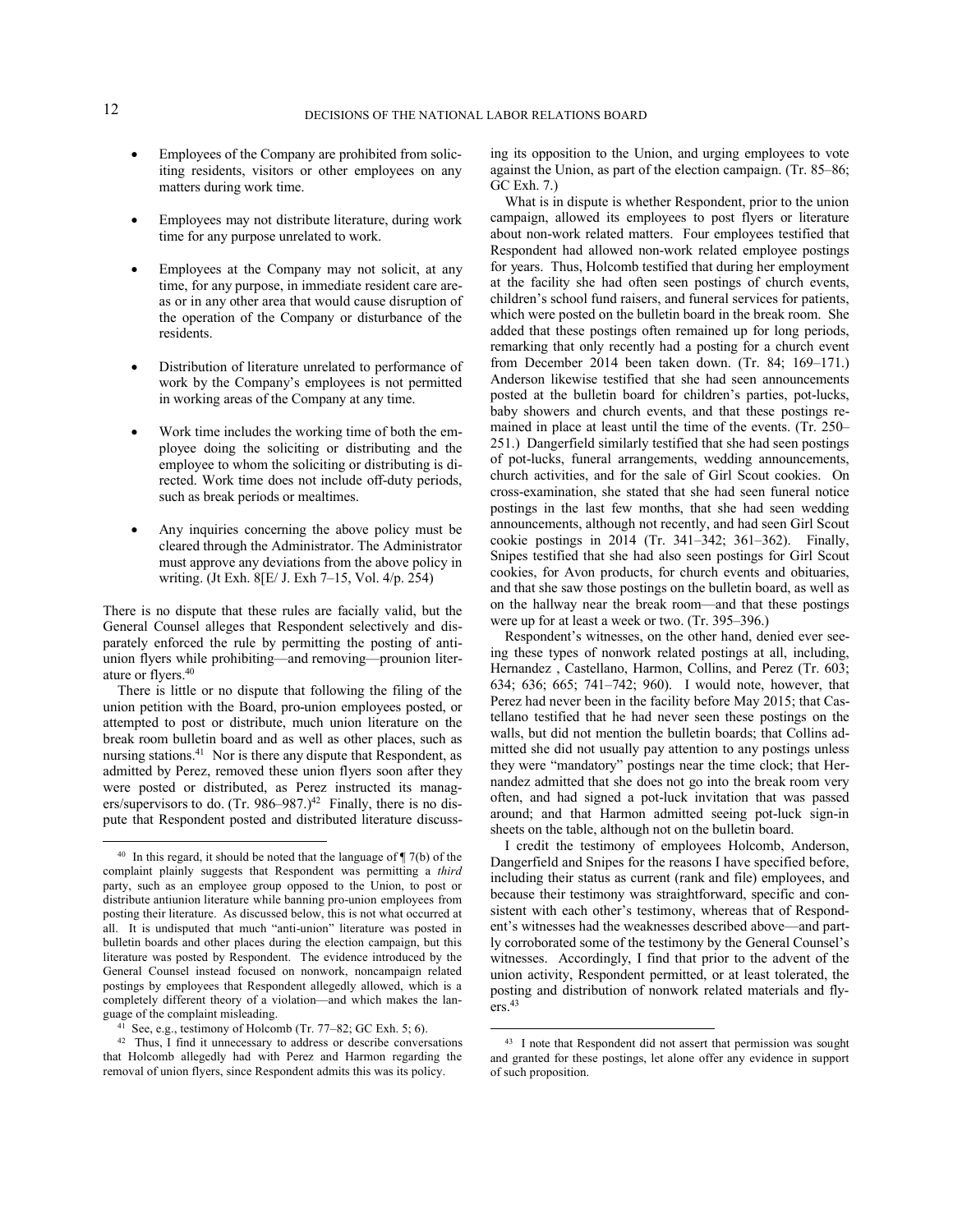- Employees of the Company are prohibited from soliciting residents, visitors or other employees on any matters during work time.

- Employees may not distribute literature, during work time for any purpose unrelated to work.

- Employees at the Company may not solicit, at any time, for any purpose, in immediate resident care areas or in any other area that would cause disruption of the operation of the Company or disturbance of the residents.

- Distribution of literature unrelated to performance of work by the Company's employees is not permitted in working areas of the Company at any time.

- Work time includes the working time of both the employee doing the soliciting or distributing and the employee to whom the soliciting or distributing is directed. Work time does not include off-duty periods, such as break periods or mealtimes.

- Any inquiries concerning the above policy must be cleared through the Administrator. The Administrator must approve any deviations from the above policy in writing. (Jt Exh. 8[E/ J. Exh 7–15, Vol. 4/p. 254)

There is no dispute that these rules are facially valid, but the General Counsel alleges that Respondent selectively and disparately enforced the rule by permitting the posting of anti-union flyers while prohibiting—and removing—prounion literature or flyers.[40]

There is little or no dispute that following the filing of the union petition with the Board, pro-union employees posted, or attempted to post or distribute, much union literature on the break room bulletin board and as well as other places, such as nursing stations.[41] Nor is there any dispute that Respondent, as admitted by Perez, removed these union flyers soon after they were posted or distributed, as Perez instructed its managers/supervisors to do. (Tr. 986–987.)[42] Finally, there is no dispute that Respondent posted and distributed literature discussing its opposition to the Union, and urging employees to vote against the Union, as part of the election campaign. (Tr. 85–86; GC Exh. 7.)

What is in dispute is whether Respondent, prior to the union campaign, allowed its employees to post flyers or literature about non-work related matters. Four employees testified that Respondent had allowed non-work related employee postings for years. Thus, Holcomb testified that during her employment at the facility she had often seen postings of church events, children's school fund raisers, and funeral services for patients, which were posted on the bulletin board in the break room. She added that these postings often remained up for long periods, remarking that only recently had a posting for a church event from December 2014 been taken down. (Tr. 84; 169–171.) Anderson likewise testified that she had seen announcements posted at the bulletin board for children's parties, pot-lucks, baby showers and church events, and that these postings remained in place at least until the time of the events. (Tr. 250–251.) Dangerfield similarly testified that she had seen postings of pot-lucks, funeral arrangements, wedding announcements, church activities, and for the sale of Girl Scout cookies. On cross-examination, she stated that she had seen funeral notice postings in the last few months, that she had seen wedding announcements, although not recently, and had seen Girl Scout cookie postings in 2014 (Tr. 341–342; 361–362). Finally, Snipes testified that she had also seen postings for Girl Scout cookies, for Avon products, for church events and obituaries, and that she saw those postings on the bulletin board, as well as on the hallway near the break room—and that these postings were up for at least a week or two. (Tr. 395–396.)

Respondent's witnesses, on the other hand, denied ever seeing these types of nonwork related postings at all, including, Hernandez , Castellano, Harmon, Collins, and Perez (Tr. 603; 634; 636; 665; 741–742; 960). I would note, however, that Perez had never been in the facility before May 2015; that Castellano testified that he had never seen these postings on the walls, but did not mention the bulletin boards; that Collins admitted she did not usually pay attention to any postings unless they were "mandatory" postings near the time clock; that Hernandez admitted that she does not go into the break room very often, and had signed a pot-luck invitation that was passed around; and that Harmon admitted seeing pot-luck sign-in sheets on the table, although not on the bulletin board.

I credit the testimony of employees Holcomb, Anderson, Dangerfield and Snipes for the reasons I have specified before, including their status as current (rank and file) employees, and because their testimony was straightforward, specific and consistent with each other's testimony, whereas that of Respondent's witnesses had the weaknesses described above—and partly corroborated some of the testimony by the General Counsel's witnesses. Accordingly, I find that prior to the advent of the union activity, Respondent permitted, or at least tolerated, the posting and distribution of nonwork related materials and flyers.[43]

---

[40] In this regard, it should be noted that the language of ¶ 7(b) of the complaint plainly suggests that Respondent was permitting a *third* party, such as an employee group opposed to the Union, to post or distribute antiunion literature while banning pro-union employees from posting their literature. As discussed below, this is not what occurred at all. It is undisputed that much "anti-union" literature was posted in bulletin boards and other places during the election campaign, but this literature was posted by Respondent. The evidence introduced by the General Counsel instead focused on nonwork, noncampaign related postings by employees that Respondent allegedly allowed, which is a completely different theory of a violation—and which makes the language of the complaint misleading.

[41] See, e.g., testimony of Holcomb (Tr. 77–82; GC Exh. 5; 6).

[42] Thus, I find it unnecessary to address or describe conversations that Holcomb allegedly had with Perez and Harmon regarding the removal of union flyers, since Respondent admits this was its policy.

[43] I note that Respondent did not assert that permission was sought and granted for these postings, let alone offer any evidence in support of such proposition.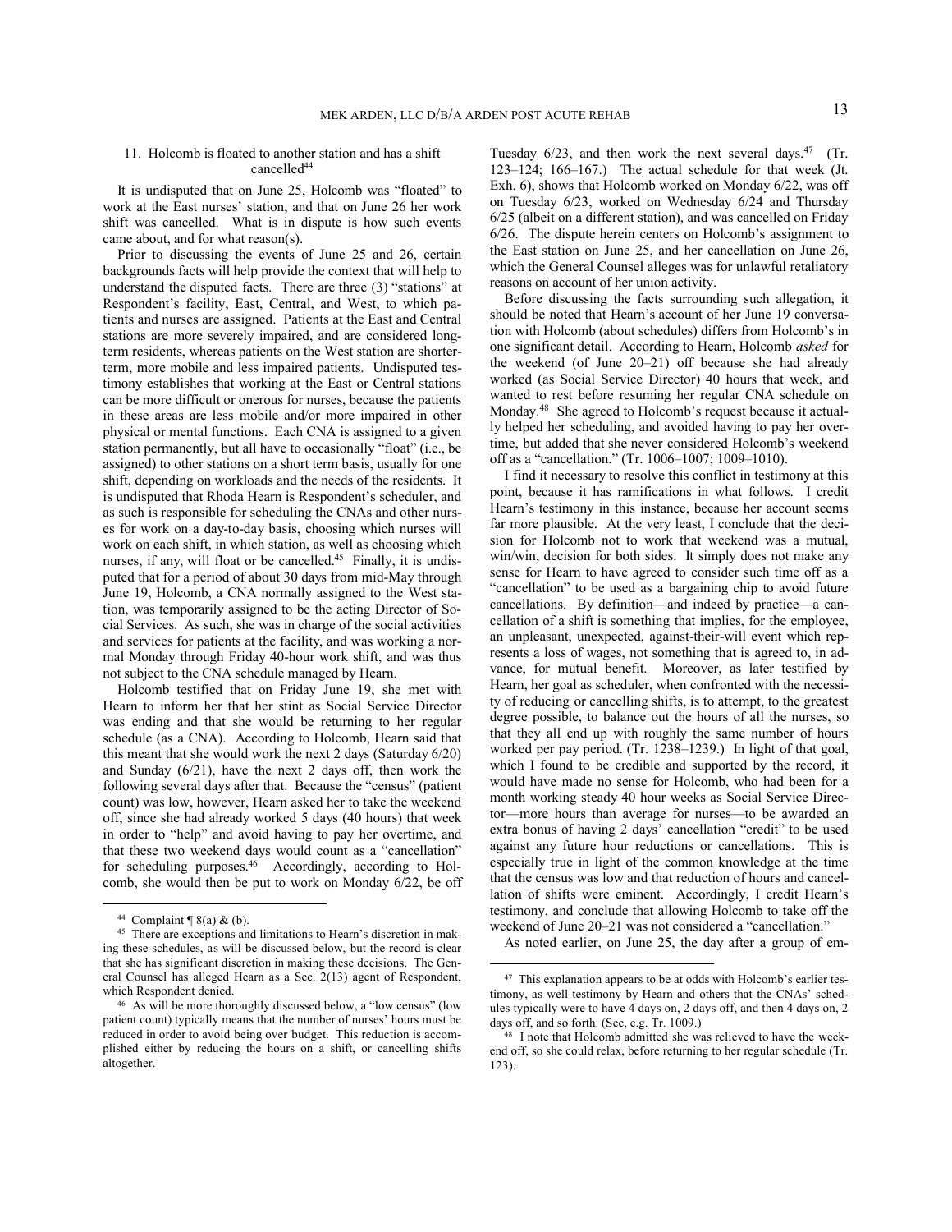### 11. Holcomb is floated to another station and has a shift cancelled[44]

It is undisputed that on June 25, Holcomb was "floated" to work at the East nurses' station, and that on June 26 her work shift was cancelled. What is in dispute is how such events came about, and for what reason(s).

Prior to discussing the events of June 25 and 26, certain backgrounds facts will help provide the context that will help to understand the disputed facts. There are three (3) "stations" at Respondent's facility, East, Central, and West, to which patients and nurses are assigned. Patients at the East and Central stations are more severely impaired, and are considered long-term residents, whereas patients on the West station are shorter-term, more mobile and less impaired patients. Undisputed testimony establishes that working at the East or Central stations can be more difficult or onerous for nurses, because the patients in these areas are less mobile and/or more impaired in other physical or mental functions. Each CNA is assigned to a given station permanently, but all have to occasionally "float" (i.e., be assigned) to other stations on a short term basis, usually for one shift, depending on workloads and the needs of the residents. It is undisputed that Rhoda Hearn is Respondent's scheduler, and as such is responsible for scheduling the CNAs and other nurses for work on a day-to-day basis, choosing which nurses will work on each shift, in which station, as well as choosing which nurses, if any, will float or be cancelled.[45] Finally, it is undisputed that for a period of about 30 days from mid-May through June 19, Holcomb, a CNA normally assigned to the West station, was temporarily assigned to be the acting Director of Social Services. As such, she was in charge of the social activities and services for patients at the facility, and was working a normal Monday through Friday 40-hour work shift, and was thus not subject to the CNA schedule managed by Hearn.

Holcomb testified that on Friday June 19, she met with Hearn to inform her that her stint as Social Service Director was ending and that she would be returning to her regular schedule (as a CNA). According to Holcomb, Hearn said that this meant that she would work the next 2 days (Saturday 6/20) and Sunday (6/21), have the next 2 days off, then work the following several days after that. Because the "census" (patient count) was low, however, Hearn asked her to take the weekend off, since she had already worked 5 days (40 hours) that week in order to "help" and avoid having to pay her overtime, and that these two weekend days would count as a "cancellation" for scheduling purposes.[46] Accordingly, according to Holcomb, she would then be put to work on Monday 6/22, be off Tuesday 6/23, and then work the next several days.[47] (Tr. 123–124; 166–167.) The actual schedule for that week (Jt. Exh. 6), shows that Holcomb worked on Monday 6/22, was off on Tuesday 6/23, worked on Wednesday 6/24 and Thursday 6/25 (albeit on a different station), and was cancelled on Friday 6/26. The dispute herein centers on Holcomb's assignment to the East station on June 25, and her cancellation on June 26, which the General Counsel alleges was for unlawful retaliatory reasons on account of her union activity.

Before discussing the facts surrounding such allegation, it should be noted that Hearn's account of her June 19 conversation with Holcomb (about schedules) differs from Holcomb's in one significant detail. According to Hearn, Holcomb *asked* for the weekend (of June 20–21) off because she had already worked (as Social Service Director) 40 hours that week, and wanted to rest before resuming her regular CNA schedule on Monday.[48] She agreed to Holcomb's request because it actually helped her scheduling, and avoided having to pay her overtime, but added that she never considered Holcomb's weekend off as a "cancellation." (Tr. 1006–1007; 1009–1010).

I find it necessary to resolve this conflict in testimony at this point, because it has ramifications in what follows. I credit Hearn's testimony in this instance, because her account seems far more plausible. At the very least, I conclude that the decision for Holcomb not to work that weekend was a mutual, win/win, decision for both sides. It simply does not make any sense for Hearn to have agreed to consider such time off as a "cancellation" to be used as a bargaining chip to avoid future cancellations. By definition—and indeed by practice—a cancellation of a shift is something that implies, for the employee, an unpleasant, unexpected, against-their-will event which represents a loss of wages, not something that is agreed to, in advance, for mutual benefit. Moreover, as later testified by Hearn, her goal as scheduler, when confronted with the necessity of reducing or cancelling shifts, is to attempt, to the greatest degree possible, to balance out the hours of all the nurses, so that they all end up with roughly the same number of hours worked per pay period. (Tr. 1238–1239.) In light of that goal, which I found to be credible and supported by the record, it would have made no sense for Holcomb, who had been for a month working steady 40 hour weeks as Social Service Director—more hours than average for nurses—to be awarded an extra bonus of having 2 days' cancellation "credit" to be used against any future hour reductions or cancellations. This is especially true in light of the common knowledge at the time that the census was low and that reduction of hours and cancellation of shifts were eminent. Accordingly, I credit Hearn's testimony, and conclude that allowing Holcomb to take off the weekend of June 20–21 was not considered a "cancellation."

As noted earlier, on June 25, the day after a group of em-

---

[44] Complaint ¶ 8(a) & (b).

[45] There are exceptions and limitations to Hearn's discretion in making these schedules, as will be discussed below, but the record is clear that she has significant discretion in making these decisions. The General Counsel has alleged Hearn as a Sec. 2(13) agent of Respondent, which Respondent denied.

[46] As will be more thoroughly discussed below, a "low census" (low patient count) typically means that the number of nurses' hours must be reduced in order to avoid being over budget. This reduction is accomplished either by reducing the hours on a shift, or cancelling shifts altogether.

[47] This explanation appears to be at odds with Holcomb's earlier testimony, as well testimony by Hearn and others that the CNAs' schedules typically were to have 4 days on, 2 days off, and then 4 days on, 2 days off, and so forth. (See, e.g. Tr. 1009.)

[48] I note that Holcomb admitted she was relieved to have the weekend off, so she could relax, before returning to her regular schedule (Tr. 123).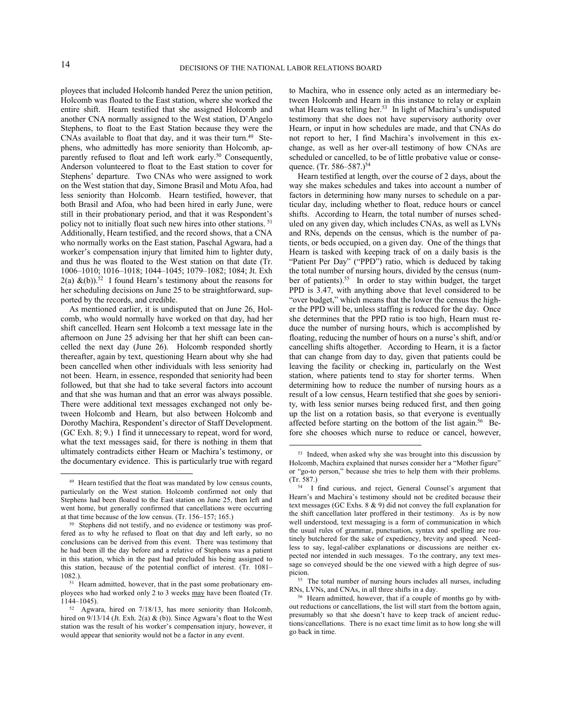ployees that included Holcomb handed Perez the union petition, Holcomb was floated to the East station, where she worked the entire shift. Hearn testified that she assigned Holcomb and another CNA normally assigned to the West station, D'Angelo Stephens, to float to the East Station because they were the CNAs available to float that day, and it was their turn.[49] Stephens, who admittedly has more seniority than Holcomb, apparently refused to float and left work early.[50] Consequently, Anderson volunteered to float to the East station to cover for Stephens' departure. Two CNAs who were assigned to work on the West station that day, Simone Brasil and Motu Afoa, had less seniority than Holcomb. Hearn testified, however, that both Brasil and Afoa, who had been hired in early June, were still in their probationary period, and that it was Respondent's policy not to initially float such new hires into other stations.[51] Additionally, Hearn testified, and the record shows, that a CNA who normally works on the East station, Paschal Agwara, had a worker's compensation injury that limited him to lighter duty, and thus he was floated to the West station on that date (Tr. 1006–1010; 1016–1018; 1044–1045; 1079–1082; 1084; Jt. Exh 2(a) &(b)).[52] I found Hearn's testimony about the reasons for her scheduling decisions on June 25 to be straightforward, supported by the records, and credible.

As mentioned earlier, it is undisputed that on June 26, Holcomb, who would normally have worked on that day, had her shift cancelled. Hearn sent Holcomb a text message late in the afternoon on June 25 advising her that her shift can been cancelled the next day (June 26). Holcomb responded shortly thereafter, again by text, questioning Hearn about why she had been cancelled when other individuals with less seniority had not been. Hearn, in essence, responded that seniority had been followed, but that she had to take several factors into account and that she was human and that an error was always possible. There were additional text messages exchanged not only between Holcomb and Hearn, but also between Holcomb and Dorothy Machira, Respondent's director of Staff Development. (GC Exh. 8; 9.) I find it unnecessary to repeat, word for word, what the text messages said, for there is nothing in them that ultimately contradicts either Hearn or Machira's testimony, or the documentary evidence. This is particularly true with regard to Machira, who in essence only acted as an intermediary between Holcomb and Hearn in this instance to relay or explain what Hearn was telling her.[53] In light of Machira's undisputed testimony that she does not have supervisory authority over Hearn, or input in how schedules are made, and that CNAs do not report to her, I find Machira's involvement in this exchange, as well as her over-all testimony of how CNAs are scheduled or cancelled, to be of little probative value or consequence. (Tr. 586–587.)[54]

Hearn testified at length, over the course of 2 days, about the way she makes schedules and takes into account a number of factors in determining how many nurses to schedule on a particular day, including whether to float, reduce hours or cancel shifts. According to Hearn, the total number of nurses scheduled on any given day, which includes CNAs, as well as LVNs and RNs, depends on the census, which is the number of patients, or beds occupied, on a given day. One of the things that Hearn is tasked with keeping track of on a daily basis is the "Patient Per Day" ("PPD") ratio, which is deduced by taking the total number of nursing hours, divided by the census (number of patients).[55] In order to stay within budget, the target PPD is 3.47, with anything above that level considered to be "over budget," which means that the lower the census the higher the PPD will be, unless staffing is reduced for the day. Once she determines that the PPD ratio is too high, Hearn must reduce the number of nursing hours, which is accomplished by floating, reducing the number of hours on a nurse's shift, and/or cancelling shifts altogether. According to Hearn, it is a factor that can change from day to day, given that patients could be leaving the facility or checking in, particularly on the West station, where patients tend to stay for shorter terms. When determining how to reduce the number of nursing hours as a result of a low census, Hearn testified that she goes by seniority, with less senior nurses being reduced first, and then going up the list on a rotation basis, so that everyone is eventually affected before starting on the bottom of the list again.[56] Before she chooses which nurse to reduce or cancel, however,

---

[49] Hearn testified that the float was mandated by low census counts, particularly on the West station. Holcomb confirmed not only that Stephens had been floated to the East station on June 25, then left and went home, but generally confirmed that cancellations were occurring at that time because of the low census. (Tr. 156–157; 165.)

[50] Stephens did not testify, and no evidence or testimony was proffered as to why he refused to float on that day and left early, so no conclusions can be derived from this event. There was testimony that he had been ill the day before and a relative of Stephens was a patient in this station, which in the past had precluded his being assigned to this station, because of the potential conflict of interest. (Tr. 1081–1082.).

[51] Hearn admitted, however, that in the past some probationary employees who had worked only 2 to 3 weeks may have been floated (Tr. 1144–1045).

[52] Agwara, hired on 7/18/13, has more seniority than Holcomb, hired on 9/13/14 (Jt. Exh. 2(a) & (b)). Since Agwara's float to the West station was the result of his worker's compensation injury, however, it would appear that seniority would not be a factor in any event.

[53] Indeed, when asked why she was brought into this discussion by Holcomb, Machira explained that nurses consider her a "Mother figure" or "go-to person," because she tries to help them with their problems. (Tr. 587.)

[54] I find curious, and reject, General Counsel's argument that Hearn's and Machira's testimony should not be credited because their text messages (GC Exhs. 8 & 9) did not convey the full explanation for the shift cancellation later proffered in their testimony. As is by now well understood, text messaging is a form of communication in which the usual rules of grammar, punctuation, syntax and spelling are routinely butchered for the sake of expediency, brevity and speed. Needless to say, legal-caliber explanations or discussions are neither expected nor intended in such messages. To the contrary, any text message so conveyed should be the one viewed with a high degree of suspicion.

[55] The total number of nursing hours includes all nurses, including RNs, LVNs, and CNAs, in all three shifts in a day.

[56] Hearn admitted, however, that if a couple of months go by without reductions or cancellations, the list will start from the bottom again, presumably so that she doesn't have to keep track of ancient reductions/cancellations. There is no exact time limit as to how long she will go back in time.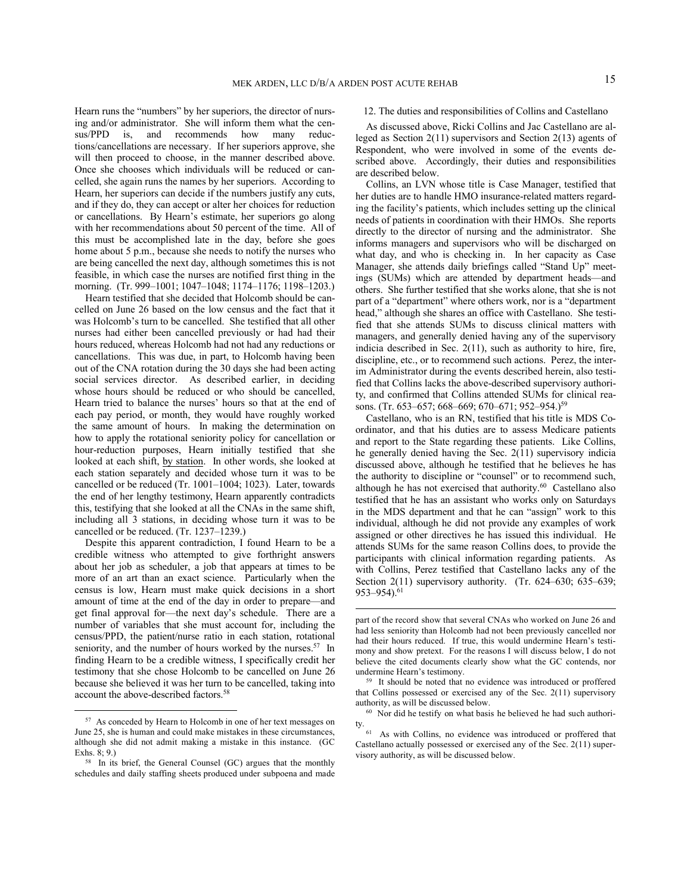Hearn runs the "numbers" by her superiors, the director of nursing and/or administrator. She will inform them what the census/PPD is, and recommends how many reductions/cancellations are necessary. If her superiors approve, she will then proceed to choose, in the manner described above. Once she chooses which individuals will be reduced or cancelled, she again runs the names by her superiors. According to Hearn, her superiors can decide if the numbers justify any cuts, and if they do, they can accept or alter her choices for reduction or cancellations. By Hearn's estimate, her superiors go along with her recommendations about 50 percent of the time. All of this must be accomplished late in the day, before she goes home about 5 p.m., because she needs to notify the nurses who are being cancelled the next day, although sometimes this is not feasible, in which case the nurses are notified first thing in the morning. (Tr. 999–1001; 1047–1048; 1174–1176; 1198–1203.)

Hearn testified that she decided that Holcomb should be cancelled on June 26 based on the low census and the fact that it was Holcomb's turn to be cancelled. She testified that all other nurses had either been cancelled previously or had had their hours reduced, whereas Holcomb had not had any reductions or cancellations. This was due, in part, to Holcomb having been out of the CNA rotation during the 30 days she had been acting social services director. As described earlier, in deciding whose hours should be reduced or who should be cancelled, Hearn tried to balance the nurses' hours so that at the end of each pay period, or month, they would have roughly worked the same amount of hours. In making the determination on how to apply the rotational seniority policy for cancellation or hour-reduction purposes, Hearn initially testified that she looked at each shift, by station. In other words, she looked at each station separately and decided whose turn it was to be cancelled or be reduced (Tr. 1001–1004; 1023). Later, towards the end of her lengthy testimony, Hearn apparently contradicts this, testifying that she looked at all the CNAs in the same shift, including all 3 stations, in deciding whose turn it was to be cancelled or be reduced. (Tr. 1237–1239.)

Despite this apparent contradiction, I found Hearn to be a credible witness who attempted to give forthright answers about her job as scheduler, a job that appears at times to be more of an art than an exact science. Particularly when the census is low, Hearn must make quick decisions in a short amount of time at the end of the day in order to prepare—and get final approval for—the next day's schedule. There are a number of variables that she must account for, including the census/PPD, the patient/nurse ratio in each station, rotational seniority, and the number of hours worked by the nurses.[57] In finding Hearn to be a credible witness, I specifically credit her testimony that she chose Holcomb to be cancelled on June 26 because she believed it was her turn to be cancelled, taking into account the above-described factors.[58]

12. The duties and responsibilities of Collins and Castellano

As discussed above, Ricki Collins and Jac Castellano are alleged as Section 2(11) supervisors and Section 2(13) agents of Respondent, who were involved in some of the events described above. Accordingly, their duties and responsibilities are described below.

Collins, an LVN whose title is Case Manager, testified that her duties are to handle HMO insurance-related matters regarding the facility's patients, which includes setting up the clinical needs of patients in coordination with their HMOs. She reports directly to the director of nursing and the administrator. She informs managers and supervisors who will be discharged on what day, and who is checking in. In her capacity as Case Manager, she attends daily briefings called "Stand Up" meetings (SUMs) which are attended by department heads—and others. She further testified that she works alone, that she is not part of a "department" where others work, nor is a "department head," although she shares an office with Castellano. She testified that she attends SUMs to discuss clinical matters with managers, and generally denied having any of the supervisory indicia described in Sec. 2(11), such as authority to hire, fire, discipline, etc., or to recommend such actions. Perez, the interim Administrator during the events described herein, also testified that Collins lacks the above-described supervisory authority, and confirmed that Collins attended SUMs for clinical reasons. (Tr. 653–657; 668–669; 670–671; 952–954.)[59]

Castellano, who is an RN, testified that his title is MDS Coordinator, and that his duties are to assess Medicare patients and report to the State regarding these patients. Like Collins, he generally denied having the Sec. 2(11) supervisory indicia discussed above, although he testified that he believes he has the authority to discipline or "counsel" or to recommend such, although he has not exercised that authority.[60] Castellano also testified that he has an assistant who works only on Saturdays in the MDS department and that he can "assign" work to this individual, although he did not provide any examples of work assigned or other directives he has issued this individual. He attends SUMs for the same reason Collins does, to provide the participants with clinical information regarding patients. As with Collins, Perez testified that Castellano lacks any of the Section 2(11) supervisory authority. (Tr. 624–630; 635–639; 953–954).[61]

---

[57] As conceded by Hearn to Holcomb in one of her text messages on June 25, she is human and could make mistakes in these circumstances, although she did not admit making a mistake in this instance. (GC Exhs. 8; 9.)

[58] In its brief, the General Counsel (GC) argues that the monthly schedules and daily staffing sheets produced under subpoena and made part of the record show that several CNAs who worked on June 26 and had less seniority than Holcomb had not been previously cancelled nor had their hours reduced. If true, this would undermine Hearn's testimony and show pretext. For the reasons I will discuss below, I do not believe the cited documents clearly show what the GC contends, nor undermine Hearn's testimony.

[59] It should be noted that no evidence was introduced or proffered that Collins possessed or exercised any of the Sec. 2(11) supervisory authority, as will be discussed below.

[60] Nor did he testify on what basis he believed he had such authority.

[61] As with Collins, no evidence was introduced or proffered that Castellano actually possessed or exercised any of the Sec. 2(11) supervisory authority, as will be discussed below.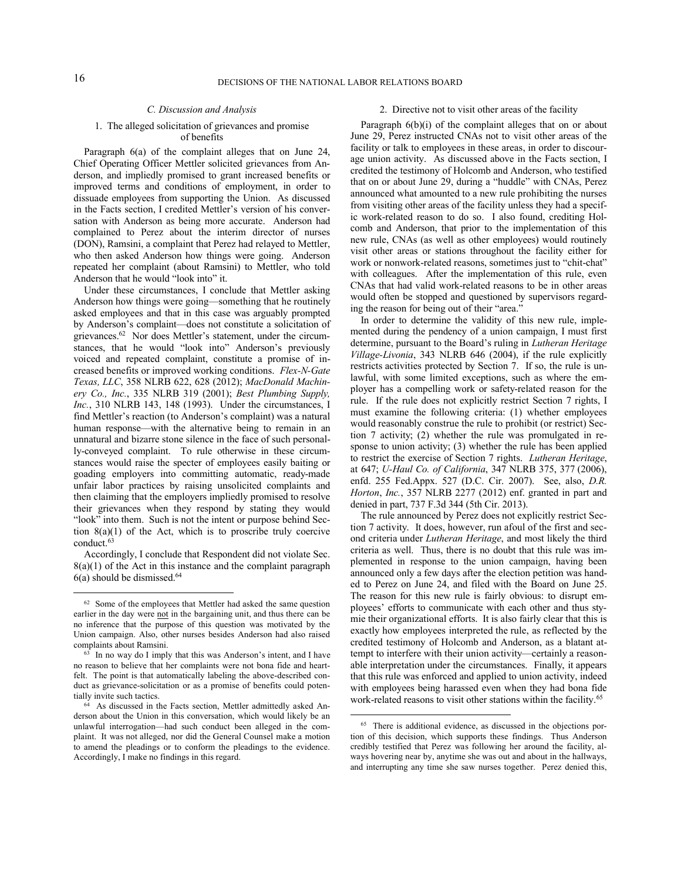### C. Discussion and Analysis

#### 1. The alleged solicitation of grievances and promise of benefits

Paragraph 6(a) of the complaint alleges that on June 24, Chief Operating Officer Mettler solicited grievances from Anderson, and impliedly promised to grant increased benefits or improved terms and conditions of employment, in order to dissuade employees from supporting the Union. As discussed in the Facts section, I credited Mettler's version of his conversation with Anderson as being more accurate. Anderson had complained to Perez about the interim director of nurses (DON), Ramsini, a complaint that Perez had relayed to Mettler, who then asked Anderson how things were going. Anderson repeated her complaint (about Ramsini) to Mettler, who told Anderson that he would "look into" it.

Under these circumstances, I conclude that Mettler asking Anderson how things were going—something that he routinely asked employees and that in this case was arguably prompted by Anderson's complaint—does not constitute a solicitation of grievances.[62] Nor does Mettler's statement, under the circumstances, that he would "look into" Anderson's previously voiced and repeated complaint, constitute a promise of increased benefits or improved working conditions. *Flex-N-Gate Texas, LLC*, 358 NLRB 622, 628 (2012); *MacDonald Machinery Co., Inc.*, 335 NLRB 319 (2001); *Best Plumbing Supply, Inc.*, 310 NLRB 143, 148 (1993). Under the circumstances, I find Mettler's reaction (to Anderson's complaint) was a natural human response—with the alternative being to remain in an unnatural and bizarre stone silence in the face of such personally-conveyed complaint. To rule otherwise in these circumstances would raise the specter of employees easily baiting or goading employers into committing automatic, ready-made unfair labor practices by raising unsolicited complaints and then claiming that the employers impliedly promised to resolve their grievances when they respond by stating they would "look" into them. Such is not the intent or purpose behind Section 8(a)(1) of the Act, which is to proscribe truly coercive conduct.[63]

Accordingly, I conclude that Respondent did not violate Sec. 8(a)(1) of the Act in this instance and the complaint paragraph 6(a) should be dismissed.[64]

#### 2. Directive not to visit other areas of the facility

Paragraph 6(b)(i) of the complaint alleges that on or about June 29, Perez instructed CNAs not to visit other areas of the facility or talk to employees in these areas, in order to discourage union activity. As discussed above in the Facts section, I credited the testimony of Holcomb and Anderson, who testified that on or about June 29, during a "huddle" with CNAs, Perez announced what amounted to a new rule prohibiting the nurses from visiting other areas of the facility unless they had a specific work-related reason to do so. I also found, crediting Holcomb and Anderson, that prior to the implementation of this new rule, CNAs (as well as other employees) would routinely visit other areas or stations throughout the facility either for work or nonwork-related reasons, sometimes just to "chit-chat" with colleagues. After the implementation of this rule, even CNAs that had valid work-related reasons to be in other areas would often be stopped and questioned by supervisors regarding the reason for being out of their "area."

In order to determine the validity of this new rule, implemented during the pendency of a union campaign, I must first determine, pursuant to the Board's ruling in *Lutheran Heritage Village-Livonia*, 343 NLRB 646 (2004), if the rule explicitly restricts activities protected by Section 7. If so, the rule is unlawful, with some limited exceptions, such as where the employer has a compelling work or safety-related reason for the rule. If the rule does not explicitly restrict Section 7 rights, I must examine the following criteria: (1) whether employees would reasonably construe the rule to prohibit (or restrict) Section 7 activity; (2) whether the rule was promulgated in response to union activity; (3) whether the rule has been applied to restrict the exercise of Section 7 rights. *Lutheran Heritage*, at 647; *U-Haul Co. of California*, 347 NLRB 375, 377 (2006), enfd. 255 Fed.Appx. 527 (D.C. Cir. 2007). See, also, *D.R. Horton, Inc.*, 357 NLRB 2277 (2012) enf. granted in part and denied in part, 737 F.3d 344 (5th Cir. 2013).

The rule announced by Perez does not explicitly restrict Section 7 activity. It does, however, run afoul of the first and second criteria under *Lutheran Heritage*, and most likely the third criteria as well. Thus, there is no doubt that this rule was implemented in response to the union campaign, having been announced only a few days after the election petition was handed to Perez on June 24, and filed with the Board on June 25. The reason for this new rule is fairly obvious: to disrupt employees' efforts to communicate with each other and thus stymie their organizational efforts. It is also fairly clear that this is exactly how employees interpreted the rule, as reflected by the credited testimony of Holcomb and Anderson, as a blatant attempt to interfere with their union activity—certainly a reasonable interpretation under the circumstances. Finally, it appears that this rule was enforced and applied to union activity, indeed with employees being harassed even when they had bona fide work-related reasons to visit other stations within the facility.[65]

---

[62] Some of the employees that Mettler had asked the same question earlier in the day were not in the bargaining unit, and thus there can be no inference that the purpose of this question was motivated by the Union campaign. Also, other nurses besides Anderson had also raised complaints about Ramsini.

[63] In no way do I imply that this was Anderson's intent, and I have no reason to believe that her complaints were not bona fide and heartfelt. The point is that automatically labeling the above-described conduct as grievance-solicitation or as a promise of benefits could potentially invite such tactics.

[64] As discussed in the Facts section, Mettler admittedly asked Anderson about the Union in this conversation, which would likely be an unlawful interrogation—had such conduct been alleged in the complaint. It was not alleged, nor did the General Counsel make a motion to amend the pleadings or to conform the pleadings to the evidence. Accordingly, I make no findings in this regard.

[65] There is additional evidence, as discussed in the objections portion of this decision, which supports these findings. Thus Anderson credibly testified that Perez was following her around the facility, always hovering near by, anytime she was out and about in the hallways, and interrupting any time she saw nurses together. Perez denied this,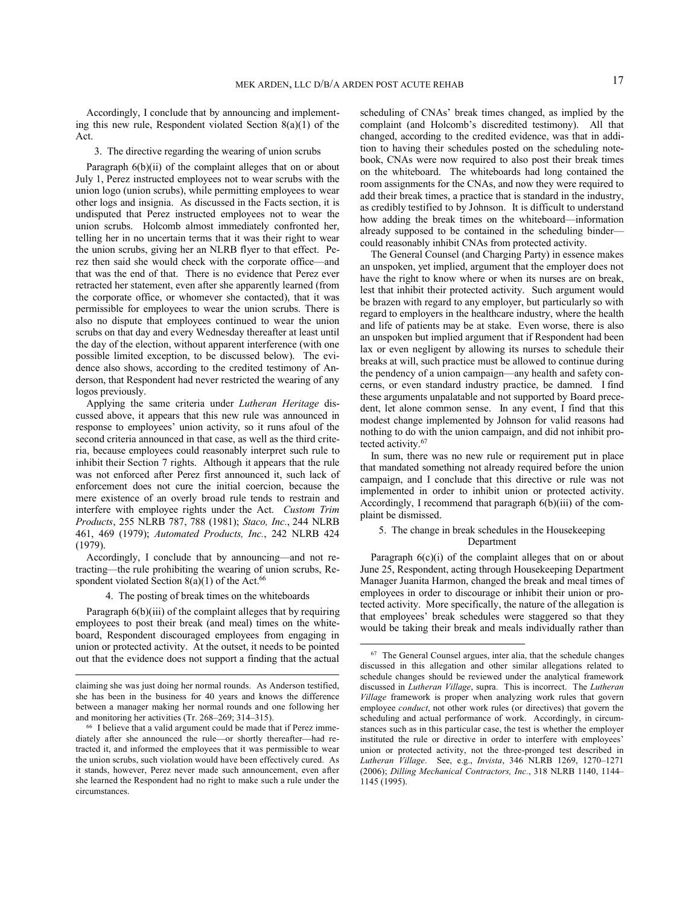Accordingly, I conclude that by announcing and implementing this new rule, Respondent violated Section 8(a)(1) of the Act.

### 3. The directive regarding the wearing of union scrubs

Paragraph 6(b)(ii) of the complaint alleges that on or about July 1, Perez instructed employees not to wear scrubs with the union logo (union scrubs), while permitting employees to wear other logs and insignia. As discussed in the Facts section, it is undisputed that Perez instructed employees not to wear the union scrubs. Holcomb almost immediately confronted her, telling her in no uncertain terms that it was their right to wear the union scrubs, giving her an NLRB flyer to that effect. Perez then said she would check with the corporate office—and that was the end of that. There is no evidence that Perez ever retracted her statement, even after she apparently learned (from the corporate office, or whomever she contacted), that it was permissible for employees to wear the union scrubs. There is also no dispute that employees continued to wear the union scrubs on that day and every Wednesday thereafter at least until the day of the election, without apparent interference (with one possible limited exception, to be discussed below). The evidence also shows, according to the credited testimony of Anderson, that Respondent had never restricted the wearing of any logos previously.

Applying the same criteria under *Lutheran Heritage* discussed above, it appears that this new rule was announced in response to employees' union activity, so it runs afoul of the second criteria announced in that case, as well as the third criteria, because employees could reasonably interpret such rule to inhibit their Section 7 rights. Although it appears that the rule was not enforced after Perez first announced it, such lack of enforcement does not cure the initial coercion, because the mere existence of an overly broad rule tends to restrain and interfere with employee rights under the Act. *Custom Trim Products*, 255 NLRB 787, 788 (1981); *Staco, Inc.*, 244 NLRB 461, 469 (1979); *Automated Products, Inc.*, 242 NLRB 424 (1979).

Accordingly, I conclude that by announcing—and not retracting—the rule prohibiting the wearing of union scrubs, Respondent violated Section 8(a)(1) of the Act.[66]

### 4. The posting of break times on the whiteboards

Paragraph 6(b)(iii) of the complaint alleges that by requiring employees to post their break (and meal) times on the whiteboard, Respondent discouraged employees from engaging in union or protected activity. At the outset, it needs to be pointed out that the evidence does not support a finding that the actual scheduling of CNAs' break times changed, as implied by the complaint (and Holcomb's discredited testimony). All that changed, according to the credited evidence, was that in addition to having their schedules posted on the scheduling notebook, CNAs were now required to also post their break times on the whiteboard. The whiteboards had long contained the room assignments for the CNAs, and now they were required to add their break times, a practice that is standard in the industry, as credibly testified to by Johnson. It is difficult to understand how adding the break times on the whiteboard—information already supposed to be contained in the scheduling binder—could reasonably inhibit CNAs from protected activity.

The General Counsel (and Charging Party) in essence makes an unspoken, yet implied, argument that the employer does not have the right to know where or when its nurses are on break, lest that inhibit their protected activity. Such argument would be brazen with regard to any employer, but particularly so with regard to employers in the healthcare industry, where the health and life of patients may be at stake. Even worse, there is also an unspoken but implied argument that if Respondent had been lax or even negligent by allowing its nurses to schedule their breaks at will, such practice must be allowed to continue during the pendency of a union campaign—any health and safety concerns, or even standard industry practice, be damned. I find these arguments unpalatable and not supported by Board precedent, let alone common sense. In any event, I find that this modest change implemented by Johnson for valid reasons had nothing to do with the union campaign, and did not inhibit protected activity.[67]

In sum, there was no new rule or requirement put in place that mandated something not already required before the union campaign, and I conclude that this directive or rule was not implemented in order to inhibit union or protected activity. Accordingly, I recommend that paragraph 6(b)(iii) of the complaint be dismissed.

### 5. The change in break schedules in the Housekeeping Department

Paragraph 6(c)(i) of the complaint alleges that on or about June 25, Respondent, acting through Housekeeping Department Manager Juanita Harmon, changed the break and meal times of employees in order to discourage or inhibit their union or protected activity. More specifically, the nature of the allegation is that employees' break schedules were staggered so that they would be taking their break and meals individually rather than

---

claiming she was just doing her normal rounds. As Anderson testified, she has been in the business for 40 years and knows the difference between a manager making her normal rounds and one following her and monitoring her activities (Tr. 268–269; 314–315).

[66] I believe that a valid argument could be made that if Perez immediately after she announced the rule—or shortly thereafter—had retracted it, and informed the employees that it was permissible to wear the union scrubs, such violation would have been effectively cured. As it stands, however, Perez never made such announcement, even after she learned the Respondent had no right to make such a rule under the circumstances.

[67] The General Counsel argues, inter alia, that the schedule changes discussed in this allegation and other similar allegations related to schedule changes should be reviewed under the analytical framework discussed in *Lutheran Village*, supra. This is incorrect. The *Lutheran Village* framework is proper when analyzing work rules that govern employee *conduct*, not other work rules (or directives) that govern the scheduling and actual performance of work. Accordingly, in circumstances such as in this particular case, the test is whether the employer instituted the rule or directive in order to interfere with employees' union or protected activity, not the three-pronged test described in *Lutheran Village*. See, e.g., *Invista*, 346 NLRB 1269, 1270–1271 (2006); *Dilling Mechanical Contractors, Inc.*, 318 NLRB 1140, 1144–1145 (1995).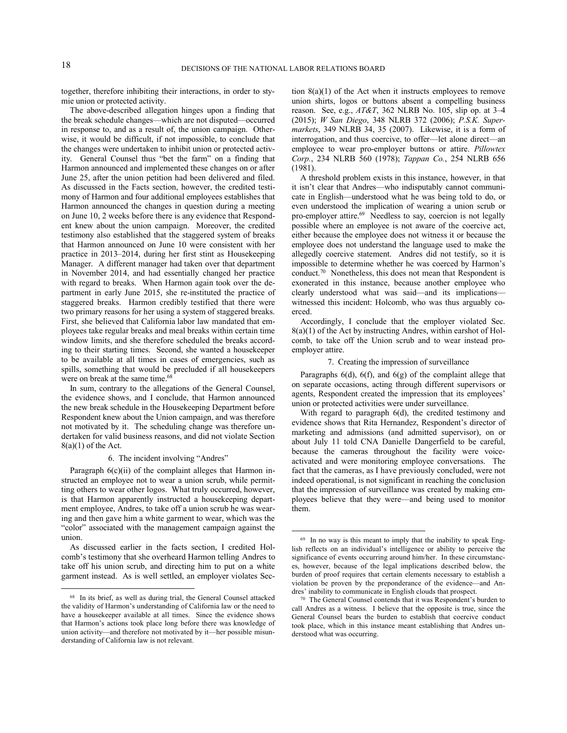together, therefore inhibiting their interactions, in order to stymie union or protected activity.

The above-described allegation hinges upon a finding that the break schedule changes—which are not disputed—occurred in response to, and as a result of, the union campaign. Otherwise, it would be difficult, if not impossible, to conclude that the changes were undertaken to inhibit union or protected activity. General Counsel thus "bet the farm" on a finding that Harmon announced and implemented these changes on or after June 25, after the union petition had been delivered and filed. As discussed in the Facts section, however, the credited testimony of Harmon and four additional employees establishes that Harmon announced the changes in question during a meeting on June 10, 2 weeks before there is any evidence that Respondent knew about the union campaign. Moreover, the credited testimony also established that the staggered system of breaks that Harmon announced on June 10 were consistent with her practice in 2013–2014, during her first stint as Housekeeping Manager. A different manager had taken over that department in November 2014, and had essentially changed her practice with regard to breaks. When Harmon again took over the department in early June 2015, she re-instituted the practice of staggered breaks. Harmon credibly testified that there were two primary reasons for her using a system of staggered breaks. First, she believed that California labor law mandated that employees take regular breaks and meal breaks within certain time window limits, and she therefore scheduled the breaks according to their starting times. Second, she wanted a housekeeper to be available at all times in cases of emergencies, such as spills, something that would be precluded if all housekeepers were on break at the same time.[68]

In sum, contrary to the allegations of the General Counsel, the evidence shows, and I conclude, that Harmon announced the new break schedule in the Housekeeping Department before Respondent knew about the Union campaign, and was therefore not motivated by it. The scheduling change was therefore undertaken for valid business reasons, and did not violate Section 8(a)(1) of the Act.

### 6. The incident involving "Andres"

Paragraph 6(c)(ii) of the complaint alleges that Harmon instructed an employee not to wear a union scrub, while permitting others to wear other logos. What truly occurred, however, is that Harmon apparently instructed a housekeeping department employee, Andres, to take off a union scrub he was wearing and then gave him a white garment to wear, which was the "color" associated with the management campaign against the union.

As discussed earlier in the facts section, I credited Holcomb's testimony that she overheard Harmon telling Andres to take off his union scrub, and directing him to put on a white garment instead. As is well settled, an employer violates Section 8(a)(1) of the Act when it instructs employees to remove union shirts, logos or buttons absent a compelling business reason. See, e.g., *AT&T*, 362 NLRB No. 105, slip op. at 3–4 (2015); *W San Diego*, 348 NLRB 372 (2006); *P.S.K. Supermarkets*, 349 NLRB 34, 35 (2007). Likewise, it is a form of interrogation, and thus coercive, to offer—let alone direct—an employee to wear pro-employer buttons or attire. *Pillowtex Corp.*, 234 NLRB 560 (1978); *Tappan Co.*, 254 NLRB 656 (1981).

A threshold problem exists in this instance, however, in that it isn't clear that Andres—who indisputably cannot communicate in English—understood what he was being told to do, or even understood the implication of wearing a union scrub or pro-employer attire.[69] Needless to say, coercion is not legally possible where an employee is not aware of the coercive act, either because the employee does not witness it or because the employee does not understand the language used to make the allegedly coercive statement. Andres did not testify, so it is impossible to determine whether he was coerced by Harmon's conduct.[70] Nonetheless, this does not mean that Respondent is exonerated in this instance, because another employee who clearly understood what was said—and its implications—witnessed this incident: Holcomb, who was thus arguably coerced.

Accordingly, I conclude that the employer violated Sec. 8(a)(1) of the Act by instructing Andres, within earshot of Holcomb, to take off the Union scrub and to wear instead pro-employer attire.

### 7. Creating the impression of surveillance

Paragraphs 6(d), 6(f), and 6(g) of the complaint allege that on separate occasions, acting through different supervisors or agents, Respondent created the impression that its employees' union or protected activities were under surveillance.

With regard to paragraph 6(d), the credited testimony and evidence shows that Rita Hernandez, Respondent's director of marketing and admissions (and admitted supervisor), on or about July 11 told CNA Danielle Dangerfield to be careful, because the cameras throughout the facility were voice-activated and were monitoring employee conversations. The fact that the cameras, as I have previously concluded, were not indeed operational, is not significant in reaching the conclusion that the impression of surveillance was created by making employees believe that they were—and being used to monitor them.

---

[68] In its brief, as well as during trial, the General Counsel attacked the validity of Harmon's understanding of California law or the need to have a housekeeper available at all times. Since the evidence shows that Harmon's actions took place long before there was knowledge of union activity—and therefore not motivated by it—her possible misunderstanding of California law is not relevant.

[69] In no way is this meant to imply that the inability to speak English reflects on an individual's intelligence or ability to perceive the significance of events occurring around him/her. In these circumstances, however, because of the legal implications described below, the burden of proof requires that certain elements necessary to establish a violation be proven by the preponderance of the evidence—and Andres' inability to communicate in English clouds that prospect.

[70] The General Counsel contends that it was Respondent's burden to call Andres as a witness. I believe that the opposite is true, since the General Counsel bears the burden to establish that coercive conduct took place, which in this instance meant establishing that Andres understood what was occurring.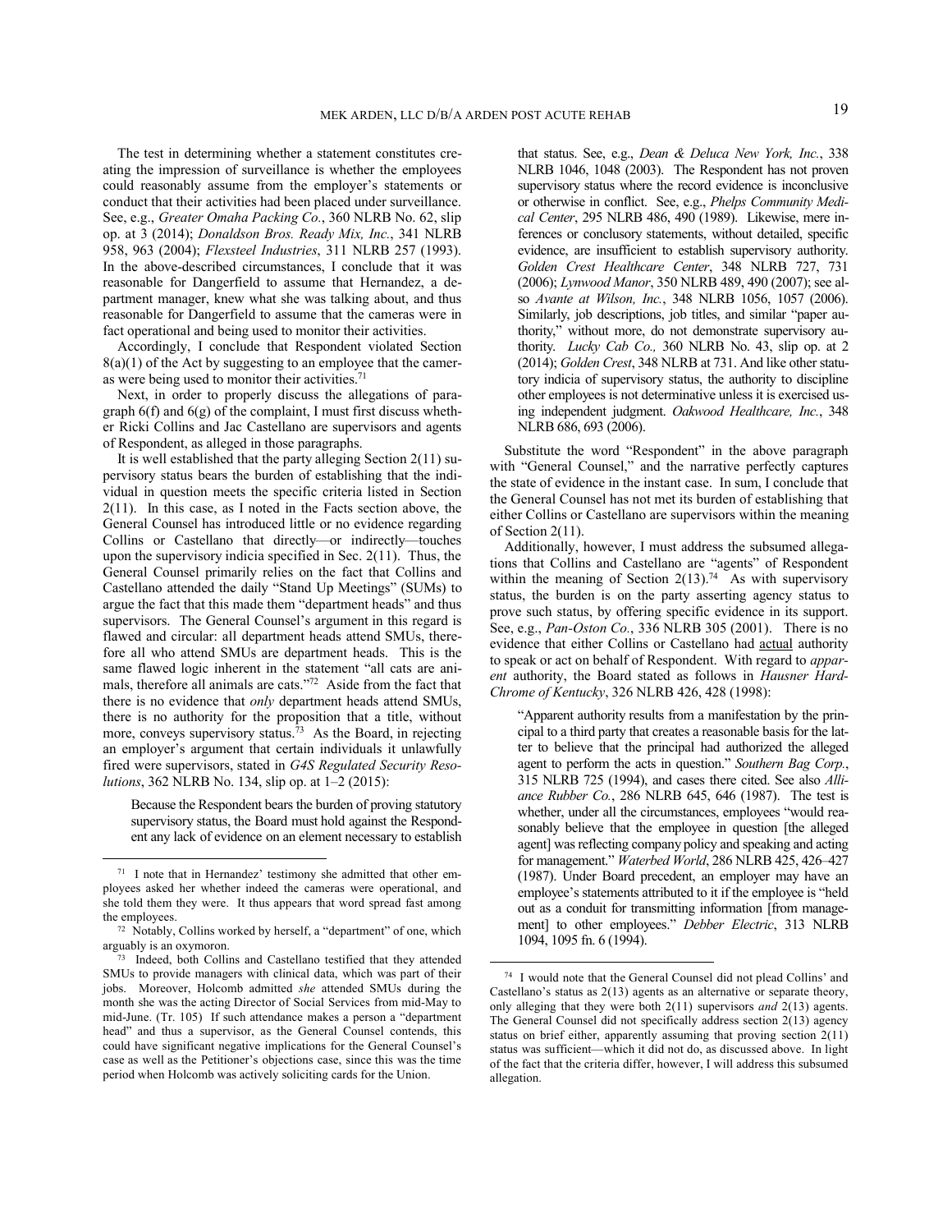The test in determining whether a statement constitutes creating the impression of surveillance is whether the employees could reasonably assume from the employer's statements or conduct that their activities had been placed under surveillance. See, e.g., *Greater Omaha Packing Co.*, 360 NLRB No. 62, slip op. at 3 (2014); *Donaldson Bros. Ready Mix, Inc.*, 341 NLRB 958, 963 (2004); *Flexsteel Industries*, 311 NLRB 257 (1993). In the above-described circumstances, I conclude that it was reasonable for Dangerfield to assume that Hernandez, a department manager, knew what she was talking about, and thus reasonable for Dangerfield to assume that the cameras were in fact operational and being used to monitor their activities.

Accordingly, I conclude that Respondent violated Section 8(a)(1) of the Act by suggesting to an employee that the cameras were being used to monitor their activities.[71]

Next, in order to properly discuss the allegations of paragraph 6(f) and 6(g) of the complaint, I must first discuss whether Ricki Collins and Jac Castellano are supervisors and agents of Respondent, as alleged in those paragraphs.

It is well established that the party alleging Section 2(11) supervisory status bears the burden of establishing that the individual in question meets the specific criteria listed in Section 2(11). In this case, as I noted in the Facts section above, the General Counsel has introduced little or no evidence regarding Collins or Castellano that directly—or indirectly—touches upon the supervisory indicia specified in Sec. 2(11). Thus, the General Counsel primarily relies on the fact that Collins and Castellano attended the daily "Stand Up Meetings" (SUMs) to argue the fact that this made them "department heads" and thus supervisors. The General Counsel's argument in this regard is flawed and circular: all department heads attend SUMs, therefore all who attend SUMs are department heads. This is the same flawed logic inherent in the statement "all cats are animals, therefore all animals are cats."[72] Aside from the fact that there is no evidence that *only* department heads attend SUMs, there is no authority for the proposition that a title, without more, conveys supervisory status.[73] As the Board, in rejecting an employer's argument that certain individuals it unlawfully fired were supervisors, stated in *G4S Regulated Security Resolutions*, 362 NLRB No. 134, slip op. at 1–2 (2015):

> Because the Respondent bears the burden of proving statutory supervisory status, the Board must hold against the Respondent any lack of evidence on an element necessary to establish that status. See, e.g., *Dean & Deluca New York, Inc.*, 338 NLRB 1046, 1048 (2003). The Respondent has not proven supervisory status where the record evidence is inconclusive or otherwise in conflict. See, e.g., *Phelps Community Medical Center*, 295 NLRB 486, 490 (1989). Likewise, mere inferences or conclusory statements, without detailed, specific evidence, are insufficient to establish supervisory authority. *Golden Crest Healthcare Center*, 348 NLRB 727, 731 (2006); *Lynwood Manor*, 350 NLRB 489, 490 (2007); see also *Avante at Wilson, Inc.*, 348 NLRB 1056, 1057 (2006). Similarly, job descriptions, job titles, and similar "paper authority," without more, do not demonstrate supervisory authority. *Lucky Cab Co.,* 360 NLRB No. 43, slip op. at 2 (2014); *Golden Crest*, 348 NLRB at 731. And like other statutory indicia of supervisory status, the authority to discipline other employees is not determinative unless it is exercised using independent judgment. *Oakwood Healthcare, Inc.*, 348 NLRB 686, 693 (2006).

Substitute the word "Respondent" in the above paragraph with "General Counsel," and the narrative perfectly captures the state of evidence in the instant case. In sum, I conclude that the General Counsel has not met its burden of establishing that either Collins or Castellano are supervisors within the meaning of Section 2(11).

Additionally, however, I must address the subsumed allegations that Collins and Castellano are "agents" of Respondent within the meaning of Section 2(13).[74] As with supervisory status, the burden is on the party asserting agency status to prove such status, by offering specific evidence in its support. See, e.g., *Pan-Oston Co.*, 336 NLRB 305 (2001). There is no evidence that either Collins or Castellano had actual authority to speak or act on behalf of Respondent. With regard to *apparent* authority, the Board stated as follows in *Hausner Hard-Chrome of Kentucky*, 326 NLRB 426, 428 (1998):

> "Apparent authority results from a manifestation by the principal to a third party that creates a reasonable basis for the latter to believe that the principal had authorized the alleged agent to perform the acts in question." *Southern Bag Corp.*, 315 NLRB 725 (1994), and cases there cited. See also *Alliance Rubber Co.*, 286 NLRB 645, 646 (1987). The test is whether, under all the circumstances, employees "would reasonably believe that the employee in question [the alleged agent] was reflecting company policy and speaking and acting for management." *Waterbed World*, 286 NLRB 425, 426–427 (1987). Under Board precedent, an employer may have an employee's statements attributed to it if the employee is "held out as a conduit for transmitting information [from management] to other employees." *Debber Electric*, 313 NLRB 1094, 1095 fn. 6 (1994).

---

[71] I note that in Hernandez' testimony she admitted that other employees asked her whether indeed the cameras were operational, and she told them they were. It thus appears that word spread fast among the employees.

[72] Notably, Collins worked by herself, a "department" of one, which arguably is an oxymoron.

[73] Indeed, both Collins and Castellano testified that they attended SUMs to provide managers with clinical data, which was part of their jobs. Moreover, Holcomb admitted *she* attended SUMs during the month she was the acting Director of Social Services from mid-May to mid-June. (Tr. 105) If such attendance makes a person a "department head" and thus a supervisor, as the General Counsel contends, this could have significant negative implications for the General Counsel's case as well as the Petitioner's objections case, since this was the time period when Holcomb was actively soliciting cards for the Union.

[74] I would note that the General Counsel did not plead Collins' and Castellano's status as 2(13) agents as an alternative or separate theory, only alleging that they were both 2(11) supervisors *and* 2(13) agents. The General Counsel did not specifically address section 2(13) agency status on brief either, apparently assuming that proving section 2(11) status was sufficient—which it did not do, as discussed above. In light of the fact that the criteria differ, however, I will address this subsumed allegation.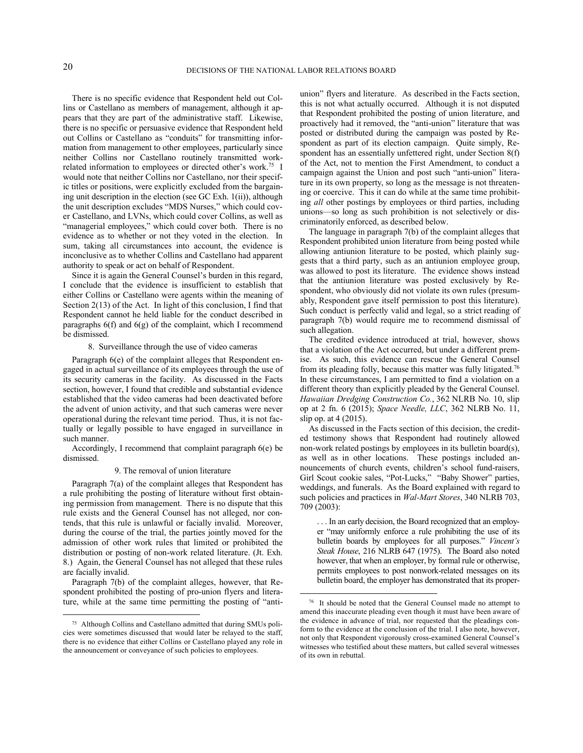There is no specific evidence that Respondent held out Collins or Castellano as members of management, although it appears that they are part of the administrative staff. Likewise, there is no specific or persuasive evidence that Respondent held out Collins or Castellano as "conduits" for transmitting information from management to other employees, particularly since neither Collins nor Castellano routinely transmitted work-related information to employees or directed other's work.[75] I would note that neither Collins nor Castellano, nor their specific titles or positions, were explicitly excluded from the bargaining unit description in the election (see GC Exh. 1(ii)), although the unit description excludes "MDS Nurses," which could cover Castellano, and LVNs, which could cover Collins, as well as "managerial employees," which could cover both. There is no evidence as to whether or not they voted in the election. In sum, taking all circumstances into account, the evidence is inconclusive as to whether Collins and Castellano had apparent authority to speak or act on behalf of Respondent.

Since it is again the General Counsel's burden in this regard, I conclude that the evidence is insufficient to establish that either Collins or Castellano were agents within the meaning of Section 2(13) of the Act. In light of this conclusion, I find that Respondent cannot he held liable for the conduct described in paragraphs 6(f) and 6(g) of the complaint, which I recommend be dismissed.

### 8. Surveillance through the use of video cameras

Paragraph 6(e) of the complaint alleges that Respondent engaged in actual surveillance of its employees through the use of its security cameras in the facility. As discussed in the Facts section, however, I found that credible and substantial evidence established that the video cameras had been deactivated before the advent of union activity, and that such cameras were never operational during the relevant time period. Thus, it is not factually or legally possible to have engaged in surveillance in such manner.

Accordingly, I recommend that complaint paragraph 6(e) be dismissed.

### 9. The removal of union literature

Paragraph 7(a) of the complaint alleges that Respondent has a rule prohibiting the posting of literature without first obtaining permission from management. There is no dispute that this rule exists and the General Counsel has not alleged, nor contends, that this rule is unlawful or facially invalid. Moreover, during the course of the trial, the parties jointly moved for the admission of other work rules that limited or prohibited the distribution or posting of non-work related literature. (Jt. Exh. 8.) Again, the General Counsel has not alleged that these rules are facially invalid.

Paragraph 7(b) of the complaint alleges, however, that Respondent prohibited the posting of pro-union flyers and literature, while at the same time permitting the posting of "anti-union" flyers and literature. As described in the Facts section, this is not what actually occurred. Although it is not disputed that Respondent prohibited the posting of union literature, and proactively had it removed, the "anti-union" literature that was posted or distributed during the campaign was posted by Respondent as part of its election campaign. Quite simply, Respondent has an essentially unfettered right, under Section 8(f) of the Act, not to mention the First Amendment, to conduct a campaign against the Union and post such "anti-union" literature in its own property, so long as the message is not threatening or coercive. This it can do while at the same time prohibiting *all* other postings by employees or third parties, including unions—so long as such prohibition is not selectively or discriminatorily enforced, as described below.

The language in paragraph 7(b) of the complaint alleges that Respondent prohibited union literature from being posted while allowing antiunion literature to be posted, which plainly suggests that a third party, such as an antiunion employee group, was allowed to post its literature. The evidence shows instead that the antiunion literature was posted exclusively by Respondent, who obviously did not violate its own rules (presumably, Respondent gave itself permission to post this literature). Such conduct is perfectly valid and legal, so a strict reading of paragraph 7(b) would require me to recommend dismissal of such allegation.

The credited evidence introduced at trial, however, shows that a violation of the Act occurred, but under a different premise. As such, this evidence can rescue the General Counsel from its pleading folly, because this matter was fully litigated.[76] In these circumstances, I am permitted to find a violation on a different theory than explicitly pleaded by the General Counsel. *Hawaiian Dredging Construction Co.*, 362 NLRB No. 10, slip op at 2 fn. 6 (2015); *Space Needle, LLC*, 362 NLRB No. 11, slip op. at 4 (2015).

As discussed in the Facts section of this decision, the credited testimony shows that Respondent had routinely allowed non-work related postings by employees in its bulletin board(s), as well as in other locations. These postings included announcements of church events, children's school fund-raisers, Girl Scout cookie sales, "Pot-Lucks," "Baby Shower" parties, weddings, and funerals. As the Board explained with regard to such policies and practices in *Wal-Mart Stores*, 340 NLRB 703, 709 (2003):

> . . . In an early decision, the Board recognized that an employer "may uniformly enforce a rule prohibiting the use of its bulletin boards by employees for all purposes." *Vincent's Steak House*, 216 NLRB 647 (1975). The Board also noted however, that when an employer, by formal rule or otherwise, permits employees to post nonwork-related messages on its bulletin board, the employer has demonstrated that its proper-

---

[75] Although Collins and Castellano admitted that during SMUs policies were sometimes discussed that would later be relayed to the staff, there is no evidence that either Collins or Castellano played any role in the announcement or conveyance of such policies to employees.

[76] It should be noted that the General Counsel made no attempt to amend this inaccurate pleading even though it must have been aware of the evidence in advance of trial, nor requested that the pleadings conform to the evidence at the conclusion of the trial. I also note, however, not only that Respondent vigorously cross-examined General Counsel's witnesses who testified about these matters, but called several witnesses of its own in rebuttal.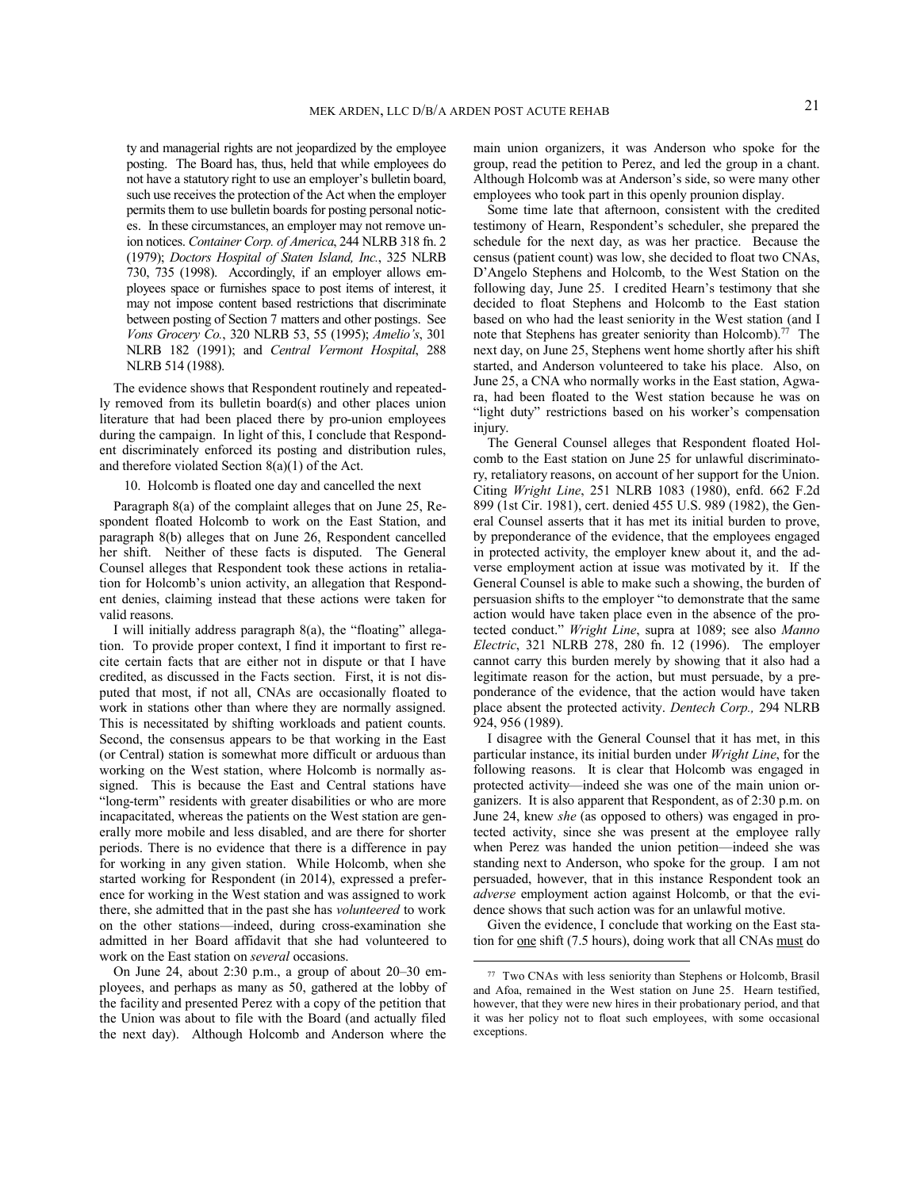ty and managerial rights are not jeopardized by the employee posting. The Board has, thus, held that while employees do not have a statutory right to use an employer's bulletin board, such use receives the protection of the Act when the employer permits them to use bulletin boards for posting personal notices. In these circumstances, an employer may not remove union notices. *Container Corp. of America*, 244 NLRB 318 fn. 2 (1979); *Doctors Hospital of Staten Island, Inc.*, 325 NLRB 730, 735 (1998). Accordingly, if an employer allows employees space or furnishes space to post items of interest, it may not impose content based restrictions that discriminate between posting of Section 7 matters and other postings. See *Vons Grocery Co.*, 320 NLRB 53, 55 (1995); *Amelio's*, 301 NLRB 182 (1991); and *Central Vermont Hospital*, 288 NLRB 514 (1988).

The evidence shows that Respondent routinely and repeatedly removed from its bulletin board(s) and other places union literature that had been placed there by pro-union employees during the campaign. In light of this, I conclude that Respondent discriminately enforced its posting and distribution rules, and therefore violated Section 8(a)(1) of the Act.

10. Holcomb is floated one day and cancelled the next

Paragraph 8(a) of the complaint alleges that on June 25, Respondent floated Holcomb to work on the East Station, and paragraph 8(b) alleges that on June 26, Respondent cancelled her shift. Neither of these facts is disputed. The General Counsel alleges that Respondent took these actions in retaliation for Holcomb's union activity, an allegation that Respondent denies, claiming instead that these actions were taken for valid reasons.

I will initially address paragraph 8(a), the "floating" allegation. To provide proper context, I find it important to first recite certain facts that are either not in dispute or that I have credited, as discussed in the Facts section. First, it is not disputed that most, if not all, CNAs are occasionally floated to work in stations other than where they are normally assigned. This is necessitated by shifting workloads and patient counts. Second, the consensus appears to be that working in the East (or Central) station is somewhat more difficult or arduous than working on the West station, where Holcomb is normally assigned. This is because the East and Central stations have "long-term" residents with greater disabilities or who are more incapacitated, whereas the patients on the West station are generally more mobile and less disabled, and are there for shorter periods. There is no evidence that there is a difference in pay for working in any given station. While Holcomb, when she started working for Respondent (in 2014), expressed a preference for working in the West station and was assigned to work there, she admitted that in the past she has *volunteered* to work on the other stations—indeed, during cross-examination she admitted in her Board affidavit that she had volunteered to work on the East station on *several* occasions.

On June 24, about 2:30 p.m., a group of about 20–30 employees, and perhaps as many as 50, gathered at the lobby of the facility and presented Perez with a copy of the petition that the Union was about to file with the Board (and actually filed the next day). Although Holcomb and Anderson where the main union organizers, it was Anderson who spoke for the group, read the petition to Perez, and led the group in a chant. Although Holcomb was at Anderson's side, so were many other employees who took part in this openly prounion display.

Some time late that afternoon, consistent with the credited testimony of Hearn, Respondent's scheduler, she prepared the schedule for the next day, as was her practice. Because the census (patient count) was low, she decided to float two CNAs, D'Angelo Stephens and Holcomb, to the West Station on the following day, June 25. I credited Hearn's testimony that she decided to float Stephens and Holcomb to the East station based on who had the least seniority in the West station (and I note that Stephens has greater seniority than Holcomb).[77] The next day, on June 25, Stephens went home shortly after his shift started, and Anderson volunteered to take his place. Also, on June 25, a CNA who normally works in the East station, Agwara, had been floated to the West station because he was on "light duty" restrictions based on his worker's compensation injury.

The General Counsel alleges that Respondent floated Holcomb to the East station on June 25 for unlawful discriminatory, retaliatory reasons, on account of her support for the Union. Citing *Wright Line*, 251 NLRB 1083 (1980), enfd. 662 F.2d 899 (1st Cir. 1981), cert. denied 455 U.S. 989 (1982), the General Counsel asserts that it has met its initial burden to prove, by preponderance of the evidence, that the employees engaged in protected activity, the employer knew about it, and the adverse employment action at issue was motivated by it. If the General Counsel is able to make such a showing, the burden of persuasion shifts to the employer "to demonstrate that the same action would have taken place even in the absence of the protected conduct." *Wright Line*, supra at 1089; see also *Manno Electric*, 321 NLRB 278, 280 fn. 12 (1996). The employer cannot carry this burden merely by showing that it also had a legitimate reason for the action, but must persuade, by a preponderance of the evidence, that the action would have taken place absent the protected activity. *Dentech Corp.,* 294 NLRB 924, 956 (1989).

I disagree with the General Counsel that it has met, in this particular instance, its initial burden under *Wright Line*, for the following reasons. It is clear that Holcomb was engaged in protected activity—indeed she was one of the main union organizers. It is also apparent that Respondent, as of 2:30 p.m. on June 24, knew *she* (as opposed to others) was engaged in protected activity, since she was present at the employee rally when Perez was handed the union petition—indeed she was standing next to Anderson, who spoke for the group. I am not persuaded, however, that in this instance Respondent took an *adverse* employment action against Holcomb, or that the evidence shows that such action was for an unlawful motive.

Given the evidence, I conclude that working on the East station for <u>one</u> shift (7.5 hours), doing work that all CNAs <u>must</u> do

[77] Two CNAs with less seniority than Stephens or Holcomb, Brasil and Afoa, remained in the West station on June 25. Hearn testified, however, that they were new hires in their probationary period, and that it was her policy not to float such employees, with some occasional exceptions.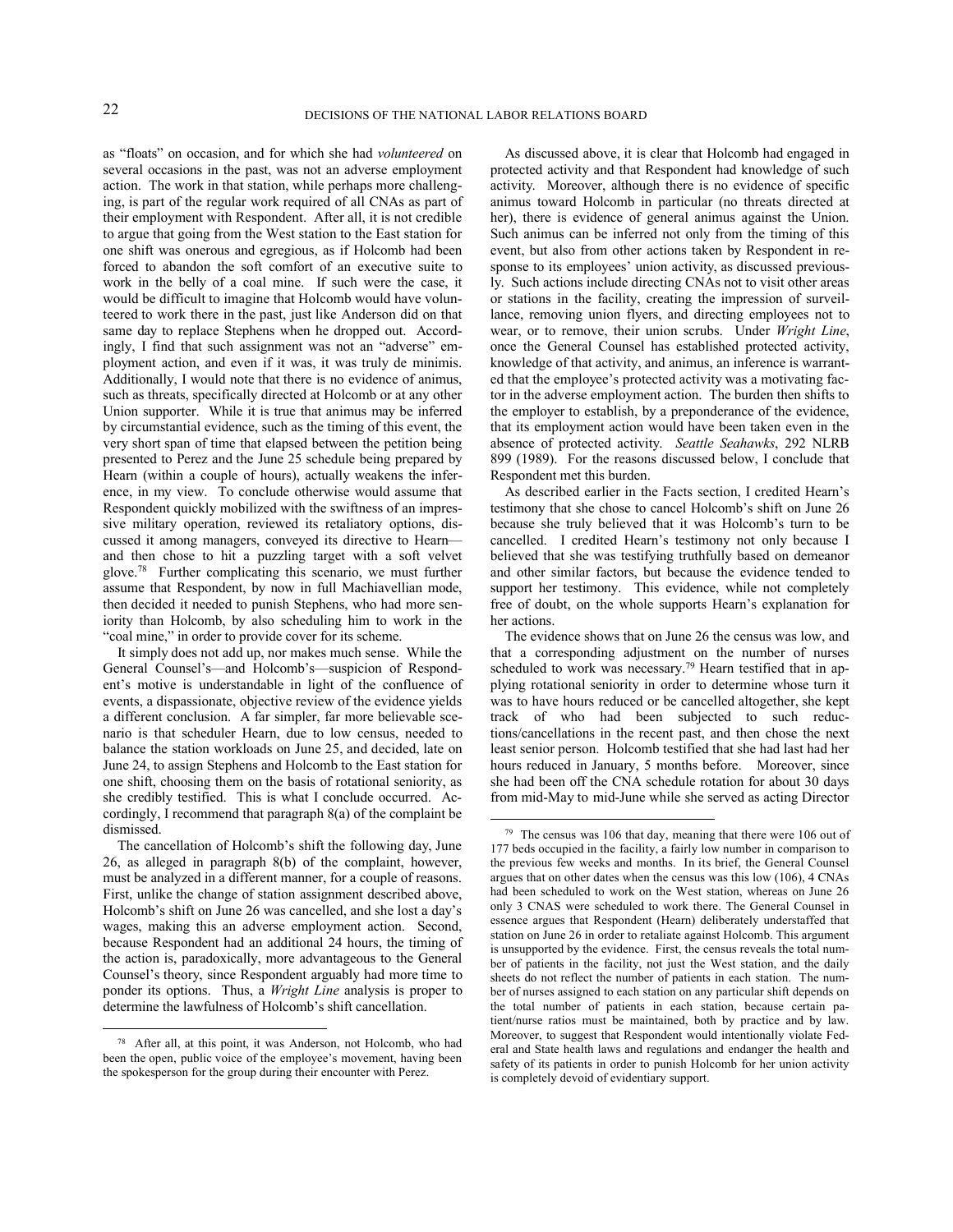as "floats" on occasion, and for which she had *volunteered* on several occasions in the past, was not an adverse employment action. The work in that station, while perhaps more challenging, is part of the regular work required of all CNAs as part of their employment with Respondent. After all, it is not credible to argue that going from the West station to the East station for one shift was onerous and egregious, as if Holcomb had been forced to abandon the soft comfort of an executive suite to work in the belly of a coal mine. If such were the case, it would be difficult to imagine that Holcomb would have volunteered to work there in the past, just like Anderson did on that same day to replace Stephens when he dropped out. Accordingly, I find that such assignment was not an "adverse" employment action, and even if it was, it was truly de minimis. Additionally, I would note that there is no evidence of animus, such as threats, specifically directed at Holcomb or at any other Union supporter. While it is true that animus may be inferred by circumstantial evidence, such as the timing of this event, the very short span of time that elapsed between the petition being presented to Perez and the June 25 schedule being prepared by Hearn (within a couple of hours), actually weakens the inference, in my view. To conclude otherwise would assume that Respondent quickly mobilized with the swiftness of an impressive military operation, reviewed its retaliatory options, discussed it among managers, conveyed its directive to Hearn—and then chose to hit a puzzling target with a soft velvet glove.[78] Further complicating this scenario, we must further assume that Respondent, by now in full Machiavellian mode, then decided it needed to punish Stephens, who had more seniority than Holcomb, by also scheduling him to work in the "coal mine," in order to provide cover for its scheme.

It simply does not add up, nor makes much sense. While the General Counsel's—and Holcomb's—suspicion of Respondent's motive is understandable in light of the confluence of events, a dispassionate, objective review of the evidence yields a different conclusion. A far simpler, far more believable scenario is that scheduler Hearn, due to low census, needed to balance the station workloads on June 25, and decided, late on June 24, to assign Stephens and Holcomb to the East station for one shift, choosing them on the basis of rotational seniority, as she credibly testified. This is what I conclude occurred. Accordingly, I recommend that paragraph 8(a) of the complaint be dismissed.

The cancellation of Holcomb's shift the following day, June 26, as alleged in paragraph 8(b) of the complaint, however, must be analyzed in a different manner, for a couple of reasons. First, unlike the change of station assignment described above, Holcomb's shift on June 26 was cancelled, and she lost a day's wages, making this an adverse employment action. Second, because Respondent had an additional 24 hours, the timing of the action is, paradoxically, more advantageous to the General Counsel's theory, since Respondent arguably had more time to ponder its options. Thus, a *Wright Line* analysis is proper to determine the lawfulness of Holcomb's shift cancellation.

As discussed above, it is clear that Holcomb had engaged in protected activity and that Respondent had knowledge of such activity. Moreover, although there is no evidence of specific animus toward Holcomb in particular (no threats directed at her), there is evidence of general animus against the Union. Such animus can be inferred not only from the timing of this event, but also from other actions taken by Respondent in response to its employees' union activity, as discussed previously. Such actions include directing CNAs not to visit other areas or stations in the facility, creating the impression of surveillance, removing union flyers, and directing employees not to wear, or to remove, their union scrubs. Under *Wright Line*, once the General Counsel has established protected activity, knowledge of that activity, and animus, an inference is warranted that the employee's protected activity was a motivating factor in the adverse employment action. The burden then shifts to the employer to establish, by a preponderance of the evidence, that its employment action would have been taken even in the absence of protected activity. *Seattle Seahawks*, 292 NLRB 899 (1989). For the reasons discussed below, I conclude that Respondent met this burden.

As described earlier in the Facts section, I credited Hearn's testimony that she chose to cancel Holcomb's shift on June 26 because she truly believed that it was Holcomb's turn to be cancelled. I credited Hearn's testimony not only because I believed that she was testifying truthfully based on demeanor and other similar factors, but because the evidence tended to support her testimony. This evidence, while not completely free of doubt, on the whole supports Hearn's explanation for her actions.

The evidence shows that on June 26 the census was low, and that a corresponding adjustment on the number of nurses scheduled to work was necessary.[79] Hearn testified that in applying rotational seniority in order to determine whose turn it was to have hours reduced or be cancelled altogether, she kept track of who had been subjected to such reductions/cancellations in the recent past, and then chose the next least senior person. Holcomb testified that she had last had her hours reduced in January, 5 months before. Moreover, since she had been off the CNA schedule rotation for about 30 days from mid-May to mid-June while she served as acting Director

---

[78] After all, at this point, it was Anderson, not Holcomb, who had been the open, public voice of the employee's movement, having been the spokesperson for the group during their encounter with Perez.

[79] The census was 106 that day, meaning that there were 106 out of 177 beds occupied in the facility, a fairly low number in comparison to the previous few weeks and months. In its brief, the General Counsel argues that on other dates when the census was this low (106), 4 CNAs had been scheduled to work on the West station, whereas on June 26 only 3 CNAS were scheduled to work there. The General Counsel in essence argues that Respondent (Hearn) deliberately understaffed that station on June 26 in order to retaliate against Holcomb. This argument is unsupported by the evidence. First, the census reveals the total number of patients in the facility, not just the West station, and the daily sheets do not reflect the number of patients in each station. The number of nurses assigned to each station on any particular shift depends on the total number of patients in each station, because certain patient/nurse ratios must be maintained, both by practice and by law. Moreover, to suggest that Respondent would intentionally violate Federal and State health laws and regulations and endanger the health and safety of its patients in order to punish Holcomb for her union activity is completely devoid of evidentiary support.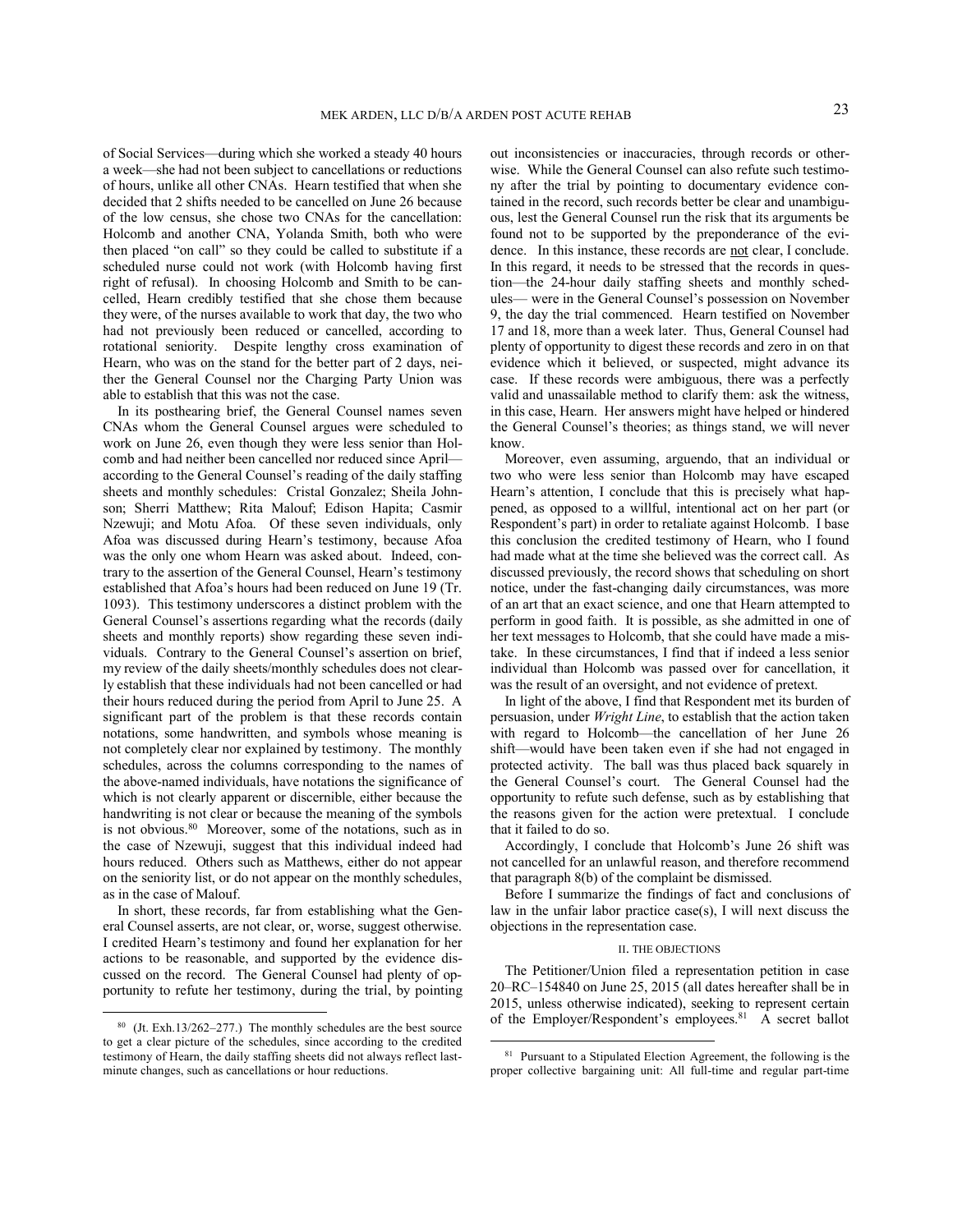of Social Services—during which she worked a steady 40 hours a week—she had not been subject to cancellations or reductions of hours, unlike all other CNAs. Hearn testified that when she decided that 2 shifts needed to be cancelled on June 26 because of the low census, she chose two CNAs for the cancellation: Holcomb and another CNA, Yolanda Smith, both who were then placed "on call" so they could be called to substitute if a scheduled nurse could not work (with Holcomb having first right of refusal). In choosing Holcomb and Smith to be cancelled, Hearn credibly testified that she chose them because they were, of the nurses available to work that day, the two who had not previously been reduced or cancelled, according to rotational seniority. Despite lengthy cross examination of Hearn, who was on the stand for the better part of 2 days, neither the General Counsel nor the Charging Party Union was able to establish that this was not the case.

In its posthearing brief, the General Counsel names seven CNAs whom the General Counsel argues were scheduled to work on June 26, even though they were less senior than Holcomb and had neither been cancelled nor reduced since April—according to the General Counsel's reading of the daily staffing sheets and monthly schedules: Cristal Gonzalez; Sheila Johnson; Sherri Matthew; Rita Malouf; Edison Hapita; Casmir Nzewuji; and Motu Afoa. Of these seven individuals, only Afoa was discussed during Hearn's testimony, because Afoa was the only one whom Hearn was asked about. Indeed, contrary to the assertion of the General Counsel, Hearn's testimony established that Afoa's hours had been reduced on June 19 (Tr. 1093). This testimony underscores a distinct problem with the General Counsel's assertions regarding what the records (daily sheets and monthly reports) show regarding these seven individuals. Contrary to the General Counsel's assertion on brief, my review of the daily sheets/monthly schedules does not clearly establish that these individuals had not been cancelled or had their hours reduced during the period from April to June 25. A significant part of the problem is that these records contain notations, some handwritten, and symbols whose meaning is not completely clear nor explained by testimony. The monthly schedules, across the columns corresponding to the names of the above-named individuals, have notations the significance of which is not clearly apparent or discernible, either because the handwriting is not clear or because the meaning of the symbols is not obvious.[80] Moreover, some of the notations, such as in the case of Nzewuji, suggest that this individual indeed had hours reduced. Others such as Matthews, either do not appear on the seniority list, or do not appear on the monthly schedules, as in the case of Malouf.

In short, these records, far from establishing what the General Counsel asserts, are not clear, or, worse, suggest otherwise. I credited Hearn's testimony and found her explanation for her actions to be reasonable, and supported by the evidence discussed on the record. The General Counsel had plenty of opportunity to refute her testimony, during the trial, by pointing out inconsistencies or inaccuracies, through records or otherwise. While the General Counsel can also refute such testimony after the trial by pointing to documentary evidence contained in the record, such records better be clear and unambiguous, lest the General Counsel run the risk that its arguments be found not to be supported by the preponderance of the evidence. In this instance, these records are not clear, I conclude. In this regard, it needs to be stressed that the records in question—the 24-hour daily staffing sheets and monthly schedules— were in the General Counsel's possession on November 9, the day the trial commenced. Hearn testified on November 17 and 18, more than a week later. Thus, General Counsel had plenty of opportunity to digest these records and zero in on that evidence which it believed, or suspected, might advance its case. If these records were ambiguous, there was a perfectly valid and unassailable method to clarify them: ask the witness, in this case, Hearn. Her answers might have helped or hindered the General Counsel's theories; as things stand, we will never know.

Moreover, even assuming, arguendo, that an individual or two who were less senior than Holcomb may have escaped Hearn's attention, I conclude that this is precisely what happened, as opposed to a willful, intentional act on her part (or Respondent's part) in order to retaliate against Holcomb. I base this conclusion the credited testimony of Hearn, who I found had made what at the time she believed was the correct call. As discussed previously, the record shows that scheduling on short notice, under the fast-changing daily circumstances, was more of an art that an exact science, and one that Hearn attempted to perform in good faith. It is possible, as she admitted in one of her text messages to Holcomb, that she could have made a mistake. In these circumstances, I find that if indeed a less senior individual than Holcomb was passed over for cancellation, it was the result of an oversight, and not evidence of pretext.

In light of the above, I find that Respondent met its burden of persuasion, under *Wright Line*, to establish that the action taken with regard to Holcomb—the cancellation of her June 26 shift—would have been taken even if she had not engaged in protected activity. The ball was thus placed back squarely in the General Counsel's court. The General Counsel had the opportunity to refute such defense, such as by establishing that the reasons given for the action were pretextual. I conclude that it failed to do so.

Accordingly, I conclude that Holcomb's June 26 shift was not cancelled for an unlawful reason, and therefore recommend that paragraph 8(b) of the complaint be dismissed.

Before I summarize the findings of fact and conclusions of law in the unfair labor practice case(s), I will next discuss the objections in the representation case.

## II. THE OBJECTIONS

The Petitioner/Union filed a representation petition in case 20–RC–154840 on June 25, 2015 (all dates hereafter shall be in 2015, unless otherwise indicated), seeking to represent certain of the Employer/Respondent's employees.[81] A secret ballot

---

[80] (Jt. Exh.13/262–277.) The monthly schedules are the best source to get a clear picture of the schedules, since according to the credited testimony of Hearn, the daily staffing sheets did not always reflect last-minute changes, such as cancellations or hour reductions.

[81] Pursuant to a Stipulated Election Agreement, the following is the proper collective bargaining unit: All full-time and regular part-time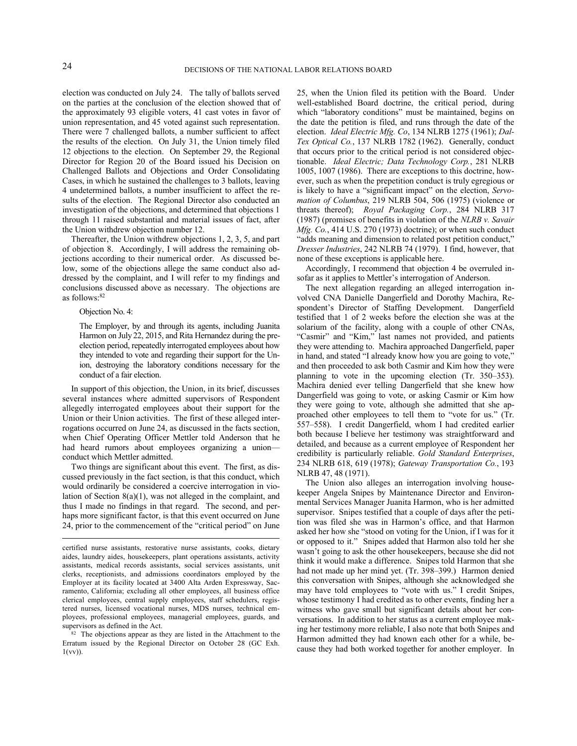election was conducted on July 24. The tally of ballots served on the parties at the conclusion of the election showed that of the approximately 93 eligible voters, 41 cast votes in favor of union representation, and 45 voted against such representation. There were 7 challenged ballots, a number sufficient to affect the results of the election. On July 31, the Union timely filed 12 objections to the election. On September 29, the Regional Director for Region 20 of the Board issued his Decision on Challenged Ballots and Objections and Order Consolidating Cases, in which he sustained the challenges to 3 ballots, leaving 4 undetermined ballots, a number insufficient to affect the results of the election. The Regional Director also conducted an investigation of the objections, and determined that objections 1 through 11 raised substantial and material issues of fact, after the Union withdrew objection number 12.

Thereafter, the Union withdrew objections 1, 2, 3, 5, and part of objection 8. Accordingly, I will address the remaining objections according to their numerical order. As discussed below, some of the objections allege the same conduct also addressed by the complaint, and I will refer to my findings and conclusions discussed above as necessary. The objections are as follows:[82]

Objection No. 4:

> The Employer, by and through its agents, including Juanita Harmon on July 22, 2015, and Rita Hernandez during the preelection period, repeatedly interrogated employees about how they intended to vote and regarding their support for the Union, destroying the laboratory conditions necessary for the conduct of a fair election.

In support of this objection, the Union, in its brief, discusses several instances where admitted supervisors of Respondent allegedly interrogated employees about their support for the Union or their Union activities. The first of these alleged interrogations occurred on June 24, as discussed in the facts section, when Chief Operating Officer Mettler told Anderson that he had heard rumors about employees organizing a union—conduct which Mettler admitted.

Two things are significant about this event. The first, as discussed previously in the fact section, is that this conduct, which would ordinarily be considered a coercive interrogation in violation of Section 8(a)(1), was not alleged in the complaint, and thus I made no findings in that regard. The second, and perhaps more significant factor, is that this event occurred on June 24, prior to the commencement of the "critical period" on June 25, when the Union filed its petition with the Board. Under well-established Board doctrine, the critical period, during which "laboratory conditions" must be maintained, begins on the date the petition is filed, and runs through the date of the election. *Ideal Electric Mfg. Co*, 134 NLRB 1275 (1961); *Dal-Tex Optical Co.*, 137 NLRB 1782 (1962). Generally, conduct that occurs prior to the critical period is not considered objectionable. *Ideal Electric; Data Technology Corp.*, 281 NLRB 1005, 1007 (1986). There are exceptions to this doctrine, however, such as when the prepetition conduct is truly egregious or is likely to have a "significant impact" on the election, *Servomation of Columbus*, 219 NLRB 504, 506 (1975) (violence or threats thereof); *Royal Packaging Corp.*, 284 NLRB 317 (1987) (promises of benefits in violation of the *NLRB v. Savair Mfg. Co.*, 414 U.S. 270 (1973) doctrine); or when such conduct "adds meaning and dimension to related post petition conduct," *Dresser Industries*, 242 NLRB 74 (1979). I find, however, that none of these exceptions is applicable here.

Accordingly, I recommend that objection 4 be overruled insofar as it applies to Mettler's interrogation of Anderson.

The next allegation regarding an alleged interrogation involved CNA Danielle Dangerfield and Dorothy Machira, Respondent's Director of Staffing Development. Dangerfield testified that 1 of 2 weeks before the election she was at the solarium of the facility, along with a couple of other CNAs, "Casmir" and "Kim," last names not provided, and patients they were attending to. Machira approached Dangerfield, paper in hand, and stated "I already know how you are going to vote," and then proceeded to ask both Casmir and Kim how they were planning to vote in the upcoming election (Tr. 350–353). Machira denied ever telling Dangerfield that she knew how Dangerfield was going to vote, or asking Casmir or Kim how they were going to vote, although she admitted that she approached other employees to tell them to "vote for us." (Tr. 557–558). I credit Dangerfield, whom I had credited earlier both because I believe her testimony was straightforward and detailed, and because as a current employee of Respondent her credibility is particularly reliable. *Gold Standard Enterprises*, 234 NLRB 618, 619 (1978); *Gateway Transportation Co.*, 193 NLRB 47, 48 (1971).

The Union also alleges an interrogation involving housekeeper Angela Snipes by Maintenance Director and Environmental Services Manager Juanita Harmon, who is her admitted supervisor. Snipes testified that a couple of days after the petition was filed she was in Harmon's office, and that Harmon asked her how she "stood on voting for the Union, if I was for it or opposed to it." Snipes added that Harmon also told her she wasn't going to ask the other housekeepers, because she did not think it would make a difference. Snipes told Harmon that she had not made up her mind yet. (Tr. 398–399.) Harmon denied this conversation with Snipes, although she acknowledged she may have told employees to "vote with us." I credit Snipes, whose testimony I had credited as to other events, finding her a witness who gave small but significant details about her conversations. In addition to her status as a current employee making her testimony more reliable, I also note that both Snipes and Harmon admitted they had known each other for a while, because they had both worked together for another employer. In

---

certified nurse assistants, restorative nurse assistants, cooks, dietary aides, laundry aides, housekeepers, plant operations assistants, activity assistants, medical records assistants, social services assistants, unit clerks, receptionists, and admissions coordinators employed by the Employer at its facility located at 3400 Alta Arden Expressway, Sacramento, California; excluding all other employees, all business office clerical employees, central supply employees, staff schedulers, registered nurses, licensed vocational nurses, MDS nurses, technical employees, professional employees, managerial employees, guards, and supervisors as defined in the Act.

[82] The objections appear as they are listed in the Attachment to the Erratum issued by the Regional Director on October 28 (GC Exh. 1(vv)).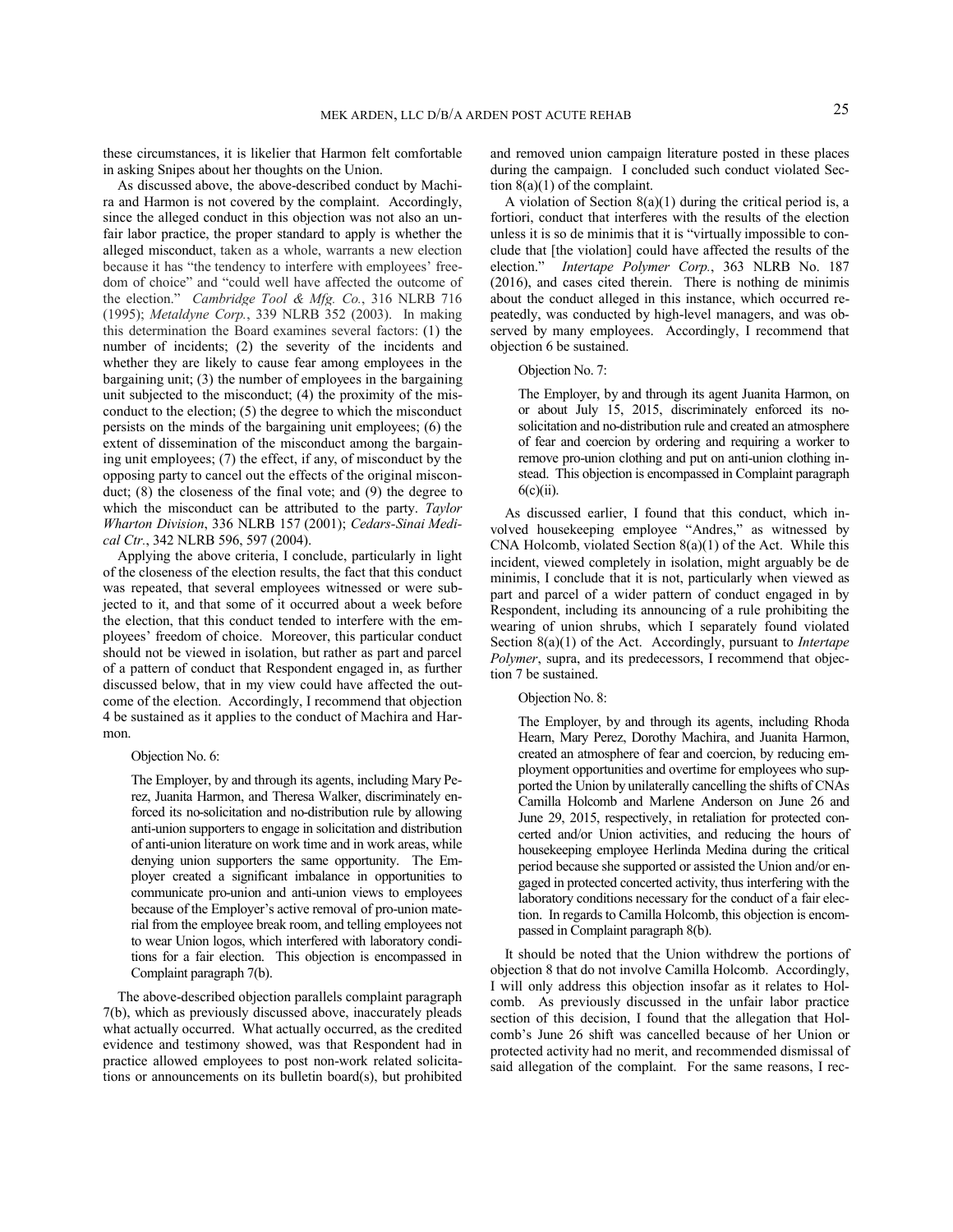these circumstances, it is likelier that Harmon felt comfortable in asking Snipes about her thoughts on the Union.

As discussed above, the above-described conduct by Machira and Harmon is not covered by the complaint. Accordingly, since the alleged conduct in this objection was not also an unfair labor practice, the proper standard to apply is whether the alleged misconduct, taken as a whole, warrants a new election because it has "the tendency to interfere with employees' freedom of choice" and "could well have affected the outcome of the election." *Cambridge Tool & Mfg. Co.*, 316 NLRB 716 (1995); *Metaldyne Corp.*, 339 NLRB 352 (2003). In making this determination the Board examines several factors: (1) the number of incidents; (2) the severity of the incidents and whether they are likely to cause fear among employees in the bargaining unit; (3) the number of employees in the bargaining unit subjected to the misconduct; (4) the proximity of the misconduct to the election; (5) the degree to which the misconduct persists on the minds of the bargaining unit employees; (6) the extent of dissemination of the misconduct among the bargaining unit employees; (7) the effect, if any, of misconduct by the opposing party to cancel out the effects of the original misconduct; (8) the closeness of the final vote; and (9) the degree to which the misconduct can be attributed to the party. *Taylor Wharton Division*, 336 NLRB 157 (2001); *Cedars-Sinai Medical Ctr.*, 342 NLRB 596, 597 (2004).

Applying the above criteria, I conclude, particularly in light of the closeness of the election results, the fact that this conduct was repeated, that several employees witnessed or were subjected to it, and that some of it occurred about a week before the election, that this conduct tended to interfere with the employees' freedom of choice. Moreover, this particular conduct should not be viewed in isolation, but rather as part and parcel of a pattern of conduct that Respondent engaged in, as further discussed below, that in my view could have affected the outcome of the election. Accordingly, I recommend that objection 4 be sustained as it applies to the conduct of Machira and Harmon.

Objection No. 6:

> The Employer, by and through its agents, including Mary Perez, Juanita Harmon, and Theresa Walker, discriminately enforced its no-solicitation and no-distribution rule by allowing anti-union supporters to engage in solicitation and distribution of anti-union literature on work time and in work areas, while denying union supporters the same opportunity. The Employer created a significant imbalance in opportunities to communicate pro-union and anti-union views to employees because of the Employer's active removal of pro-union material from the employee break room, and telling employees not to wear Union logos, which interfered with laboratory conditions for a fair election. This objection is encompassed in Complaint paragraph 7(b).

The above-described objection parallels complaint paragraph 7(b), which as previously discussed above, inaccurately pleads what actually occurred. What actually occurred, as the credited evidence and testimony showed, was that Respondent had in practice allowed employees to post non-work related solicitations or announcements on its bulletin board(s), but prohibited and removed union campaign literature posted in these places during the campaign. I concluded such conduct violated Section 8(a)(1) of the complaint.

A violation of Section 8(a)(1) during the critical period is, a fortiori, conduct that interferes with the results of the election unless it is so de minimis that it is "virtually impossible to conclude that [the violation] could have affected the results of the election." *Intertape Polymer Corp.*, 363 NLRB No. 187 (2016), and cases cited therein. There is nothing de minimis about the conduct alleged in this instance, which occurred repeatedly, was conducted by high-level managers, and was observed by many employees. Accordingly, I recommend that objection 6 be sustained.

Objection No. 7:

> The Employer, by and through its agent Juanita Harmon, on or about July 15, 2015, discriminately enforced its no-solicitation and no-distribution rule and created an atmosphere of fear and coercion by ordering and requiring a worker to remove pro-union clothing and put on anti-union clothing instead. This objection is encompassed in Complaint paragraph 6(c)(ii).

As discussed earlier, I found that this conduct, which involved housekeeping employee "Andres," as witnessed by CNA Holcomb, violated Section 8(a)(1) of the Act. While this incident, viewed completely in isolation, might arguably be de minimis, I conclude that it is not, particularly when viewed as part and parcel of a wider pattern of conduct engaged in by Respondent, including its announcing of a rule prohibiting the wearing of union shrubs, which I separately found violated Section 8(a)(1) of the Act. Accordingly, pursuant to *Intertape Polymer*, supra, and its predecessors, I recommend that objection 7 be sustained.

Objection No. 8:

> The Employer, by and through its agents, including Rhoda Hearn, Mary Perez, Dorothy Machira, and Juanita Harmon, created an atmosphere of fear and coercion, by reducing employment opportunities and overtime for employees who supported the Union by unilaterally cancelling the shifts of CNAs Camilla Holcomb and Marlene Anderson on June 26 and June 29, 2015, respectively, in retaliation for protected concerted and/or Union activities, and reducing the hours of housekeeping employee Herlinda Medina during the critical period because she supported or assisted the Union and/or engaged in protected concerted activity, thus interfering with the laboratory conditions necessary for the conduct of a fair election. In regards to Camilla Holcomb, this objection is encompassed in Complaint paragraph 8(b).

It should be noted that the Union withdrew the portions of objection 8 that do not involve Camilla Holcomb. Accordingly, I will only address this objection insofar as it relates to Holcomb. As previously discussed in the unfair labor practice section of this decision, I found that the allegation that Holcomb's June 26 shift was cancelled because of her Union or protected activity had no merit, and recommended dismissal of said allegation of the complaint. For the same reasons, I rec-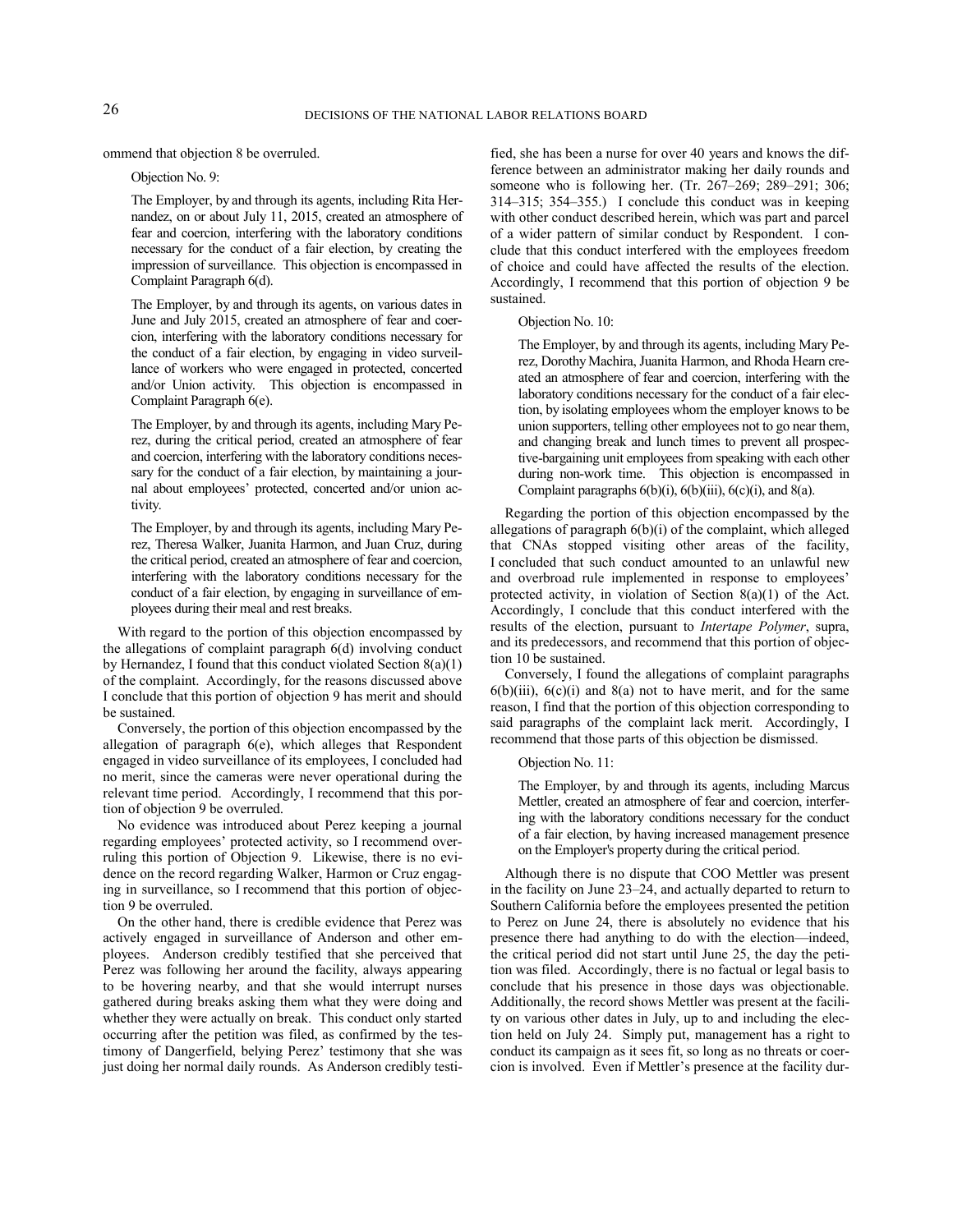ommend that objection 8 be overruled.

Objection No. 9:

> The Employer, by and through its agents, including Rita Hernandez, on or about July 11, 2015, created an atmosphere of fear and coercion, interfering with the laboratory conditions necessary for the conduct of a fair election, by creating the impression of surveillance. This objection is encompassed in Complaint Paragraph 6(d).
>
> The Employer, by and through its agents, on various dates in June and July 2015, created an atmosphere of fear and coercion, interfering with the laboratory conditions necessary for the conduct of a fair election, by engaging in video surveillance of workers who were engaged in protected, concerted and/or Union activity. This objection is encompassed in Complaint Paragraph 6(e).
>
> The Employer, by and through its agents, including Mary Perez, during the critical period, created an atmosphere of fear and coercion, interfering with the laboratory conditions necessary for the conduct of a fair election, by maintaining a journal about employees' protected, concerted and/or union activity.
>
> The Employer, by and through its agents, including Mary Perez, Theresa Walker, Juanita Harmon, and Juan Cruz, during the critical period, created an atmosphere of fear and coercion, interfering with the laboratory conditions necessary for the conduct of a fair election, by engaging in surveillance of employees during their meal and rest breaks.

With regard to the portion of this objection encompassed by the allegations of complaint paragraph 6(d) involving conduct by Hernandez, I found that this conduct violated Section 8(a)(1) of the complaint. Accordingly, for the reasons discussed above I conclude that this portion of objection 9 has merit and should be sustained.

Conversely, the portion of this objection encompassed by the allegation of paragraph 6(e), which alleges that Respondent engaged in video surveillance of its employees, I concluded had no merit, since the cameras were never operational during the relevant time period. Accordingly, I recommend that this portion of objection 9 be overruled.

No evidence was introduced about Perez keeping a journal regarding employees' protected activity, so I recommend overruling this portion of Objection 9. Likewise, there is no evidence on the record regarding Walker, Harmon or Cruz engaging in surveillance, so I recommend that this portion of objection 9 be overruled.

On the other hand, there is credible evidence that Perez was actively engaged in surveillance of Anderson and other employees. Anderson credibly testified that she perceived that Perez was following her around the facility, always appearing to be hovering nearby, and that she would interrupt nurses gathered during breaks asking them what they were doing and whether they were actually on break. This conduct only started occurring after the petition was filed, as confirmed by the testimony of Dangerfield, belying Perez' testimony that she was just doing her normal daily rounds. As Anderson credibly testified, she has been a nurse for over 40 years and knows the difference between an administrator making her daily rounds and someone who is following her. (Tr. 267–269; 289–291; 306; 314–315; 354–355.) I conclude this conduct was in keeping with other conduct described herein, which was part and parcel of a wider pattern of similar conduct by Respondent. I conclude that this conduct interfered with the employees freedom of choice and could have affected the results of the election. Accordingly, I recommend that this portion of objection 9 be sustained.

Objection No. 10:

> The Employer, by and through its agents, including Mary Perez, Dorothy Machira, Juanita Harmon, and Rhoda Hearn created an atmosphere of fear and coercion, interfering with the laboratory conditions necessary for the conduct of a fair election, by isolating employees whom the employer knows to be union supporters, telling other employees not to go near them, and changing break and lunch times to prevent all prospective-bargaining unit employees from speaking with each other during non-work time. This objection is encompassed in Complaint paragraphs 6(b)(i), 6(b)(iii), 6(c)(i), and 8(a).

Regarding the portion of this objection encompassed by the allegations of paragraph 6(b)(i) of the complaint, which alleged that CNAs stopped visiting other areas of the facility, I concluded that such conduct amounted to an unlawful new and overbroad rule implemented in response to employees' protected activity, in violation of Section 8(a)(1) of the Act. Accordingly, I conclude that this conduct interfered with the results of the election, pursuant to *Intertape Polymer*, supra, and its predecessors, and recommend that this portion of objection 10 be sustained.

Conversely, I found the allegations of complaint paragraphs 6(b)(iii), 6(c)(i) and 8(a) not to have merit, and for the same reason, I find that the portion of this objection corresponding to said paragraphs of the complaint lack merit. Accordingly, I recommend that those parts of this objection be dismissed.

Objection No. 11:

> The Employer, by and through its agents, including Marcus Mettler, created an atmosphere of fear and coercion, interfering with the laboratory conditions necessary for the conduct of a fair election, by having increased management presence on the Employer's property during the critical period.

Although there is no dispute that COO Mettler was present in the facility on June 23–24, and actually departed to return to Southern California before the employees presented the petition to Perez on June 24, there is absolutely no evidence that his presence there had anything to do with the election—indeed, the critical period did not start until June 25, the day the petition was filed. Accordingly, there is no factual or legal basis to conclude that his presence in those days was objectionable. Additionally, the record shows Mettler was present at the facility on various other dates in July, up to and including the election held on July 24. Simply put, management has a right to conduct its campaign as it sees fit, so long as no threats or coercion is involved. Even if Mettler's presence at the facility dur-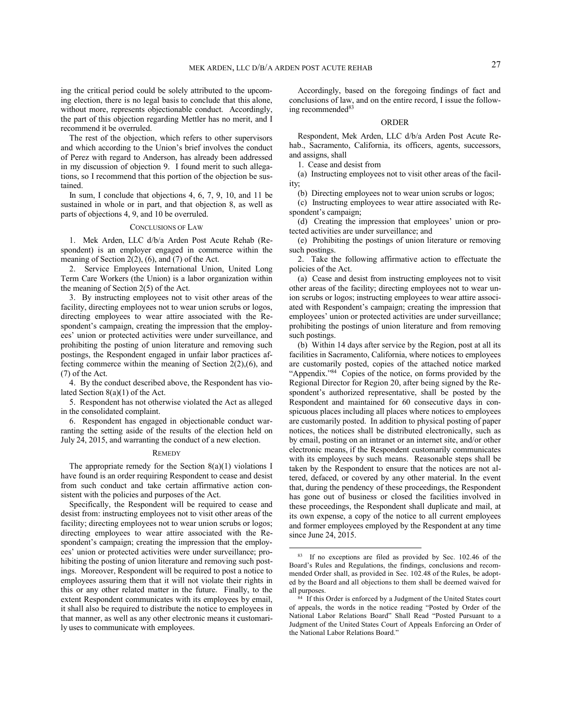ing the critical period could be solely attributed to the upcoming election, there is no legal basis to conclude that this alone, without more, represents objectionable conduct. Accordingly, the part of this objection regarding Mettler has no merit, and I recommend it be overruled.

The rest of the objection, which refers to other supervisors and which according to the Union's brief involves the conduct of Perez with regard to Anderson, has already been addressed in my discussion of objection 9. I found merit to such allegations, so I recommend that this portion of the objection be sustained.

In sum, I conclude that objections 4, 6, 7, 9, 10, and 11 be sustained in whole or in part, and that objection 8, as well as parts of objections 4, 9, and 10 be overruled.

## CONCLUSIONS OF LAW

1. Mek Arden, LLC d/b/a Arden Post Acute Rehab (Respondent) is an employer engaged in commerce within the meaning of Section 2(2), (6), and (7) of the Act.

2. Service Employees International Union, United Long Term Care Workers (the Union) is a labor organization within the meaning of Section 2(5) of the Act.

3. By instructing employees not to visit other areas of the facility, directing employees not to wear union scrubs or logos, directing employees to wear attire associated with the Respondent's campaign, creating the impression that the employees' union or protected activities were under surveillance, and prohibiting the posting of union literature and removing such postings, the Respondent engaged in unfair labor practices affecting commerce within the meaning of Section 2(2),(6), and (7) of the Act.

4. By the conduct described above, the Respondent has violated Section 8(a)(1) of the Act.

5. Respondent has not otherwise violated the Act as alleged in the consolidated complaint.

6. Respondent has engaged in objectionable conduct warranting the setting aside of the results of the election held on July 24, 2015, and warranting the conduct of a new election.

## REMEDY

The appropriate remedy for the Section 8(a)(1) violations I have found is an order requiring Respondent to cease and desist from such conduct and take certain affirmative action consistent with the policies and purposes of the Act.

Specifically, the Respondent will be required to cease and desist from: instructing employees not to visit other areas of the facility; directing employees not to wear union scrubs or logos; directing employees to wear attire associated with the Respondent's campaign; creating the impression that the employees' union or protected activities were under surveillance; prohibiting the posting of union literature and removing such postings. Moreover, Respondent will be required to post a notice to employees assuring them that it will not violate their rights in this or any other related matter in the future. Finally, to the extent Respondent communicates with its employees by email, it shall also be required to distribute the notice to employees in that manner, as well as any other electronic means it customarily uses to communicate with employees.

Accordingly, based on the foregoing findings of fact and conclusions of law, and on the entire record, I issue the following recommended[83]

## ORDER

Respondent, Mek Arden, LLC d/b/a Arden Post Acute Rehab., Sacramento, California, its officers, agents, successors, and assigns, shall

1. Cease and desist from

(a) Instructing employees not to visit other areas of the facility;

(b) Directing employees not to wear union scrubs or logos;

(c) Instructing employees to wear attire associated with Respondent's campaign;

(d) Creating the impression that employees' union or protected activities are under surveillance; and

(e) Prohibiting the postings of union literature or removing such postings.

2. Take the following affirmative action to effectuate the policies of the Act.

(a) Cease and desist from instructing employees not to visit other areas of the facility; directing employees not to wear union scrubs or logos; instructing employees to wear attire associated with Respondent's campaign; creating the impression that employees' union or protected activities are under surveillance; prohibiting the postings of union literature and from removing such postings.

(b) Within 14 days after service by the Region, post at all its facilities in Sacramento, California, where notices to employees are customarily posted, copies of the attached notice marked "Appendix."[84] Copies of the notice, on forms provided by the Regional Director for Region 20, after being signed by the Respondent's authorized representative, shall be posted by the Respondent and maintained for 60 consecutive days in conspicuous places including all places where notices to employees are customarily posted. In addition to physical posting of paper notices, the notices shall be distributed electronically, such as by email, posting on an intranet or an internet site, and/or other electronic means, if the Respondent customarily communicates with its employees by such means. Reasonable steps shall be taken by the Respondent to ensure that the notices are not altered, defaced, or covered by any other material. In the event that, during the pendency of these proceedings, the Respondent has gone out of business or closed the facilities involved in these proceedings, the Respondent shall duplicate and mail, at its own expense, a copy of the notice to all current employees and former employees employed by the Respondent at any time since June 24, 2015.

---

[83] If no exceptions are filed as provided by Sec. 102.46 of the Board's Rules and Regulations, the findings, conclusions and recommended Order shall, as provided in Sec. 102.48 of the Rules, be adopted by the Board and all objections to them shall be deemed waived for all purposes.

[84] If this Order is enforced by a Judgment of the United States court of appeals, the words in the notice reading "Posted by Order of the National Labor Relations Board" Shall Read "Posted Pursuant to a Judgment of the United States Court of Appeals Enforcing an Order of the National Labor Relations Board."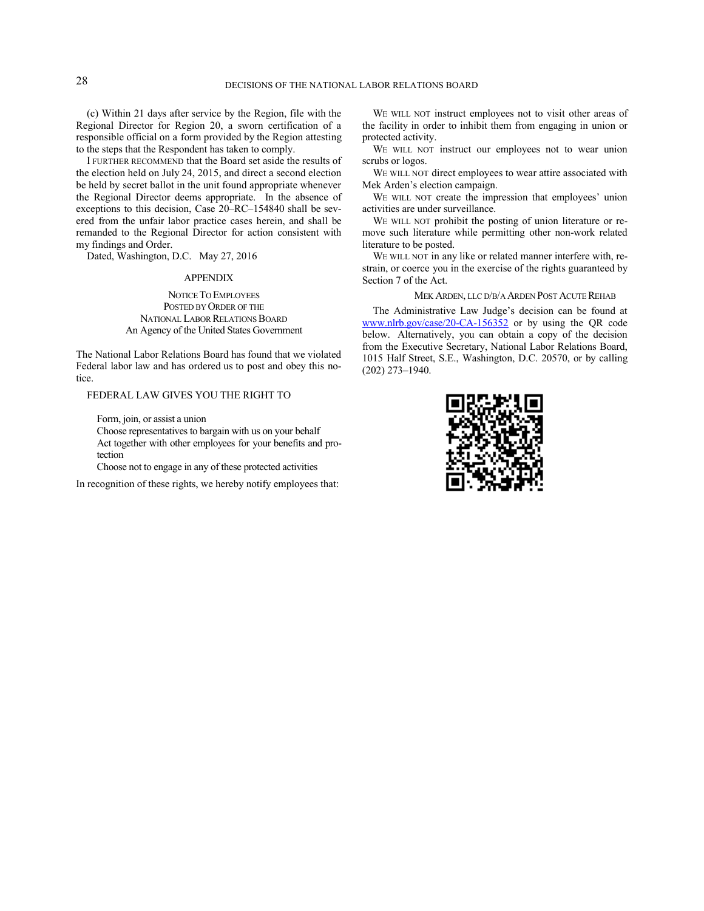(c) Within 21 days after service by the Region, file with the Regional Director for Region 20, a sworn certification of a responsible official on a form provided by the Region attesting to the steps that the Respondent has taken to comply.

I FURTHER RECOMMEND that the Board set aside the results of the election held on July 24, 2015, and direct a second election be held by secret ballot in the unit found appropriate whenever the Regional Director deems appropriate. In the absence of exceptions to this decision, Case 20–RC–154840 shall be severed from the unfair labor practice cases herein, and shall be remanded to the Regional Director for action consistent with my findings and Order.

Dated, Washington, D.C. May 27, 2016

## APPENDIX

NOTICE TO EMPLOYEES
POSTED BY ORDER OF THE
NATIONAL LABOR RELATIONS BOARD
An Agency of the United States Government

The National Labor Relations Board has found that we violated Federal labor law and has ordered us to post and obey this notice.

FEDERAL LAW GIVES YOU THE RIGHT TO

- Form, join, or assist a union
- Choose representatives to bargain with us on your behalf
- Act together with other employees for your benefits and protection
- Choose not to engage in any of these protected activities

In recognition of these rights, we hereby notify employees that:

WE WILL NOT instruct employees not to visit other areas of the facility in order to inhibit them from engaging in union or protected activity.

WE WILL NOT instruct our employees not to wear union scrubs or logos.

WE WILL NOT direct employees to wear attire associated with Mek Arden's election campaign.

WE WILL NOT create the impression that employees' union activities are under surveillance.

WE WILL NOT prohibit the posting of union literature or remove such literature while permitting other non-work related literature to be posted.

WE WILL NOT in any like or related manner interfere with, restrain, or coerce you in the exercise of the rights guaranteed by Section 7 of the Act.

MEK ARDEN, LLC D/B/A ARDEN POST ACUTE REHAB

The Administrative Law Judge's decision can be found at www.nlrb.gov/case/20-CA-156352 or by using the QR code below. Alternatively, you can obtain a copy of the decision from the Executive Secretary, National Labor Relations Board, 1015 Half Street, S.E., Washington, D.C. 20570, or by calling (202) 273–1940.